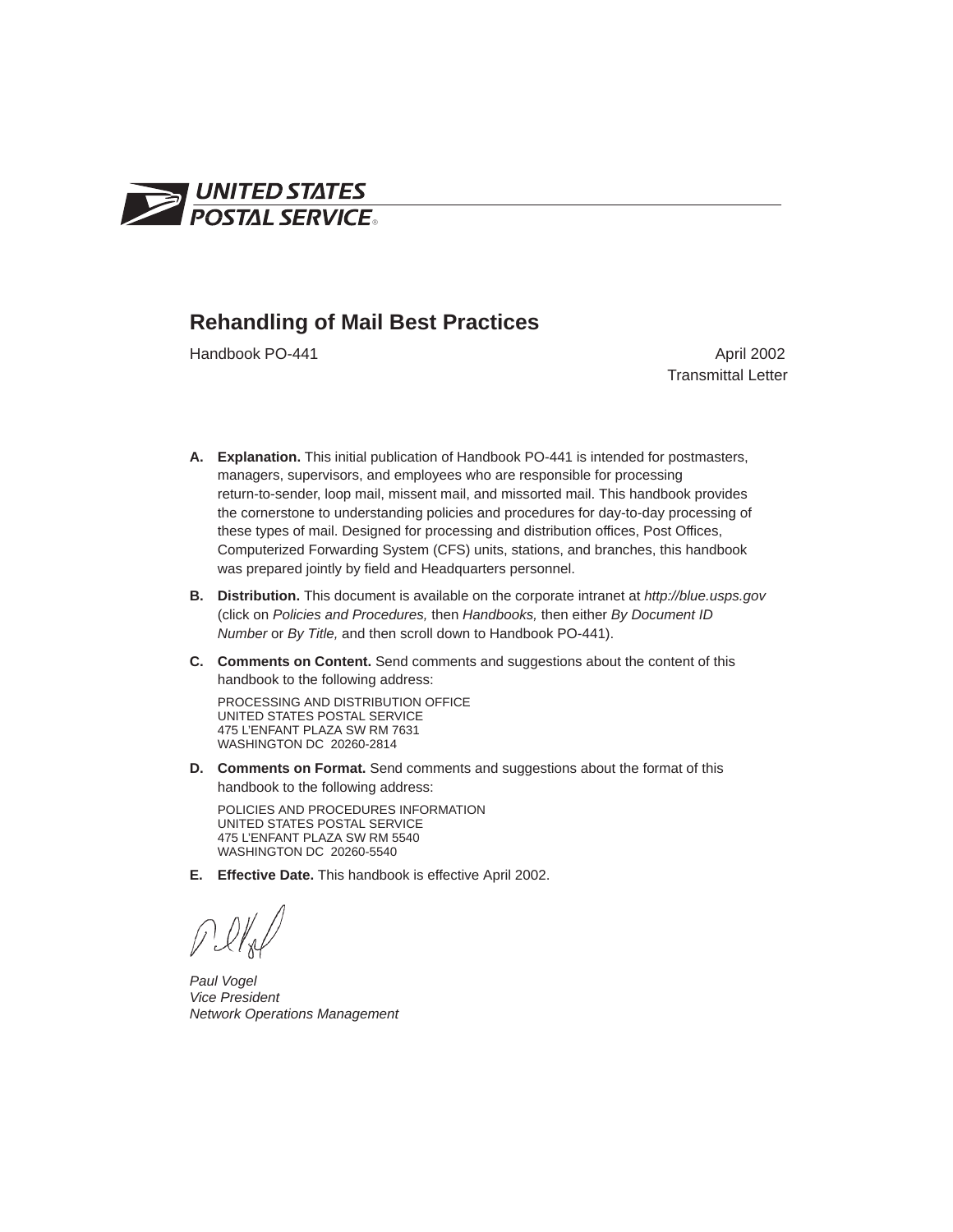UNITED STATES
POSTAL SERVICE®

# Rehandling of Mail Best Practices

Handbook PO-441 — April 2002

Transmittal Letter

**A. Explanation.** This initial publication of Handbook PO-441 is intended for postmasters, managers, supervisors, and employees who are responsible for processing return-to-sender, loop mail, missent mail, and missorted mail. This handbook provides the cornerstone to understanding policies and procedures for day-to-day processing of these types of mail. Designed for processing and distribution offices, Post Offices, Computerized Forwarding System (CFS) units, stations, and branches, this handbook was prepared jointly by field and Headquarters personnel.

**B. Distribution.** This document is available on the corporate intranet at *http://blue.usps.gov* (click on *Policies and Procedures,* then *Handbooks,* then either *By Document ID Number* or *By Title,* and then scroll down to Handbook PO-441).

**C. Comments on Content.** Send comments and suggestions about the content of this handbook to the following address:

PROCESSING AND DISTRIBUTION OFFICE
UNITED STATES POSTAL SERVICE
475 L'ENFANT PLAZA SW RM 7631
WASHINGTON DC 20260-2814

**D. Comments on Format.** Send comments and suggestions about the format of this handbook to the following address:

POLICIES AND PROCEDURES INFORMATION
UNITED STATES POSTAL SERVICE
475 L'ENFANT PLAZA SW RM 5540
WASHINGTON DC 20260-5540

**E. Effective Date.** This handbook is effective April 2002.

*Paul Vogel*
*Vice President*
*Network Operations Management*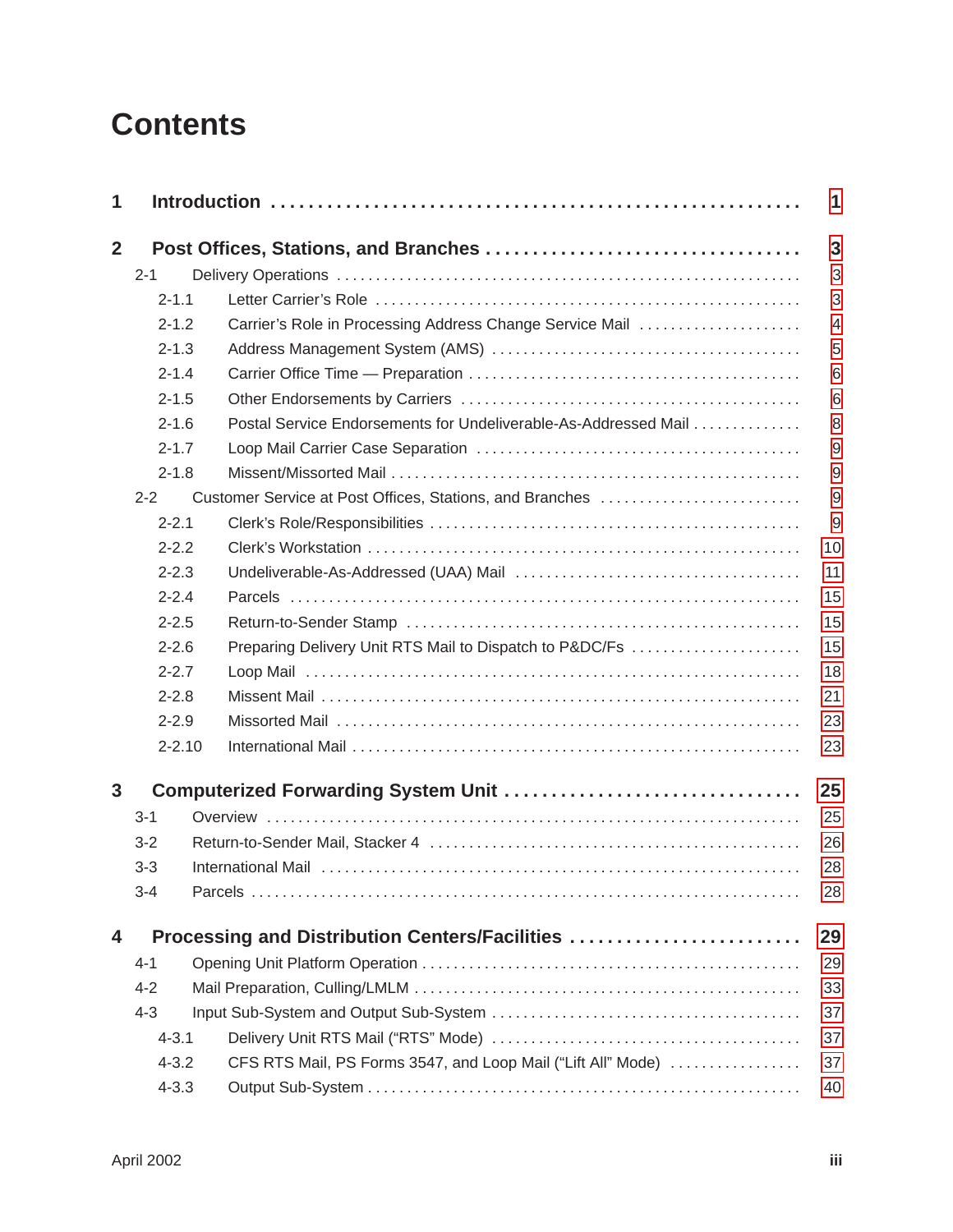# Contents

| | | |
|---|---|---|
| **1** | **Introduction** | **1** |
| **2** | **Post Offices, Stations, and Branches** | **3** |
| 2-1 | Delivery Operations | 3 |
| 2-1.1 | Letter Carrier's Role | 3 |
| 2-1.2 | Carrier's Role in Processing Address Change Service Mail | 4 |
| 2-1.3 | Address Management System (AMS) | 5 |
| 2-1.4 | Carrier Office Time — Preparation | 6 |
| 2-1.5 | Other Endorsements by Carriers | 6 |
| 2-1.6 | Postal Service Endorsements for Undeliverable-As-Addressed Mail | 8 |
| 2-1.7 | Loop Mail Carrier Case Separation | 9 |
| 2-1.8 | Missent/Missorted Mail | 9 |
| 2-2 | Customer Service at Post Offices, Stations, and Branches | 9 |
| 2-2.1 | Clerk's Role/Responsibilities | 9 |
| 2-2.2 | Clerk's Workstation | 10 |
| 2-2.3 | Undeliverable-As-Addressed (UAA) Mail | 11 |
| 2-2.4 | Parcels | 15 |
| 2-2.5 | Return-to-Sender Stamp | 15 |
| 2-2.6 | Preparing Delivery Unit RTS Mail to Dispatch to P&DC/Fs | 15 |
| 2-2.7 | Loop Mail | 18 |
| 2-2.8 | Missent Mail | 21 |
| 2-2.9 | Missorted Mail | 23 |
| 2-2.10 | International Mail | 23 |
| **3** | **Computerized Forwarding System Unit** | **25** |
| 3-1 | Overview | 25 |
| 3-2 | Return-to-Sender Mail, Stacker 4 | 26 |
| 3-3 | International Mail | 28 |
| 3-4 | Parcels | 28 |
| **4** | **Processing and Distribution Centers/Facilities** | **29** |
| 4-1 | Opening Unit Platform Operation | 29 |
| 4-2 | Mail Preparation, Culling/LMLM | 33 |
| 4-3 | Input Sub-System and Output Sub-System | 37 |
| 4-3.1 | Delivery Unit RTS Mail ("RTS" Mode) | 37 |
| 4-3.2 | CFS RTS Mail, PS Forms 3547, and Loop Mail ("Lift All" Mode) | 37 |
| 4-3.3 | Output Sub-System | 40 |

April 2002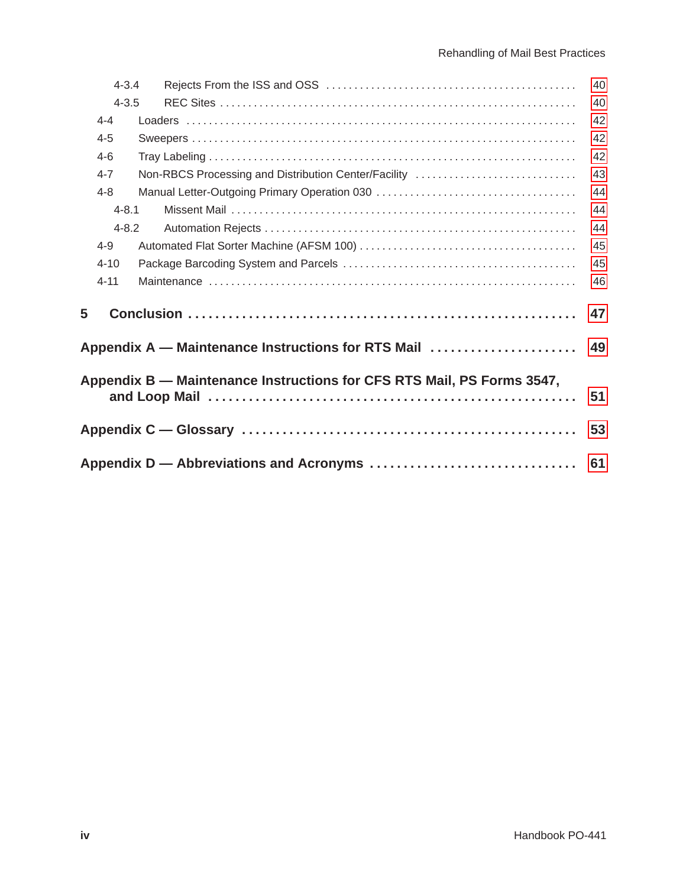4-3.4 Rejects From the ISS and OSS ........................................... 40

4-3.5 REC Sites ........................................... 40

4-4 Loaders ........................................... 42

4-5 Sweepers ........................................... 42

4-6 Tray Labeling ........................................... 42

4-7 Non-RBCS Processing and Distribution Center/Facility ........................................... 43

4-8 Manual Letter-Outgoing Primary Operation 030 ........................................... 44

4-8.1 Missent Mail ........................................... 44

4-8.2 Automation Rejects ........................................... 44

4-9 Automated Flat Sorter Machine (AFSM 100) ........................................... 45

4-10 Package Barcoding System and Parcels ........................................... 45

4-11 Maintenance ........................................... 46

**5 Conclusion ........................................... 47**

**Appendix A — Maintenance Instructions for RTS Mail ........................................... 49**

**Appendix B — Maintenance Instructions for CFS RTS Mail, PS Forms 3547, and Loop Mail ........................................... 51**

**Appendix C — Glossary ........................................... 53**

**Appendix D — Abbreviations and Acronyms ........................................... 61**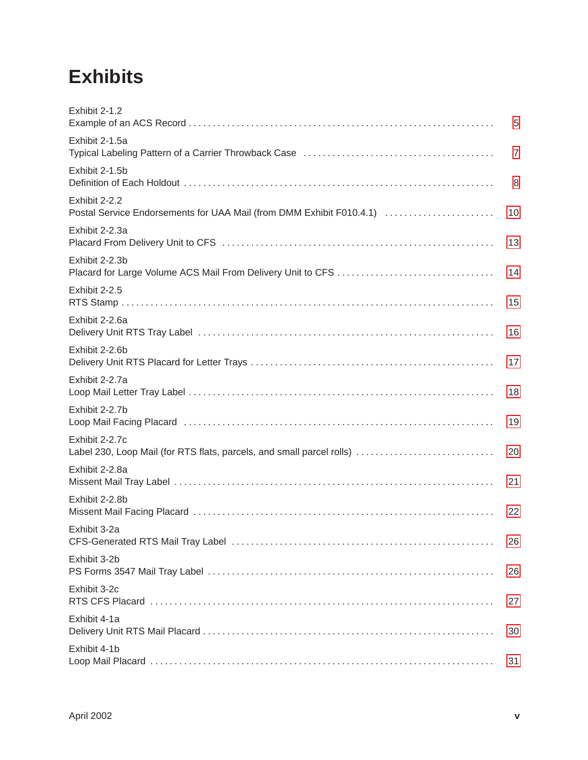# Exhibits

Exhibit 2-1.2
Example of an ACS Record . . . . . . . . . . . . . . . . . . . . . . . . . . . . . . . . . . . . . . . . . . . . . . . . . . . . . . . . . . . . . . . 5

Exhibit 2-1.5a
Typical Labeling Pattern of a Carrier Throwback Case . . . . . . . . . . . . . . . . . . . . . . . . . . . . . . . . . . . . . . . 7

Exhibit 2-1.5b
Definition of Each Holdout . . . . . . . . . . . . . . . . . . . . . . . . . . . . . . . . . . . . . . . . . . . . . . . . . . . . . . . . . . . . . . . . 8

Exhibit 2-2.2
Postal Service Endorsements for UAA Mail (from DMM Exhibit F010.4.1) . . . . . . . . . . . . . . . . . . . . . . . 10

Exhibit 2-2.3a
Placard From Delivery Unit to CFS . . . . . . . . . . . . . . . . . . . . . . . . . . . . . . . . . . . . . . . . . . . . . . . . . . . . . . . 13

Exhibit 2-2.3b
Placard for Large Volume ACS Mail From Delivery Unit to CFS . . . . . . . . . . . . . . . . . . . . . . . . . . . . . . . . 14

Exhibit 2-2.5
RTS Stamp . . . . . . . . . . . . . . . . . . . . . . . . . . . . . . . . . . . . . . . . . . . . . . . . . . . . . . . . . . . . . . . . . . . . . . . . . . . . 15

Exhibit 2-2.6a
Delivery Unit RTS Tray Label . . . . . . . . . . . . . . . . . . . . . . . . . . . . . . . . . . . . . . . . . . . . . . . . . . . . . . . . . . . . . 16

Exhibit 2-2.6b
Delivery Unit RTS Placard for Letter Trays . . . . . . . . . . . . . . . . . . . . . . . . . . . . . . . . . . . . . . . . . . . . . . . . . . 17

Exhibit 2-2.7a
Loop Mail Letter Tray Label . . . . . . . . . . . . . . . . . . . . . . . . . . . . . . . . . . . . . . . . . . . . . . . . . . . . . . . . . . . . . . 18

Exhibit 2-2.7b
Loop Mail Facing Placard . . . . . . . . . . . . . . . . . . . . . . . . . . . . . . . . . . . . . . . . . . . . . . . . . . . . . . . . . . . . . . . . 19

Exhibit 2-2.7c
Label 230, Loop Mail (for RTS flats, parcels, and small parcel rolls) . . . . . . . . . . . . . . . . . . . . . . . . . . . . 20

Exhibit 2-2.8a
Missent Mail Tray Label . . . . . . . . . . . . . . . . . . . . . . . . . . . . . . . . . . . . . . . . . . . . . . . . . . . . . . . . . . . . . . . . . 21

Exhibit 2-2.8b
Missent Mail Facing Placard . . . . . . . . . . . . . . . . . . . . . . . . . . . . . . . . . . . . . . . . . . . . . . . . . . . . . . . . . . . . . . 22

Exhibit 3-2a
CFS-Generated RTS Mail Tray Label . . . . . . . . . . . . . . . . . . . . . . . . . . . . . . . . . . . . . . . . . . . . . . . . . . . . . . 26

Exhibit 3-2b
PS Forms 3547 Mail Tray Label . . . . . . . . . . . . . . . . . . . . . . . . . . . . . . . . . . . . . . . . . . . . . . . . . . . . . . . . . . . 26

Exhibit 3-2c
RTS CFS Placard . . . . . . . . . . . . . . . . . . . . . . . . . . . . . . . . . . . . . . . . . . . . . . . . . . . . . . . . . . . . . . . . . . . . . . . 27

Exhibit 4-1a
Delivery Unit RTS Mail Placard . . . . . . . . . . . . . . . . . . . . . . . . . . . . . . . . . . . . . . . . . . . . . . . . . . . . . . . . . . . . 30

Exhibit 4-1b
Loop Mail Placard . . . . . . . . . . . . . . . . . . . . . . . . . . . . . . . . . . . . . . . . . . . . . . . . . . . . . . . . . . . . . . . . . . . . . . . 31

April 2002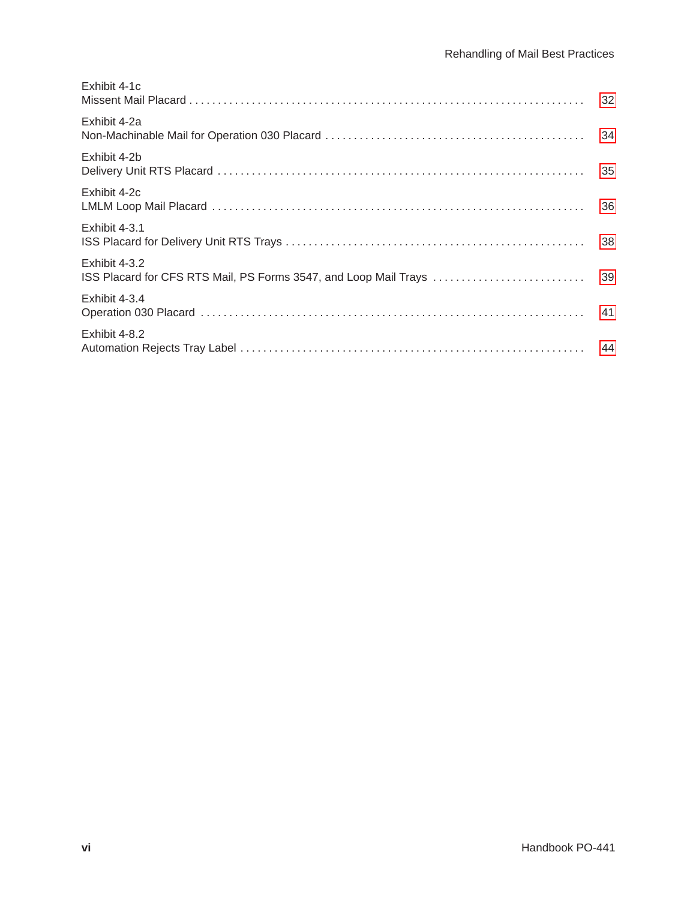Exhibit 4-1c
Missent Mail Placard . . . . . . . . . . . . . . . . . . . . . . . . . . . . . . . . . . . . . . . . . . . . . . . . . . . . . . . . . . . . . . 32

Exhibit 4-2a
Non-Machinable Mail for Operation 030 Placard . . . . . . . . . . . . . . . . . . . . . . . . . . . . . . . . . . . . . . . . . 34

Exhibit 4-2b
Delivery Unit RTS Placard . . . . . . . . . . . . . . . . . . . . . . . . . . . . . . . . . . . . . . . . . . . . . . . . . . . . . . . . . . 35

Exhibit 4-2c
LMLM Loop Mail Placard . . . . . . . . . . . . . . . . . . . . . . . . . . . . . . . . . . . . . . . . . . . . . . . . . . . . . . . . . . . 36

Exhibit 4-3.1
ISS Placard for Delivery Unit RTS Trays . . . . . . . . . . . . . . . . . . . . . . . . . . . . . . . . . . . . . . . . . . . . . . . 38

Exhibit 4-3.2
ISS Placard for CFS RTS Mail, PS Forms 3547, and Loop Mail Trays . . . . . . . . . . . . . . . . . . . . . . . . . 39

Exhibit 4-3.4
Operation 030 Placard . . . . . . . . . . . . . . . . . . . . . . . . . . . . . . . . . . . . . . . . . . . . . . . . . . . . . . . . . . . . . 41

Exhibit 4-8.2
Automation Rejects Tray Label . . . . . . . . . . . . . . . . . . . . . . . . . . . . . . . . . . . . . . . . . . . . . . . . . . . . . . 44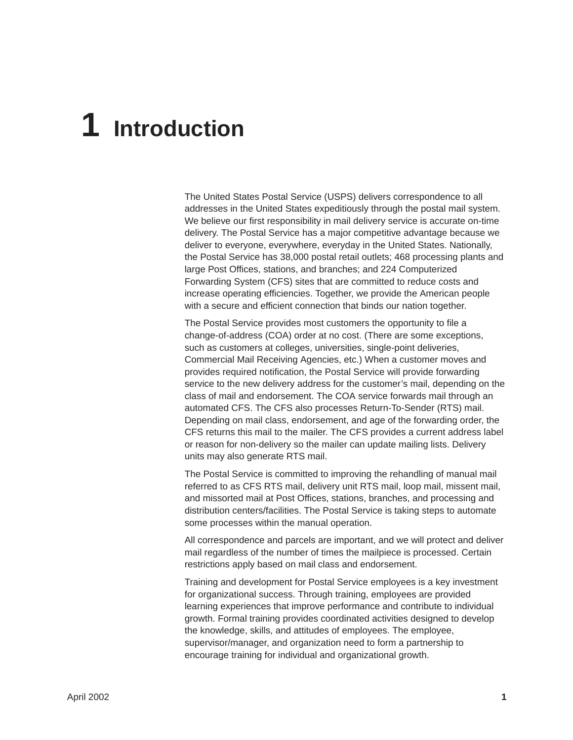# 1 Introduction

The United States Postal Service (USPS) delivers correspondence to all addresses in the United States expeditiously through the postal mail system. We believe our first responsibility in mail delivery service is accurate on-time delivery. The Postal Service has a major competitive advantage because we deliver to everyone, everywhere, everyday in the United States. Nationally, the Postal Service has 38,000 postal retail outlets; 468 processing plants and large Post Offices, stations, and branches; and 224 Computerized Forwarding System (CFS) sites that are committed to reduce costs and increase operating efficiencies. Together, we provide the American people with a secure and efficient connection that binds our nation together.

The Postal Service provides most customers the opportunity to file a change-of-address (COA) order at no cost. (There are some exceptions, such as customers at colleges, universities, single-point deliveries, Commercial Mail Receiving Agencies, etc.) When a customer moves and provides required notification, the Postal Service will provide forwarding service to the new delivery address for the customer's mail, depending on the class of mail and endorsement. The COA service forwards mail through an automated CFS. The CFS also processes Return-To-Sender (RTS) mail. Depending on mail class, endorsement, and age of the forwarding order, the CFS returns this mail to the mailer. The CFS provides a current address label or reason for non-delivery so the mailer can update mailing lists. Delivery units may also generate RTS mail.

The Postal Service is committed to improving the rehandling of manual mail referred to as CFS RTS mail, delivery unit RTS mail, loop mail, missent mail, and missorted mail at Post Offices, stations, branches, and processing and distribution centers/facilities. The Postal Service is taking steps to automate some processes within the manual operation.

All correspondence and parcels are important, and we will protect and deliver mail regardless of the number of times the mailpiece is processed. Certain restrictions apply based on mail class and endorsement.

Training and development for Postal Service employees is a key investment for organizational success. Through training, employees are provided learning experiences that improve performance and contribute to individual growth. Formal training provides coordinated activities designed to develop the knowledge, skills, and attitudes of employees. The employee, supervisor/manager, and organization need to form a partnership to encourage training for individual and organizational growth.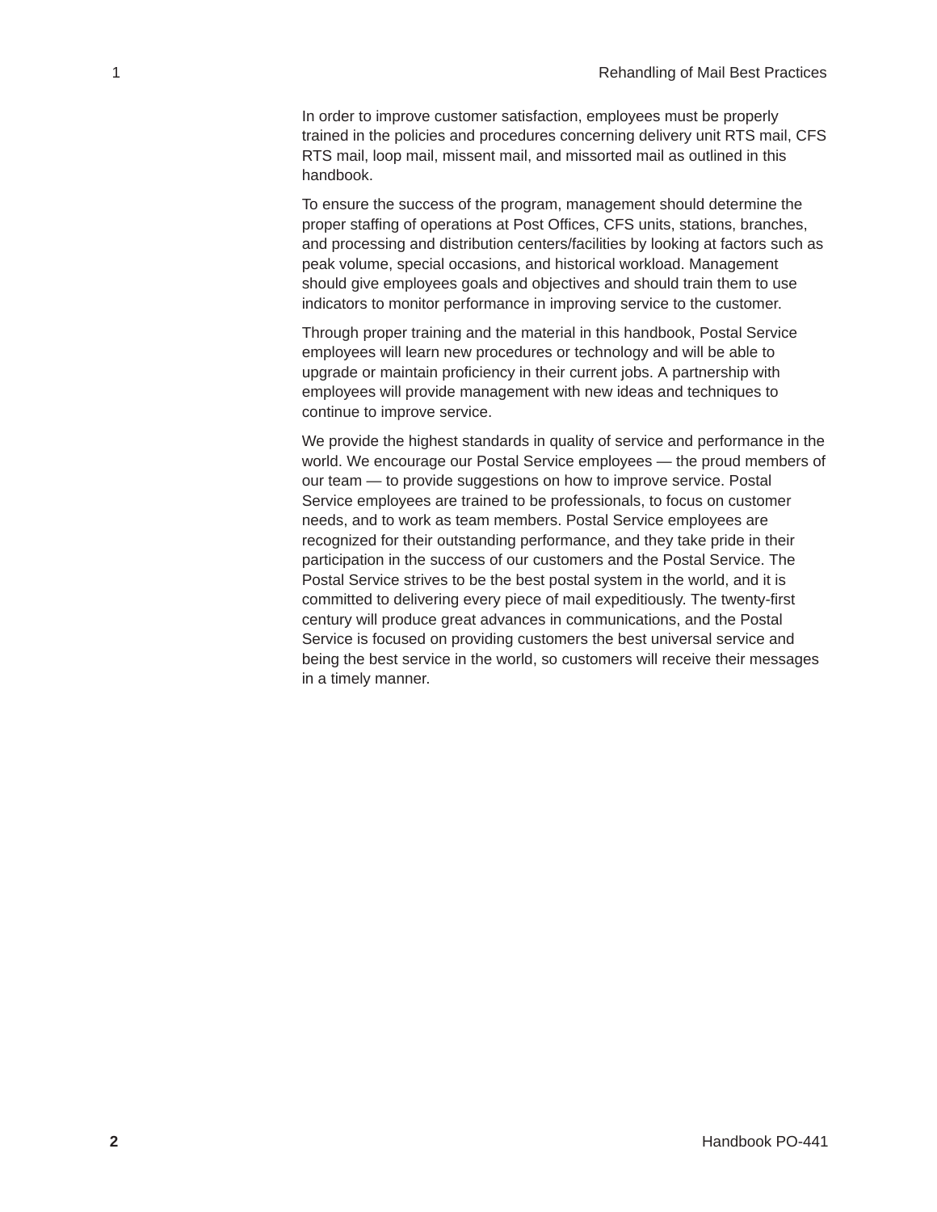In order to improve customer satisfaction, employees must be properly trained in the policies and procedures concerning delivery unit RTS mail, CFS RTS mail, loop mail, missent mail, and missorted mail as outlined in this handbook.

To ensure the success of the program, management should determine the proper staffing of operations at Post Offices, CFS units, stations, branches, and processing and distribution centers/facilities by looking at factors such as peak volume, special occasions, and historical workload. Management should give employees goals and objectives and should train them to use indicators to monitor performance in improving service to the customer.

Through proper training and the material in this handbook, Postal Service employees will learn new procedures or technology and will be able to upgrade or maintain proficiency in their current jobs. A partnership with employees will provide management with new ideas and techniques to continue to improve service.

We provide the highest standards in quality of service and performance in the world. We encourage our Postal Service employees — the proud members of our team — to provide suggestions on how to improve service. Postal Service employees are trained to be professionals, to focus on customer needs, and to work as team members. Postal Service employees are recognized for their outstanding performance, and they take pride in their participation in the success of our customers and the Postal Service. The Postal Service strives to be the best postal system in the world, and it is committed to delivering every piece of mail expeditiously. The twenty-first century will produce great advances in communications, and the Postal Service is focused on providing customers the best universal service and being the best service in the world, so customers will receive their messages in a timely manner.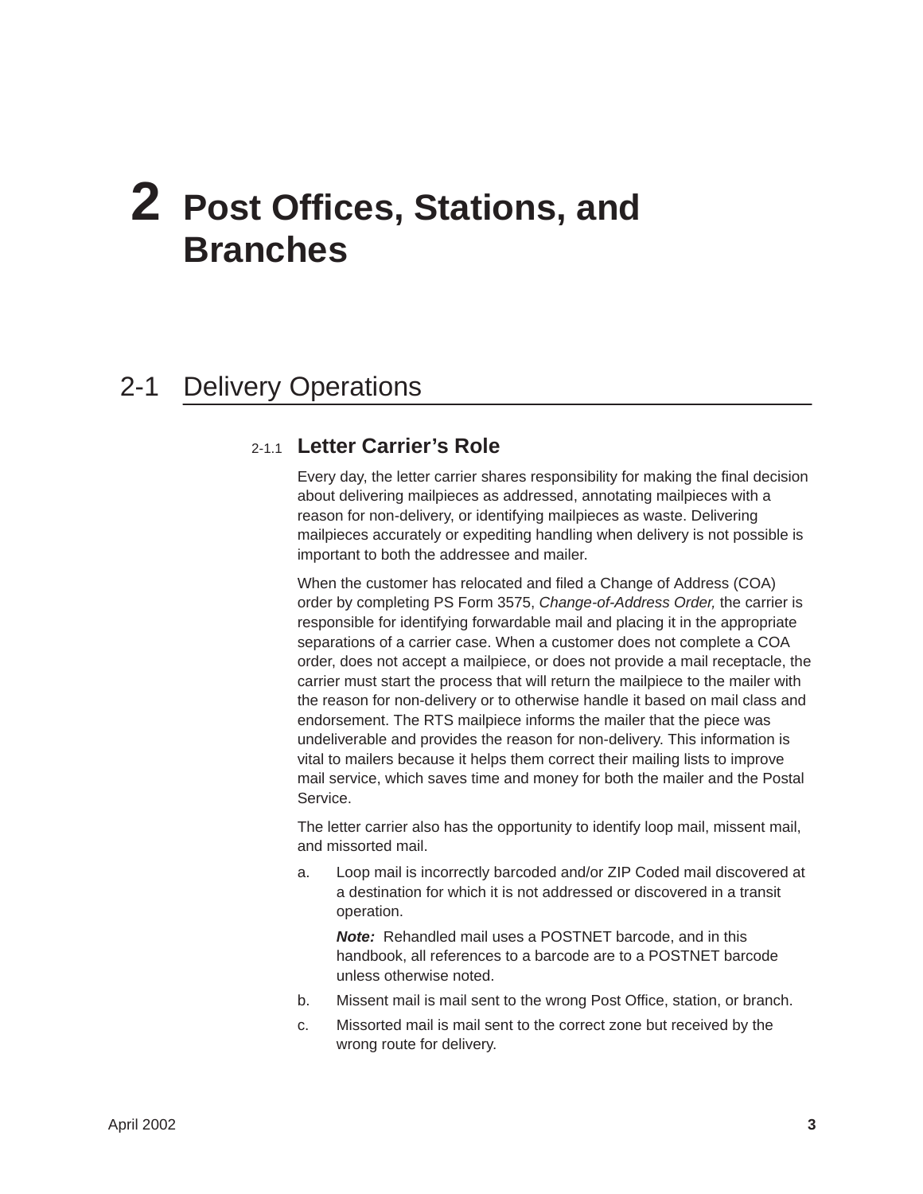# 2 Post Offices, Stations, and Branches

## 2-1 Delivery Operations

### 2-1.1 Letter Carrier's Role

Every day, the letter carrier shares responsibility for making the final decision about delivering mailpieces as addressed, annotating mailpieces with a reason for non-delivery, or identifying mailpieces as waste. Delivering mailpieces accurately or expediting handling when delivery is not possible is important to both the addressee and mailer.

When the customer has relocated and filed a Change of Address (COA) order by completing PS Form 3575, *Change-of-Address Order,* the carrier is responsible for identifying forwardable mail and placing it in the appropriate separations of a carrier case. When a customer does not complete a COA order, does not accept a mailpiece, or does not provide a mail receptacle, the carrier must start the process that will return the mailpiece to the mailer with the reason for non-delivery or to otherwise handle it based on mail class and endorsement. The RTS mailpiece informs the mailer that the piece was undeliverable and provides the reason for non-delivery. This information is vital to mailers because it helps them correct their mailing lists to improve mail service, which saves time and money for both the mailer and the Postal Service.

The letter carrier also has the opportunity to identify loop mail, missent mail, and missorted mail.

a. Loop mail is incorrectly barcoded and/or ZIP Coded mail discovered at a destination for which it is not addressed or discovered in a transit operation.

   ***Note:*** Rehandled mail uses a POSTNET barcode, and in this handbook, all references to a barcode are to a POSTNET barcode unless otherwise noted.

b. Missent mail is mail sent to the wrong Post Office, station, or branch.

c. Missorted mail is mail sent to the correct zone but received by the wrong route for delivery.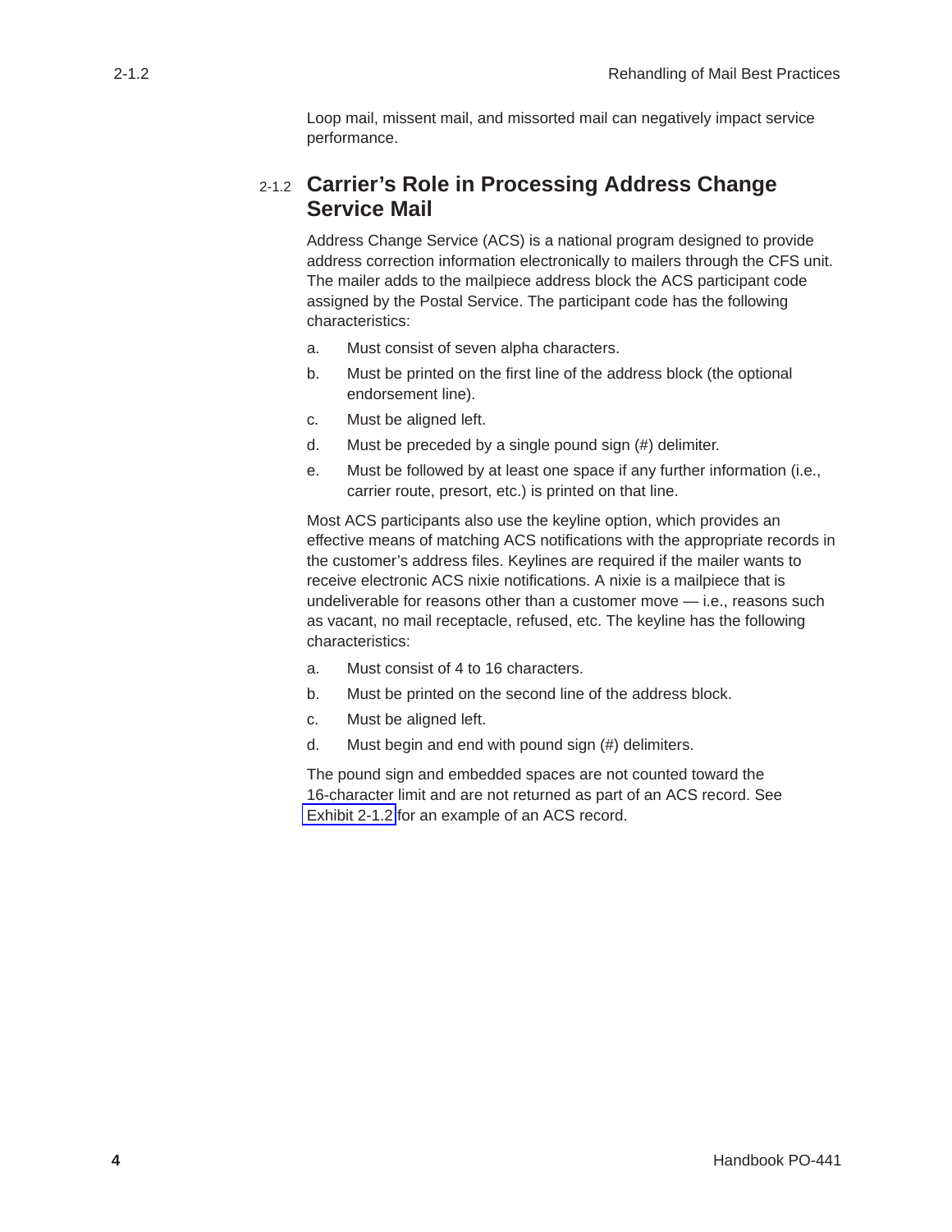Loop mail, missent mail, and missorted mail can negatively impact service performance.

### 2-1.2 Carrier's Role in Processing Address Change Service Mail

Address Change Service (ACS) is a national program designed to provide address correction information electronically to mailers through the CFS unit. The mailer adds to the mailpiece address block the ACS participant code assigned by the Postal Service. The participant code has the following characteristics:

a. Must consist of seven alpha characters.

b. Must be printed on the first line of the address block (the optional endorsement line).

c. Must be aligned left.

d. Must be preceded by a single pound sign (#) delimiter.

e. Must be followed by at least one space if any further information (i.e., carrier route, presort, etc.) is printed on that line.

Most ACS participants also use the keyline option, which provides an effective means of matching ACS notifications with the appropriate records in the customer's address files. Keylines are required if the mailer wants to receive electronic ACS nixie notifications. A nixie is a mailpiece that is undeliverable for reasons other than a customer move — i.e., reasons such as vacant, no mail receptacle, refused, etc. The keyline has the following characteristics:

a. Must consist of 4 to 16 characters.

b. Must be printed on the second line of the address block.

c. Must be aligned left.

d. Must begin and end with pound sign (#) delimiters.

The pound sign and embedded spaces are not counted toward the 16-character limit and are not returned as part of an ACS record. See Exhibit 2-1.2 for an example of an ACS record.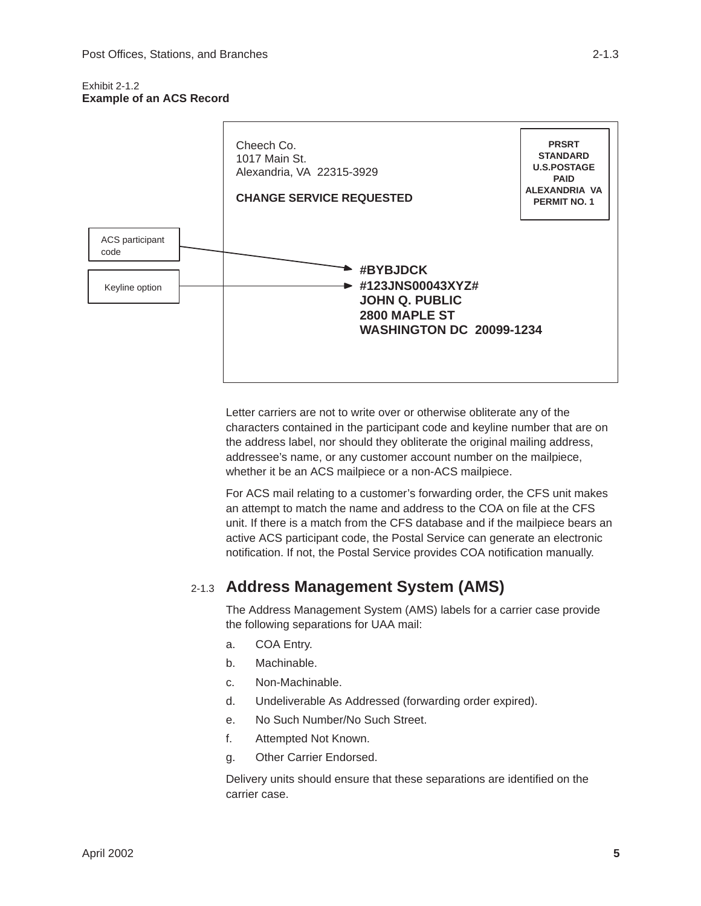Exhibit 2-1.2
**Example of an ACS Record**

Cheech Co.
1017 Main St.
Alexandria, VA 22315-3929

**CHANGE SERVICE REQUESTED**

**PRSRT STANDARD U.S.POSTAGE PAID ALEXANDRIA VA PERMIT NO. 1**

ACS participant code → **#BYBJDCK**

Keyline option → **#123JNS00043XYZ#**

**JOHN Q. PUBLIC**
**2800 MAPLE ST**
**WASHINGTON DC 20099-1234**

Letter carriers are not to write over or otherwise obliterate any of the characters contained in the participant code and keyline number that are on the address label, nor should they obliterate the original mailing address, addressee's name, or any customer account number on the mailpiece, whether it be an ACS mailpiece or a non-ACS mailpiece.

For ACS mail relating to a customer's forwarding order, the CFS unit makes an attempt to match the name and address to the COA on file at the CFS unit. If there is a match from the CFS database and if the mailpiece bears an active ACS participant code, the Postal Service can generate an electronic notification. If not, the Postal Service provides COA notification manually.

## 2-1.3 Address Management System (AMS)

The Address Management System (AMS) labels for a carrier case provide the following separations for UAA mail:

a. COA Entry.

b. Machinable.

c. Non-Machinable.

d. Undeliverable As Addressed (forwarding order expired).

e. No Such Number/No Such Street.

f. Attempted Not Known.

g. Other Carrier Endorsed.

Delivery units should ensure that these separations are identified on the carrier case.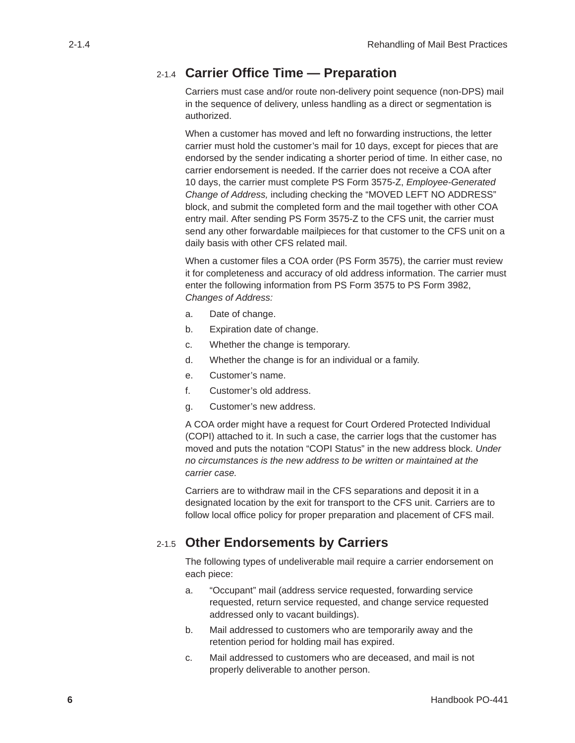## 2-1.4 Carrier Office Time — Preparation

Carriers must case and/or route non-delivery point sequence (non-DPS) mail in the sequence of delivery, unless handling as a direct or segmentation is authorized.

When a customer has moved and left no forwarding instructions, the letter carrier must hold the customer's mail for 10 days, except for pieces that are endorsed by the sender indicating a shorter period of time. In either case, no carrier endorsement is needed. If the carrier does not receive a COA after 10 days, the carrier must complete PS Form 3575-Z, *Employee-Generated Change of Address,* including checking the "MOVED LEFT NO ADDRESS" block, and submit the completed form and the mail together with other COA entry mail. After sending PS Form 3575-Z to the CFS unit, the carrier must send any other forwardable mailpieces for that customer to the CFS unit on a daily basis with other CFS related mail.

When a customer files a COA order (PS Form 3575), the carrier must review it for completeness and accuracy of old address information. The carrier must enter the following information from PS Form 3575 to PS Form 3982, *Changes of Address:*

a. Date of change.
b. Expiration date of change.
c. Whether the change is temporary.
d. Whether the change is for an individual or a family.
e. Customer's name.
f. Customer's old address.
g. Customer's new address.

A COA order might have a request for Court Ordered Protected Individual (COPI) attached to it. In such a case, the carrier logs that the customer has moved and puts the notation "COPI Status" in the new address block. *Under no circumstances is the new address to be written or maintained at the carrier case.*

Carriers are to withdraw mail in the CFS separations and deposit it in a designated location by the exit for transport to the CFS unit. Carriers are to follow local office policy for proper preparation and placement of CFS mail.

## 2-1.5 Other Endorsements by Carriers

The following types of undeliverable mail require a carrier endorsement on each piece:

a. "Occupant" mail (address service requested, forwarding service requested, return service requested, and change service requested addressed only to vacant buildings).
b. Mail addressed to customers who are temporarily away and the retention period for holding mail has expired.
c. Mail addressed to customers who are deceased, and mail is not properly deliverable to another person.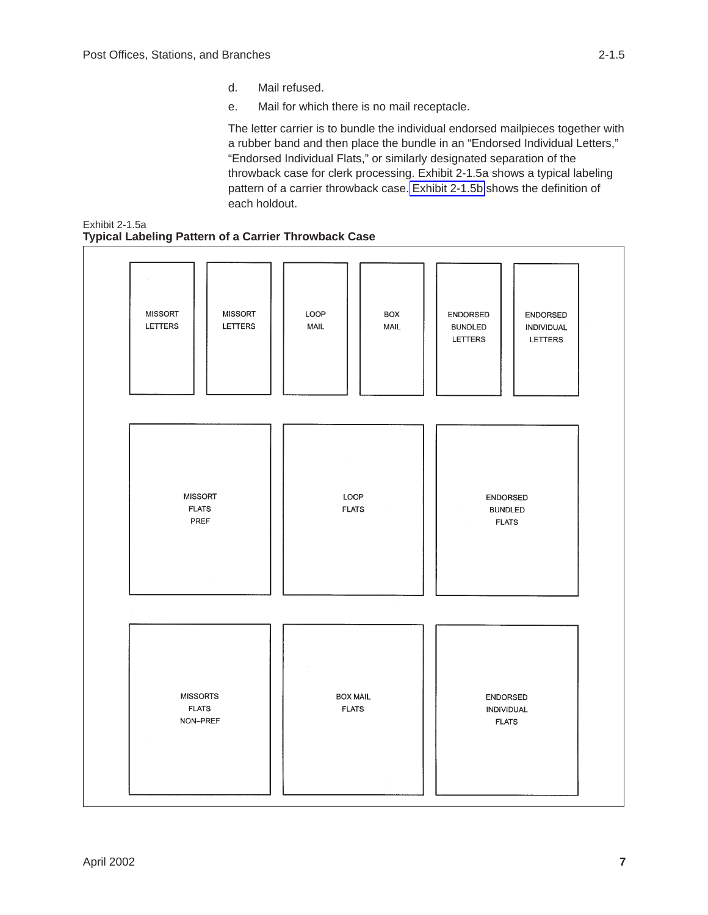d. Mail refused.

e. Mail for which there is no mail receptacle.

The letter carrier is to bundle the individual endorsed mailpieces together with a rubber band and then place the bundle in an “Endorsed Individual Letters,” “Endorsed Individual Flats,” or similarly designated separation of the throwback case for clerk processing. Exhibit 2-1.5a shows a typical labeling pattern of a carrier throwback case. Exhibit 2-1.5b shows the definition of each holdout.

Exhibit 2-1.5a
**Typical Labeling Pattern of a Carrier Throwback Case**

| MISSORT LETTERS | MISSORT LETTERS | LOOP MAIL | BOX MAIL | ENDORSED BUNDLED LETTERS | ENDORSED INDIVIDUAL LETTERS |
|---|---|---|---|---|---|

| MISSORT FLATS PREF | LOOP FLATS | ENDORSED BUNDLED FLATS |
|---|---|---|
| MISSORTS FLATS NON–PREF | BOX MAIL FLATS | ENDORSED INDIVIDUAL FLATS |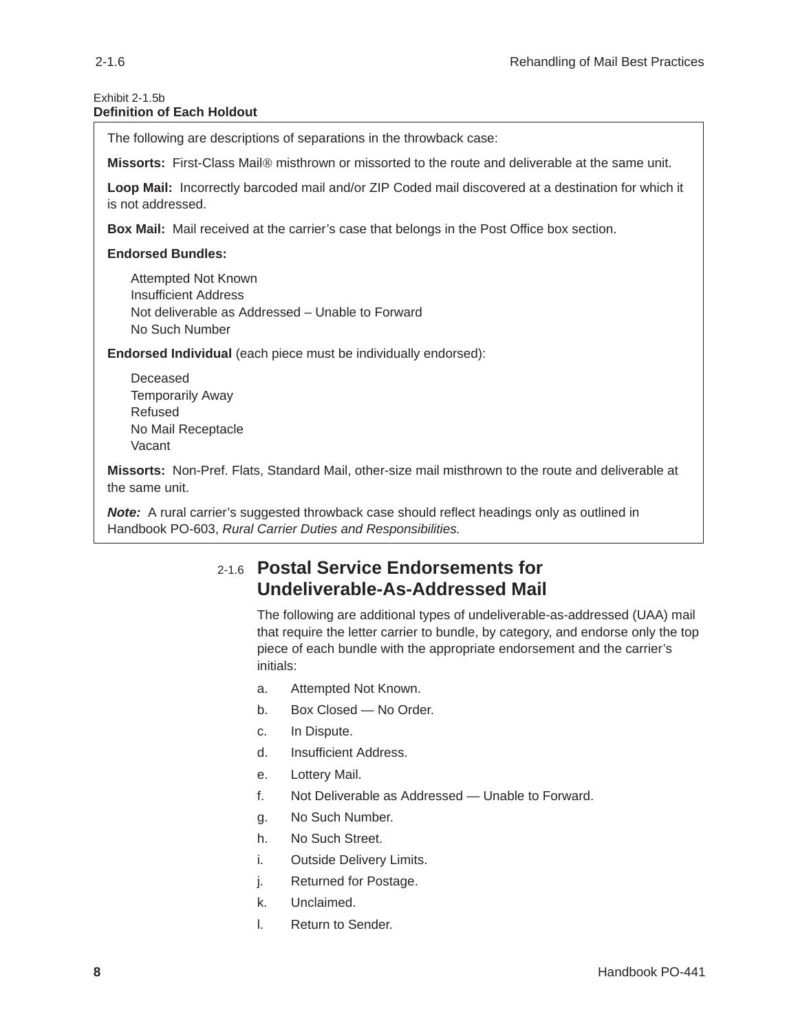Exhibit 2-1.5b
**Definition of Each Holdout**

The following are descriptions of separations in the throwback case:

**Missorts:** First-Class Mail® misthrown or missorted to the route and deliverable at the same unit.

**Loop Mail:** Incorrectly barcoded mail and/or ZIP Coded mail discovered at a destination for which it is not addressed.

**Box Mail:** Mail received at the carrier's case that belongs in the Post Office box section.

**Endorsed Bundles:**

- Attempted Not Known
- Insufficient Address
- Not deliverable as Addressed – Unable to Forward
- No Such Number

**Endorsed Individual** (each piece must be individually endorsed):

- Deceased
- Temporarily Away
- Refused
- No Mail Receptacle
- Vacant

**Missorts:** Non-Pref. Flats, Standard Mail, other-size mail misthrown to the route and deliverable at the same unit.

***Note:*** A rural carrier's suggested throwback case should reflect headings only as outlined in Handbook PO-603, *Rural Carrier Duties and Responsibilities.*

## 2-1.6 Postal Service Endorsements for Undeliverable-As-Addressed Mail

The following are additional types of undeliverable-as-addressed (UAA) mail that require the letter carrier to bundle, by category, and endorse only the top piece of each bundle with the appropriate endorsement and the carrier's initials:

a. Attempted Not Known.

b. Box Closed — No Order.

c. In Dispute.

d. Insufficient Address.

e. Lottery Mail.

f. Not Deliverable as Addressed — Unable to Forward.

g. No Such Number.

h. No Such Street.

i. Outside Delivery Limits.

j. Returned for Postage.

k. Unclaimed.

l. Return to Sender.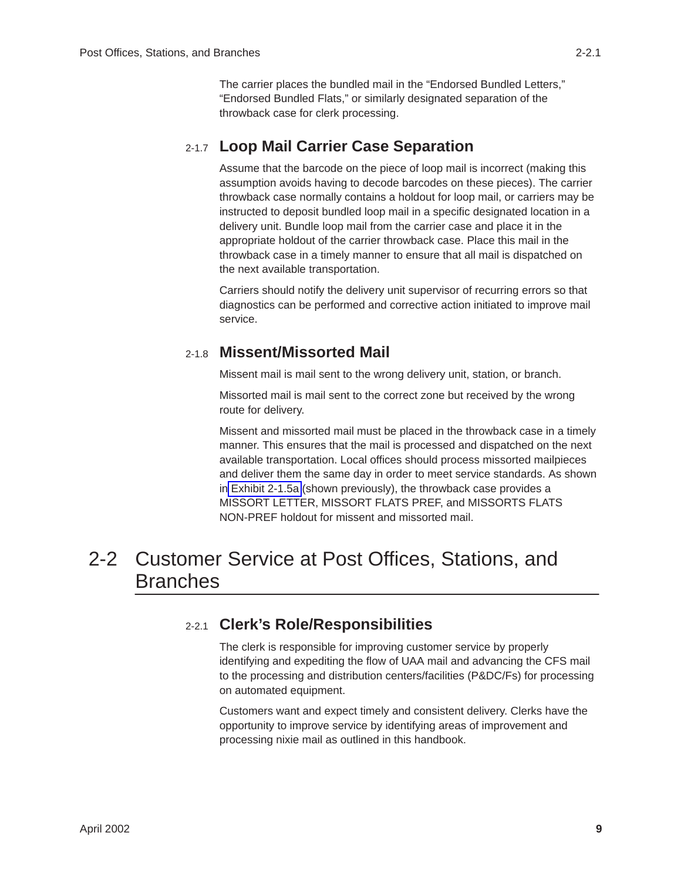The carrier places the bundled mail in the "Endorsed Bundled Letters," "Endorsed Bundled Flats," or similarly designated separation of the throwback case for clerk processing.

### 2-1.7 Loop Mail Carrier Case Separation

Assume that the barcode on the piece of loop mail is incorrect (making this assumption avoids having to decode barcodes on these pieces). The carrier throwback case normally contains a holdout for loop mail, or carriers may be instructed to deposit bundled loop mail in a specific designated location in a delivery unit. Bundle loop mail from the carrier case and place it in the appropriate holdout of the carrier throwback case. Place this mail in the throwback case in a timely manner to ensure that all mail is dispatched on the next available transportation.

Carriers should notify the delivery unit supervisor of recurring errors so that diagnostics can be performed and corrective action initiated to improve mail service.

### 2-1.8 Missent/Missorted Mail

Missent mail is mail sent to the wrong delivery unit, station, or branch.

Missorted mail is mail sent to the correct zone but received by the wrong route for delivery.

Missent and missorted mail must be placed in the throwback case in a timely manner. This ensures that the mail is processed and dispatched on the next available transportation. Local offices should process missorted mailpieces and deliver them the same day in order to meet service standards. As shown in Exhibit 2-1.5a (shown previously), the throwback case provides a MISSORT LETTER, MISSORT FLATS PREF, and MISSORTS FLATS NON-PREF holdout for missent and missorted mail.

## 2-2 Customer Service at Post Offices, Stations, and Branches

### 2-2.1 Clerk's Role/Responsibilities

The clerk is responsible for improving customer service by properly identifying and expediting the flow of UAA mail and advancing the CFS mail to the processing and distribution centers/facilities (P&DC/Fs) for processing on automated equipment.

Customers want and expect timely and consistent delivery. Clerks have the opportunity to improve service by identifying areas of improvement and processing nixie mail as outlined in this handbook.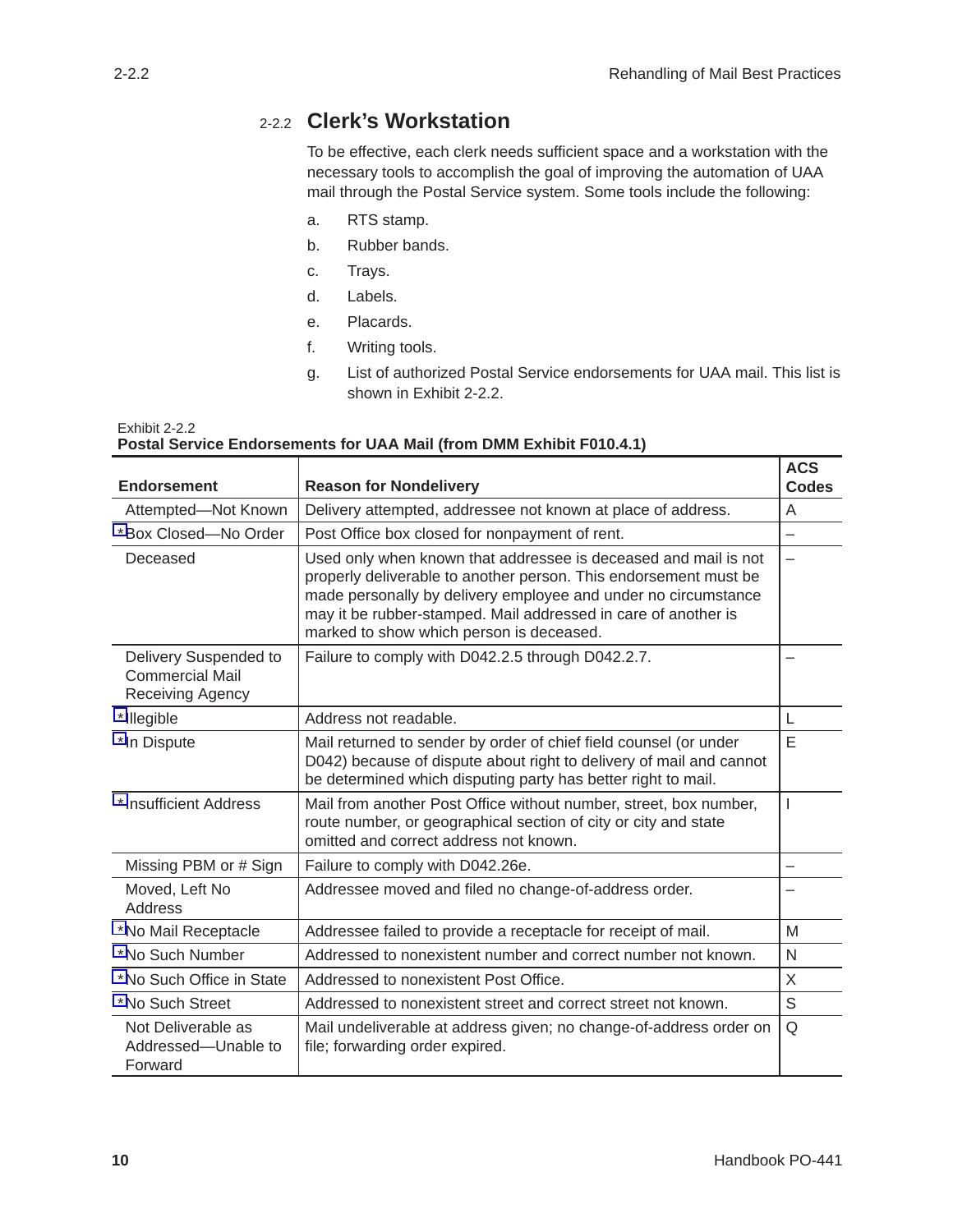## 2-2.2 Clerk's Workstation

To be effective, each clerk needs sufficient space and a workstation with the necessary tools to accomplish the goal of improving the automation of UAA mail through the Postal Service system. Some tools include the following:

a. RTS stamp.

b. Rubber bands.

c. Trays.

d. Labels.

e. Placards.

f. Writing tools.

g. List of authorized Postal Service endorsements for UAA mail. This list is shown in Exhibit 2-2.2.

Exhibit 2-2.2
**Postal Service Endorsements for UAA Mail (from DMM Exhibit F010.4.1)**

| Endorsement | Reason for Nondelivery | ACS Codes |
|---|---|---|
| Attempted—Not Known | Delivery attempted, addressee not known at place of address. | A |
| *Box Closed—No Order | Post Office box closed for nonpayment of rent. | – |
| Deceased | Used only when known that addressee is deceased and mail is not properly deliverable to another person. This endorsement must be made personally by delivery employee and under no circumstance may it be rubber-stamped. Mail addressed in care of another is marked to show which person is deceased. | – |
| Delivery Suspended to Commercial Mail Receiving Agency | Failure to comply with D042.2.5 through D042.2.7. | – |
| *Illegible | Address not readable. | L |
| *In Dispute | Mail returned to sender by order of chief field counsel (or under D042) because of dispute about right to delivery of mail and cannot be determined which disputing party has better right to mail. | E |
| *Insufficient Address | Mail from another Post Office without number, street, box number, route number, or geographical section of city or city and state omitted and correct address not known. | I |
| Missing PBM or # Sign | Failure to comply with D042.26e. | – |
| Moved, Left No Address | Addressee moved and filed no change-of-address order. | – |
| *No Mail Receptacle | Addressee failed to provide a receptacle for receipt of mail. | M |
| *No Such Number | Addressed to nonexistent number and correct number not known. | N |
| *No Such Office in State | Addressed to nonexistent Post Office. | X |
| *No Such Street | Addressed to nonexistent street and correct street not known. | S |
| Not Deliverable as Addressed—Unable to Forward | Mail undeliverable at address given; no change-of-address order on file; forwarding order expired. | Q |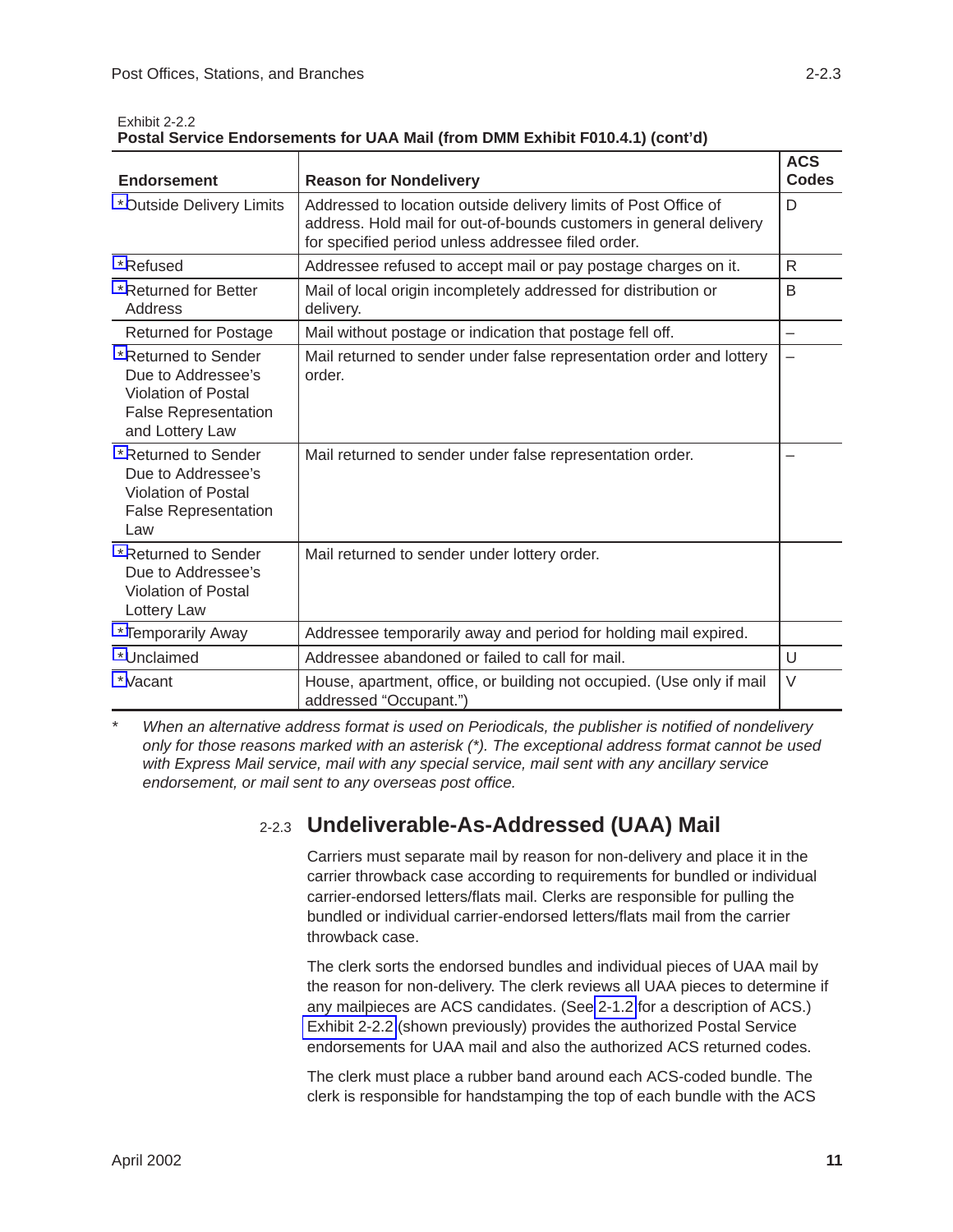Exhibit 2-2.2
**Postal Service Endorsements for UAA Mail (from DMM Exhibit F010.4.1) (cont'd)**

| Endorsement | Reason for Nondelivery | ACS Codes |
|---|---|---|
| *Outside Delivery Limits | Addressed to location outside delivery limits of Post Office of address. Hold mail for out-of-bounds customers in general delivery for specified period unless addressee filed order. | D |
| *Refused | Addressee refused to accept mail or pay postage charges on it. | R |
| *Returned for Better Address | Mail of local origin incompletely addressed for distribution or delivery. | B |
| Returned for Postage | Mail without postage or indication that postage fell off. | – |
| *Returned to Sender Due to Addressee's Violation of Postal False Representation and Lottery Law | Mail returned to sender under false representation order and lottery order. | – |
| *Returned to Sender Due to Addressee's Violation of Postal False Representation Law | Mail returned to sender under false representation order. | – |
| *Returned to Sender Due to Addressee's Violation of Postal Lottery Law | Mail returned to sender under lottery order. | |
| *Temporarily Away | Addressee temporarily away and period for holding mail expired. | |
| *Unclaimed | Addressee abandoned or failed to call for mail. | U |
| *Vacant | House, apartment, office, or building not occupied. (Use only if mail addressed "Occupant.") | V |

\* *When an alternative address format is used on Periodicals, the publisher is notified of nondelivery only for those reasons marked with an asterisk (*). The exceptional address format cannot be used with Express Mail service, mail with any special service, mail sent with any ancillary service endorsement, or mail sent to any overseas post office.*

## 2-2.3 Undeliverable-As-Addressed (UAA) Mail

Carriers must separate mail by reason for non-delivery and place it in the carrier throwback case according to requirements for bundled or individual carrier-endorsed letters/flats mail. Clerks are responsible for pulling the bundled or individual carrier-endorsed letters/flats mail from the carrier throwback case.

The clerk sorts the endorsed bundles and individual pieces of UAA mail by the reason for non-delivery. The clerk reviews all UAA pieces to determine if any mailpieces are ACS candidates. (See 2-1.2 for a description of ACS.) Exhibit 2-2.2 (shown previously) provides the authorized Postal Service endorsements for UAA mail and also the authorized ACS returned codes.

The clerk must place a rubber band around each ACS-coded bundle. The clerk is responsible for handstamping the top of each bundle with the ACS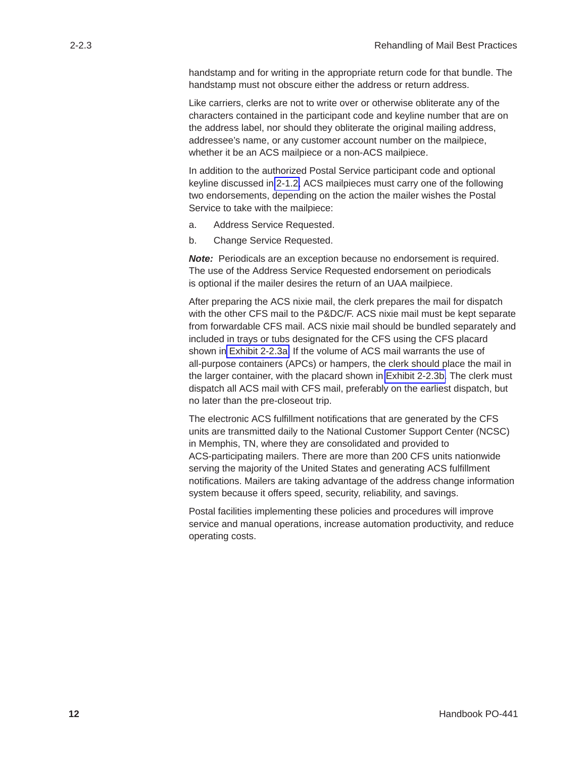handstamp and for writing in the appropriate return code for that bundle. The handstamp must not obscure either the address or return address.

Like carriers, clerks are not to write over or otherwise obliterate any of the characters contained in the participant code and keyline number that are on the address label, nor should they obliterate the original mailing address, addressee's name, or any customer account number on the mailpiece, whether it be an ACS mailpiece or a non-ACS mailpiece.

In addition to the authorized Postal Service participant code and optional keyline discussed in 2-1.2, ACS mailpieces must carry one of the following two endorsements, depending on the action the mailer wishes the Postal Service to take with the mailpiece:

a. Address Service Requested.

b. Change Service Requested.

***Note:*** Periodicals are an exception because no endorsement is required. The use of the Address Service Requested endorsement on periodicals is optional if the mailer desires the return of an UAA mailpiece.

After preparing the ACS nixie mail, the clerk prepares the mail for dispatch with the other CFS mail to the P&DC/F. ACS nixie mail must be kept separate from forwardable CFS mail. ACS nixie mail should be bundled separately and included in trays or tubs designated for the CFS using the CFS placard shown in Exhibit 2-2.3a. If the volume of ACS mail warrants the use of all-purpose containers (APCs) or hampers, the clerk should place the mail in the larger container, with the placard shown in Exhibit 2-2.3b. The clerk must dispatch all ACS mail with CFS mail, preferably on the earliest dispatch, but no later than the pre-closeout trip.

The electronic ACS fulfillment notifications that are generated by the CFS units are transmitted daily to the National Customer Support Center (NCSC) in Memphis, TN, where they are consolidated and provided to ACS-participating mailers. There are more than 200 CFS units nationwide serving the majority of the United States and generating ACS fulfillment notifications. Mailers are taking advantage of the address change information system because it offers speed, security, reliability, and savings.

Postal facilities implementing these policies and procedures will improve service and manual operations, increase automation productivity, and reduce operating costs.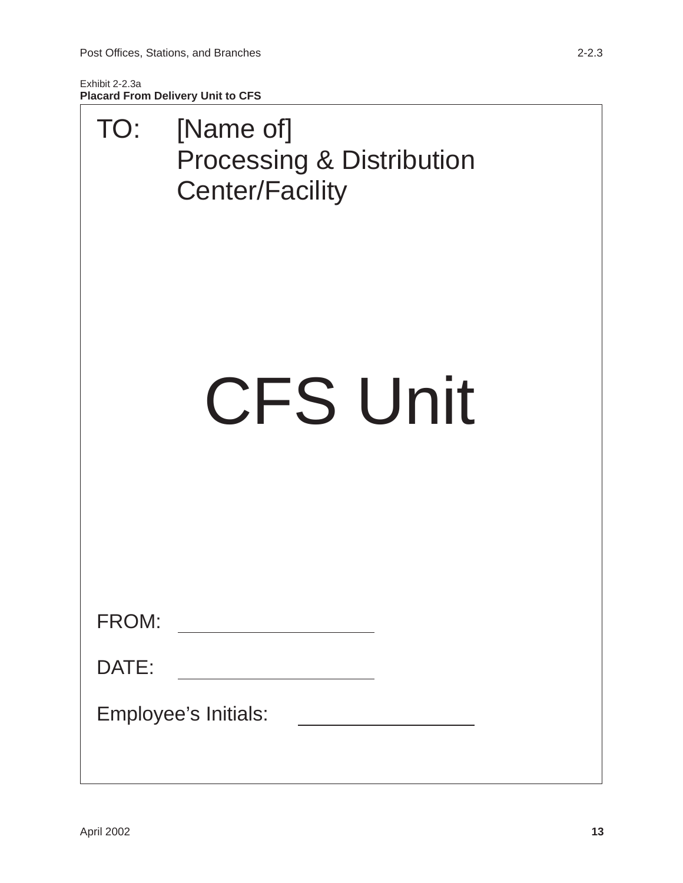Exhibit 2-2.3a
**Placard From Delivery Unit to CFS**

TO: [Name of]
Processing & Distribution
Center/Facility

# CFS Unit

FROM: ____________________

DATE: ____________________

Employee’s Initials: ____________________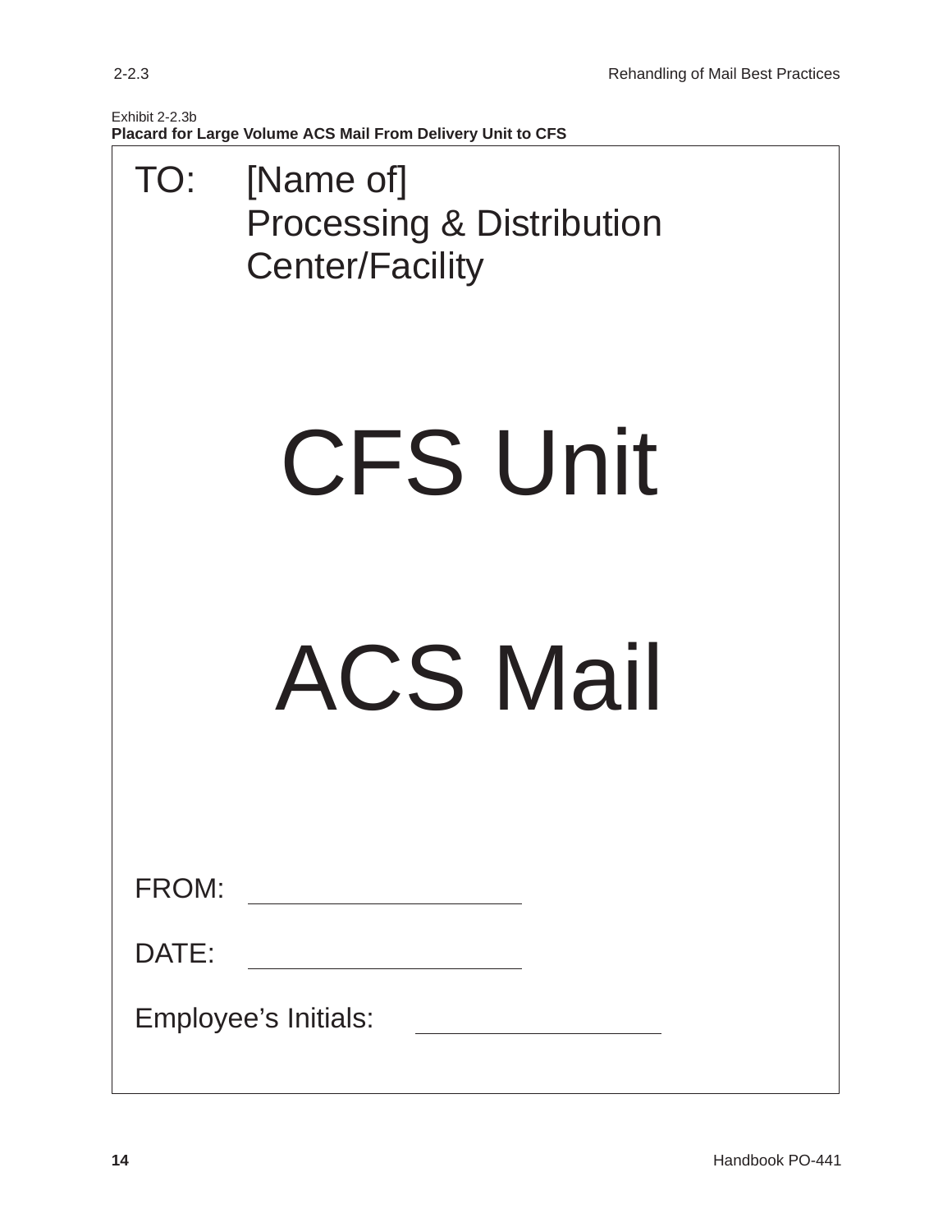Exhibit 2-2.3b

**Placard for Large Volume ACS Mail From Delivery Unit to CFS**

TO: [Name of]
Processing & Distribution
Center/Facility

# CFS Unit

# ACS Mail

FROM: ____________________

DATE: ____________________

Employee's Initials: ____________________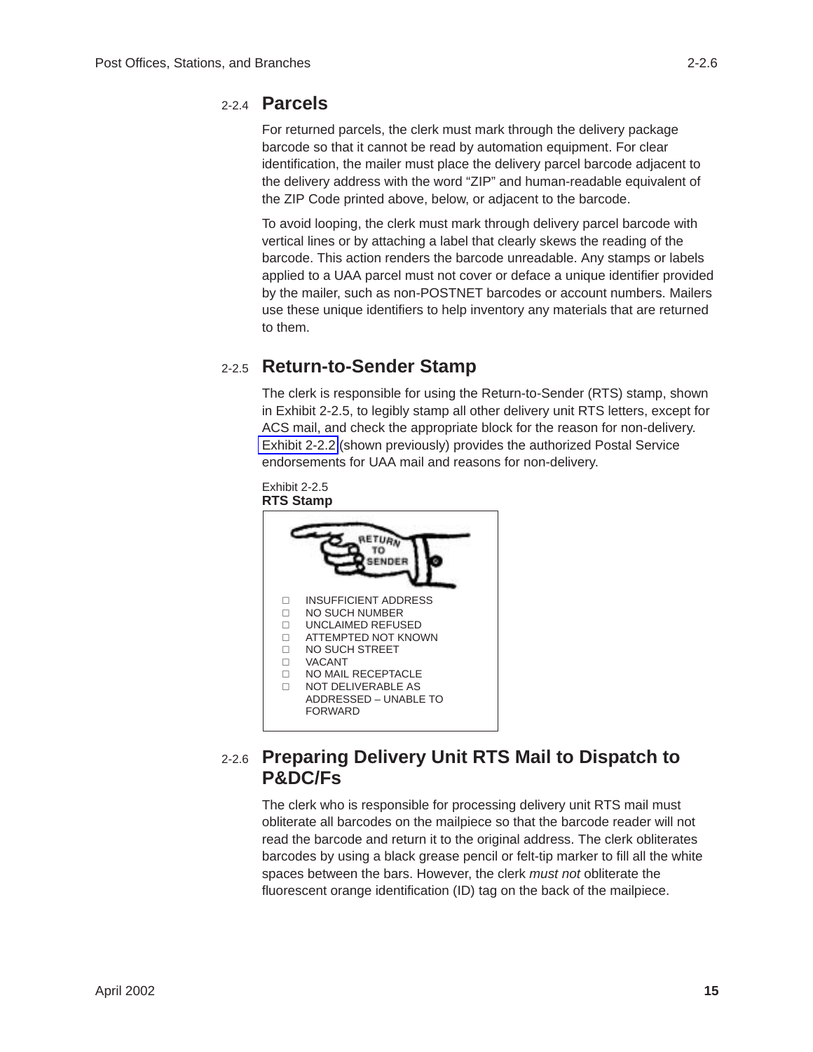## 2-2.4 Parcels

For returned parcels, the clerk must mark through the delivery package barcode so that it cannot be read by automation equipment. For clear identification, the mailer must place the delivery parcel barcode adjacent to the delivery address with the word “ZIP” and human-readable equivalent of the ZIP Code printed above, below, or adjacent to the barcode.

To avoid looping, the clerk must mark through delivery parcel barcode with vertical lines or by attaching a label that clearly skews the reading of the barcode. This action renders the barcode unreadable. Any stamps or labels applied to a UAA parcel must not cover or deface a unique identifier provided by the mailer, such as non-POSTNET barcodes or account numbers. Mailers use these unique identifiers to help inventory any materials that are returned to them.

## 2-2.5 Return-to-Sender Stamp

The clerk is responsible for using the Return-to-Sender (RTS) stamp, shown in Exhibit 2-2.5, to legibly stamp all other delivery unit RTS letters, except for ACS mail, and check the appropriate block for the reason for non-delivery. Exhibit 2-2.2 (shown previously) provides the authorized Postal Service endorsements for UAA mail and reasons for non-delivery.

Exhibit 2-2.5
**RTS Stamp**

RETURN TO SENDER

- ☐ INSUFFICIENT ADDRESS
- ☐ NO SUCH NUMBER
- ☐ UNCLAIMED REFUSED
- ☐ ATTEMPTED NOT KNOWN
- ☐ NO SUCH STREET
- ☐ VACANT
- ☐ NO MAIL RECEPTACLE
- ☐ NOT DELIVERABLE AS ADDRESSED – UNABLE TO FORWARD

## 2-2.6 Preparing Delivery Unit RTS Mail to Dispatch to P&DC/Fs

The clerk who is responsible for processing delivery unit RTS mail must obliterate all barcodes on the mailpiece so that the barcode reader will not read the barcode and return it to the original address. The clerk obliterates barcodes by using a black grease pencil or felt-tip marker to fill all the white spaces between the bars. However, the clerk *must not* obliterate the fluorescent orange identification (ID) tag on the back of the mailpiece.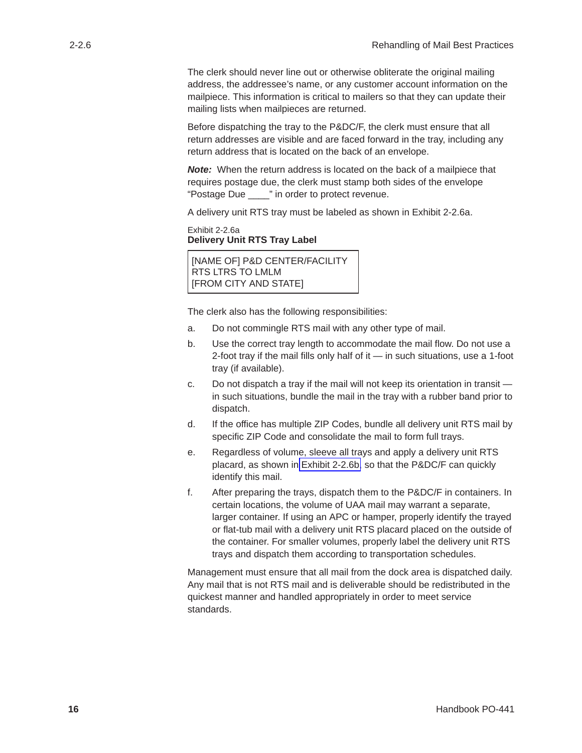The clerk should never line out or otherwise obliterate the original mailing address, the addressee's name, or any customer account information on the mailpiece. This information is critical to mailers so that they can update their mailing lists when mailpieces are returned.

Before dispatching the tray to the P&DC/F, the clerk must ensure that all return addresses are visible and are faced forward in the tray, including any return address that is located on the back of an envelope.

***Note:*** When the return address is located on the back of a mailpiece that requires postage due, the clerk must stamp both sides of the envelope "Postage Due ____" in order to protect revenue.

A delivery unit RTS tray must be labeled as shown in Exhibit 2-2.6a.

Exhibit 2-2.6a
**Delivery Unit RTS Tray Label**

| [NAME OF] P&D CENTER/FACILITY<br>RTS LTRS TO LMLM<br>[FROM CITY AND STATE] |
|---|

The clerk also has the following responsibilities:

a. Do not commingle RTS mail with any other type of mail.

b. Use the correct tray length to accommodate the mail flow. Do not use a 2-foot tray if the mail fills only half of it — in such situations, use a 1-foot tray (if available).

c. Do not dispatch a tray if the mail will not keep its orientation in transit — in such situations, bundle the mail in the tray with a rubber band prior to dispatch.

d. If the office has multiple ZIP Codes, bundle all delivery unit RTS mail by specific ZIP Code and consolidate the mail to form full trays.

e. Regardless of volume, sleeve all trays and apply a delivery unit RTS placard, as shown in Exhibit 2-2.6b, so that the P&DC/F can quickly identify this mail.

f. After preparing the trays, dispatch them to the P&DC/F in containers. In certain locations, the volume of UAA mail may warrant a separate, larger container. If using an APC or hamper, properly identify the trayed or flat-tub mail with a delivery unit RTS placard placed on the outside of the container. For smaller volumes, properly label the delivery unit RTS trays and dispatch them according to transportation schedules.

Management must ensure that all mail from the dock area is dispatched daily. Any mail that is not RTS mail and is deliverable should be redistributed in the quickest manner and handled appropriately in order to meet service standards.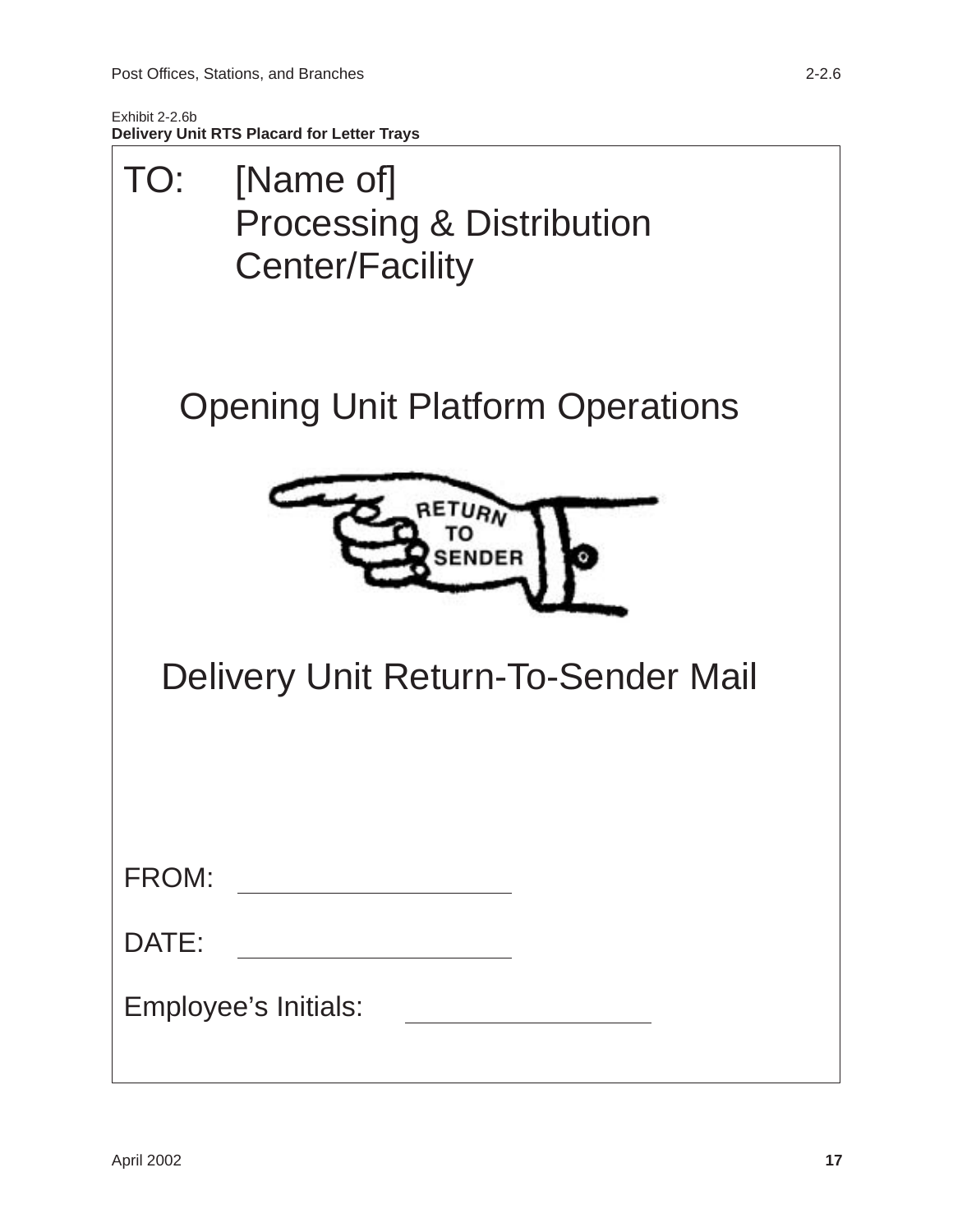Exhibit 2-2.6b
**Delivery Unit RTS Placard for Letter Trays**

TO: [Name of]
Processing & Distribution
Center/Facility

Opening Unit Platform Operations

RETURN TO SENDER

Delivery Unit Return-To-Sender Mail

FROM: ____________________

DATE: ____________________

Employee's Initials: ____________________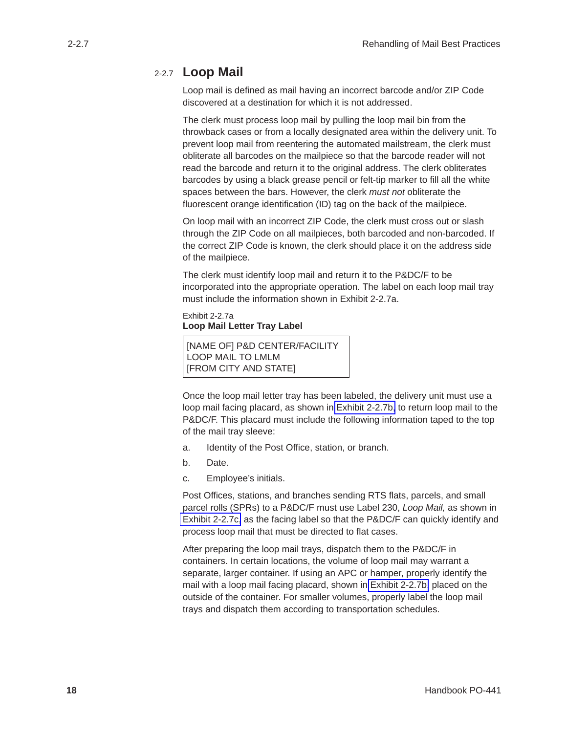## 2-2.7 Loop Mail

Loop mail is defined as mail having an incorrect barcode and/or ZIP Code discovered at a destination for which it is not addressed.

The clerk must process loop mail by pulling the loop mail bin from the throwback cases or from a locally designated area within the delivery unit. To prevent loop mail from reentering the automated mailstream, the clerk must obliterate all barcodes on the mailpiece so that the barcode reader will not read the barcode and return it to the original address. The clerk obliterates barcodes by using a black grease pencil or felt-tip marker to fill all the white spaces between the bars. However, the clerk *must not* obliterate the fluorescent orange identification (ID) tag on the back of the mailpiece.

On loop mail with an incorrect ZIP Code, the clerk must cross out or slash through the ZIP Code on all mailpieces, both barcoded and non-barcoded. If the correct ZIP Code is known, the clerk should place it on the address side of the mailpiece.

The clerk must identify loop mail and return it to the P&DC/F to be incorporated into the appropriate operation. The label on each loop mail tray must include the information shown in Exhibit 2-2.7a.

Exhibit 2-2.7a
**Loop Mail Letter Tray Label**

| [NAME OF] P&D CENTER/FACILITY<br>LOOP MAIL TO LMLM<br>[FROM CITY AND STATE] |
|---|

Once the loop mail letter tray has been labeled, the delivery unit must use a loop mail facing placard, as shown in Exhibit 2-2.7b, to return loop mail to the P&DC/F. This placard must include the following information taped to the top of the mail tray sleeve:

a. Identity of the Post Office, station, or branch.

b. Date.

c. Employee's initials.

Post Offices, stations, and branches sending RTS flats, parcels, and small parcel rolls (SPRs) to a P&DC/F must use Label 230, *Loop Mail,* as shown in Exhibit 2-2.7c, as the facing label so that the P&DC/F can quickly identify and process loop mail that must be directed to flat cases.

After preparing the loop mail trays, dispatch them to the P&DC/F in containers. In certain locations, the volume of loop mail may warrant a separate, larger container. If using an APC or hamper, properly identify the mail with a loop mail facing placard, shown in Exhibit 2-2.7b placed on the outside of the container. For smaller volumes, properly label the loop mail trays and dispatch them according to transportation schedules.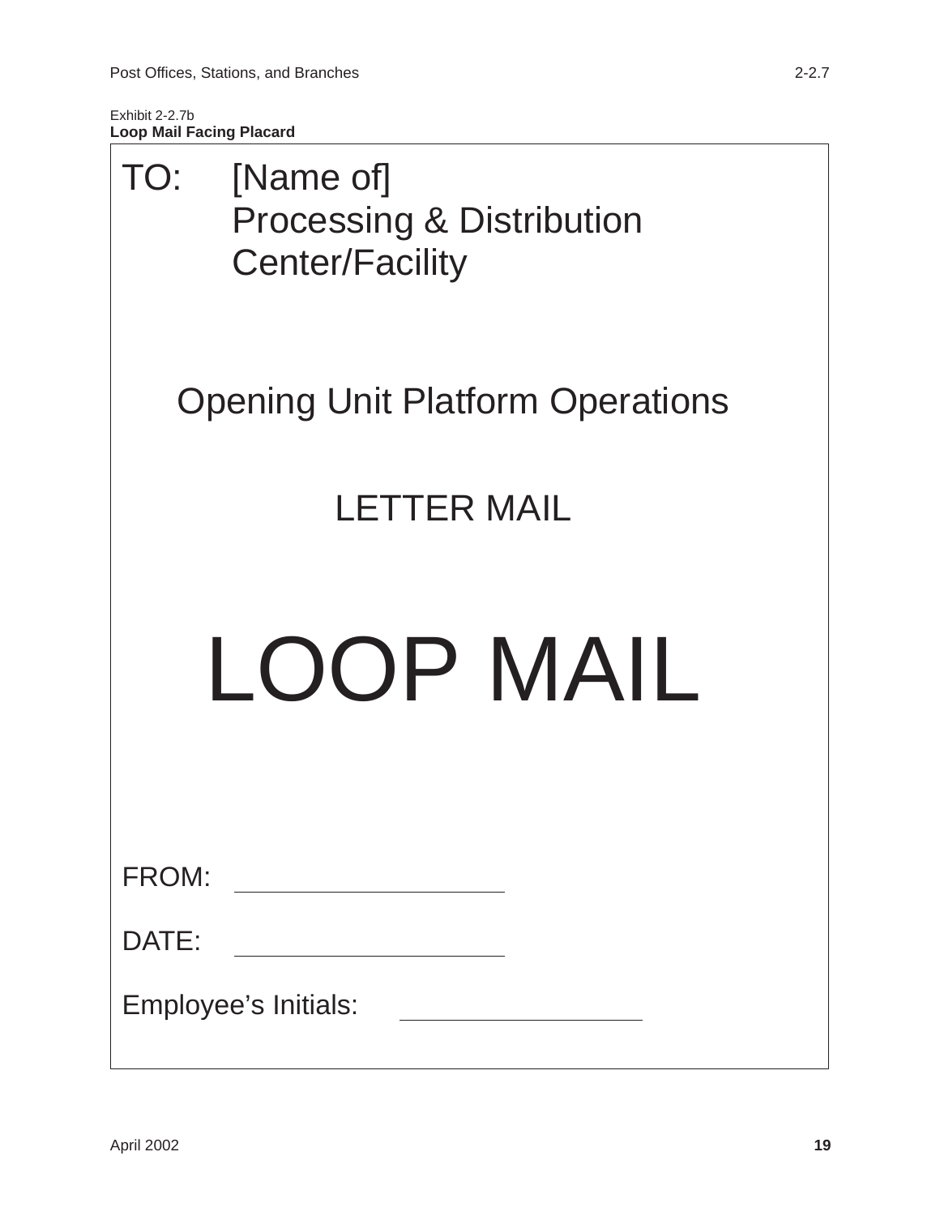Exhibit 2-2.7b
**Loop Mail Facing Placard**

TO: [Name of]
Processing & Distribution
Center/Facility

Opening Unit Platform Operations

LETTER MAIL

# LOOP MAIL

FROM: ____________________

DATE: ____________________

Employee's Initials: ____________________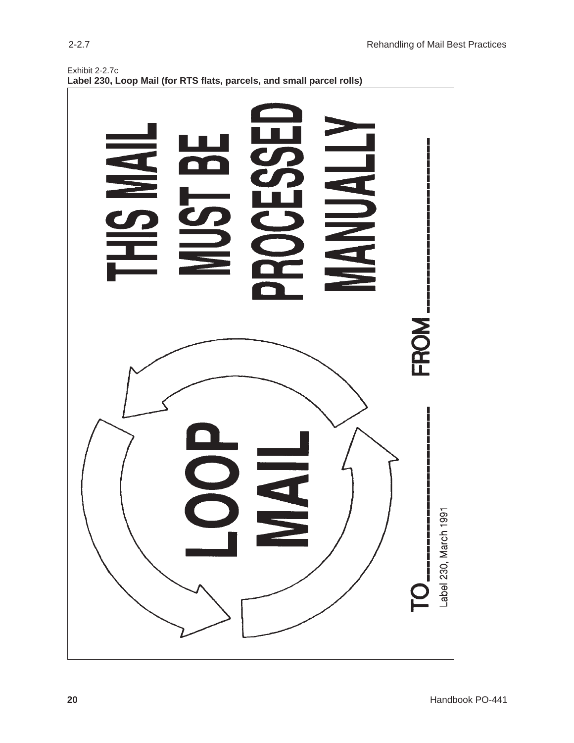Exhibit 2-2.7c
**Label 230, Loop Mail (for RTS flats, parcels, and small parcel rolls)**

THIS MAIL MUST BE PROCESSED MANUALLY

LOOP MAIL

FROM ____________________

TO ____________________

Label 230, March 1991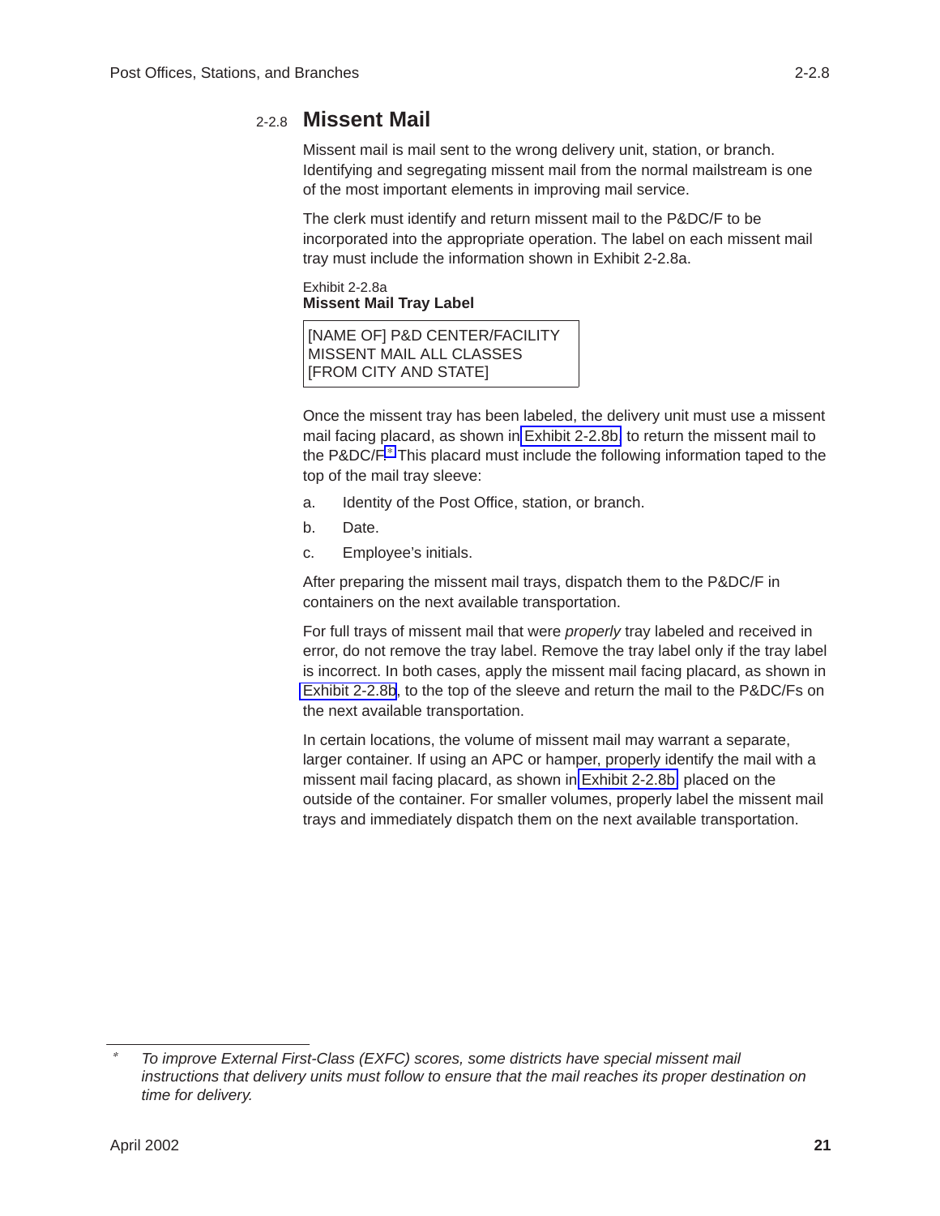## 2-2.8 Missent Mail

Missent mail is mail sent to the wrong delivery unit, station, or branch. Identifying and segregating missent mail from the normal mailstream is one of the most important elements in improving mail service.

The clerk must identify and return missent mail to the P&DC/F to be incorporated into the appropriate operation. The label on each missent mail tray must include the information shown in Exhibit 2-2.8a.

Exhibit 2-2.8a
**Missent Mail Tray Label**

```
[NAME OF] P&D CENTER/FACILITY
MISSENT MAIL ALL CLASSES
[FROM CITY AND STATE]
```

Once the missent tray has been labeled, the delivery unit must use a missent mail facing placard, as shown in Exhibit 2-2.8b, to return the missent mail to the P&DC/F.* This placard must include the following information taped to the top of the mail tray sleeve:

a. Identity of the Post Office, station, or branch.

b. Date.

c. Employee's initials.

After preparing the missent mail trays, dispatch them to the P&DC/F in containers on the next available transportation.

For full trays of missent mail that were *properly* tray labeled and received in error, do not remove the tray label. Remove the tray label only if the tray label is incorrect. In both cases, apply the missent mail facing placard, as shown in Exhibit 2-2.8b, to the top of the sleeve and return the mail to the P&DC/Fs on the next available transportation.

In certain locations, the volume of missent mail may warrant a separate, larger container. If using an APC or hamper, properly identify the mail with a missent mail facing placard, as shown in Exhibit 2-2.8b, placed on the outside of the container. For smaller volumes, properly label the missent mail trays and immediately dispatch them on the next available transportation.

---

* *To improve External First-Class (EXFC) scores, some districts have special missent mail instructions that delivery units must follow to ensure that the mail reaches its proper destination on time for delivery.*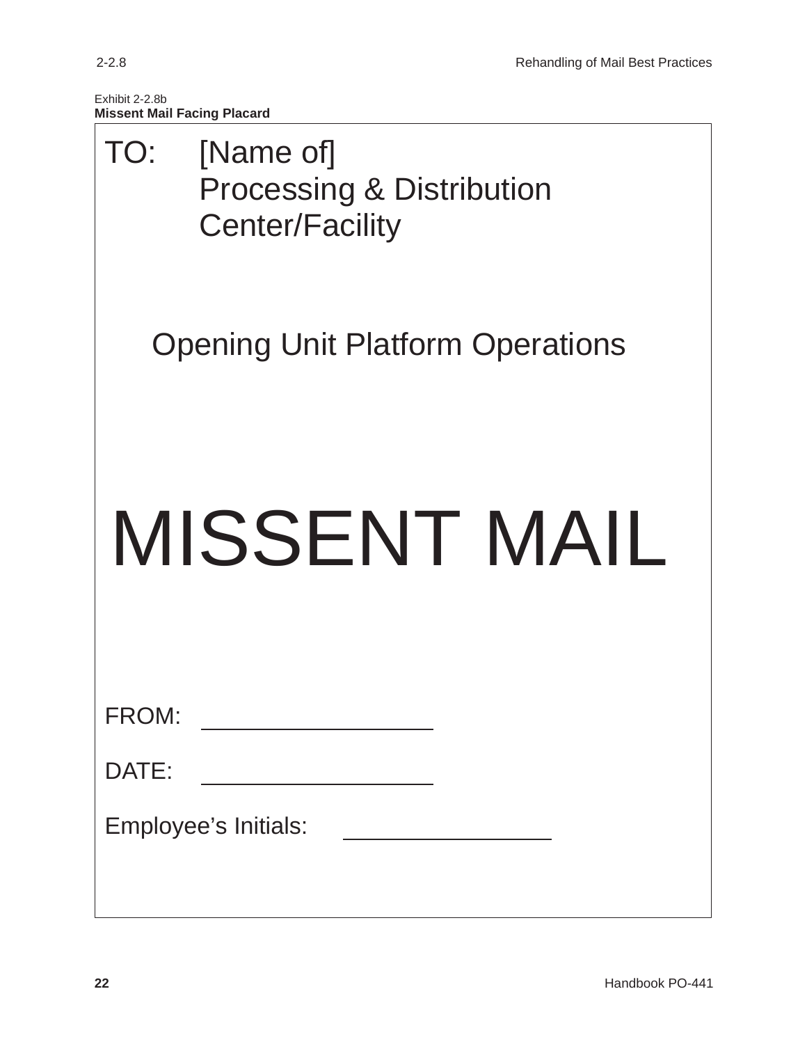Exhibit 2-2.8b
**Missent Mail Facing Placard**

TO: [Name of]
Processing & Distribution
Center/Facility

Opening Unit Platform Operations

# MISSENT MAIL

FROM: ____________________

DATE: ____________________

Employee's Initials: __________________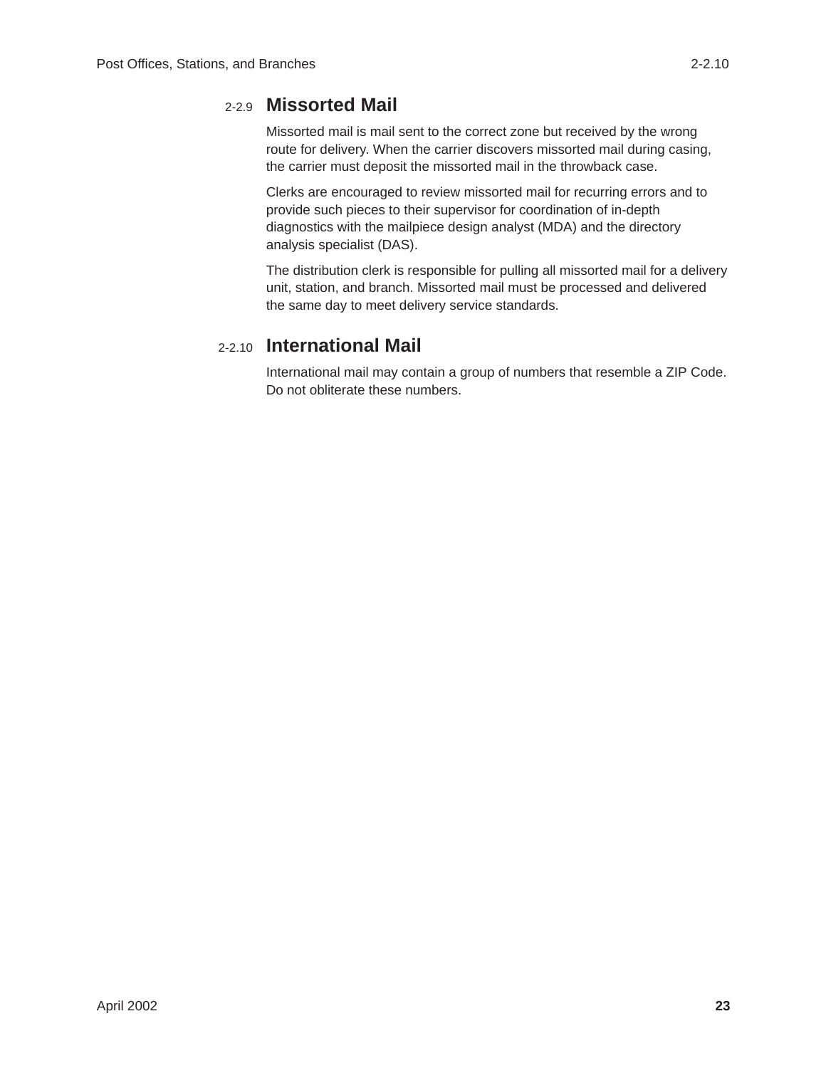## 2-2.9 Missorted Mail

Missorted mail is mail sent to the correct zone but received by the wrong route for delivery. When the carrier discovers missorted mail during casing, the carrier must deposit the missorted mail in the throwback case.

Clerks are encouraged to review missorted mail for recurring errors and to provide such pieces to their supervisor for coordination of in-depth diagnostics with the mailpiece design analyst (MDA) and the directory analysis specialist (DAS).

The distribution clerk is responsible for pulling all missorted mail for a delivery unit, station, and branch. Missorted mail must be processed and delivered the same day to meet delivery service standards.

## 2-2.10 International Mail

International mail may contain a group of numbers that resemble a ZIP Code. Do not obliterate these numbers.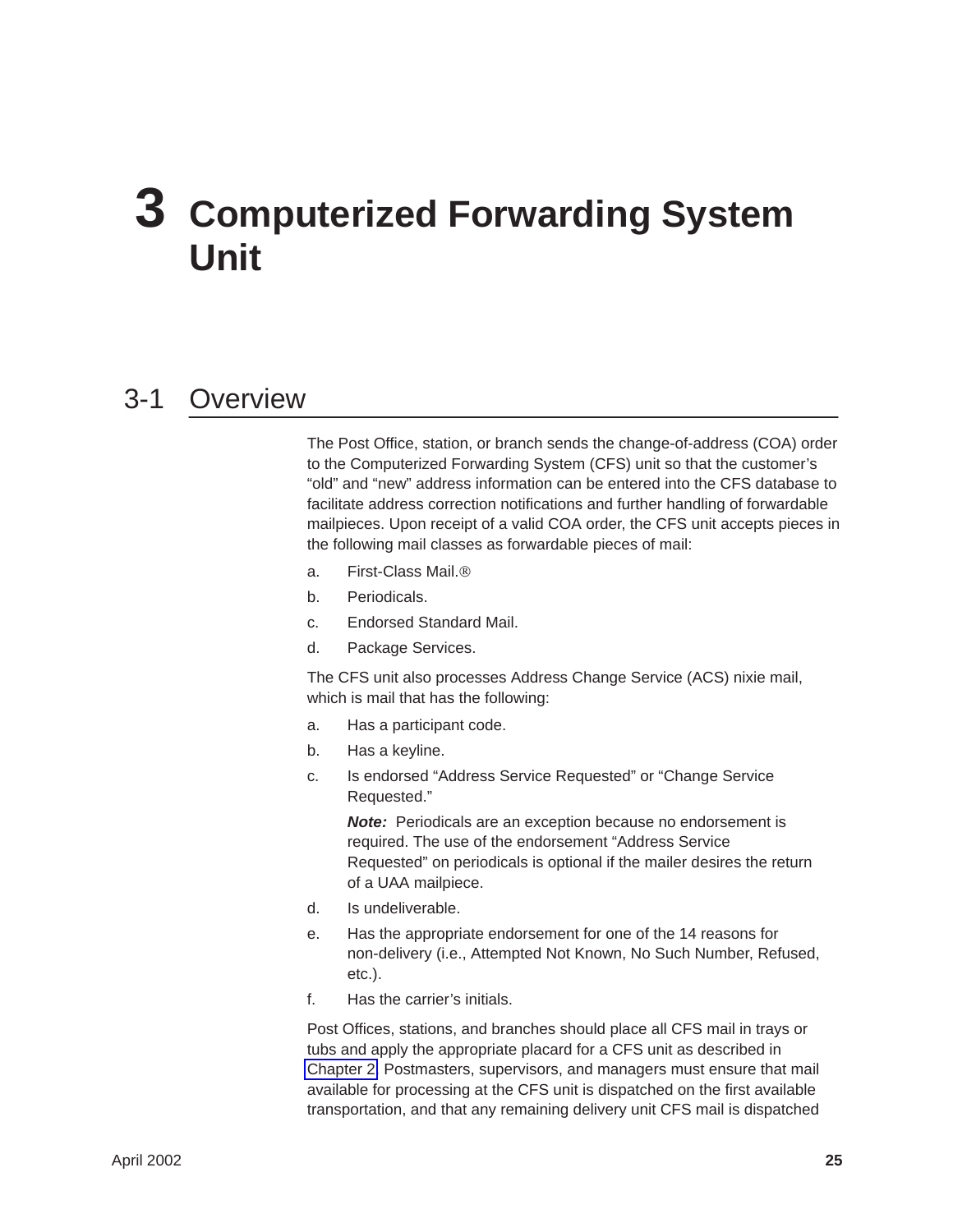# 3 Computerized Forwarding System Unit

## 3-1 Overview

The Post Office, station, or branch sends the change-of-address (COA) order to the Computerized Forwarding System (CFS) unit so that the customer's "old" and "new" address information can be entered into the CFS database to facilitate address correction notifications and further handling of forwardable mailpieces. Upon receipt of a valid COA order, the CFS unit accepts pieces in the following mail classes as forwardable pieces of mail:

a. First-Class Mail.®

b. Periodicals.

c. Endorsed Standard Mail.

d. Package Services.

The CFS unit also processes Address Change Service (ACS) nixie mail, which is mail that has the following:

a. Has a participant code.

b. Has a keyline.

c. Is endorsed "Address Service Requested" or "Change Service Requested."

   ***Note:*** Periodicals are an exception because no endorsement is required. The use of the endorsement "Address Service Requested" on periodicals is optional if the mailer desires the return of a UAA mailpiece.

d. Is undeliverable.

e. Has the appropriate endorsement for one of the 14 reasons for non-delivery (i.e., Attempted Not Known, No Such Number, Refused, etc.).

f. Has the carrier's initials.

Post Offices, stations, and branches should place all CFS mail in trays or tubs and apply the appropriate placard for a CFS unit as described in Chapter 2. Postmasters, supervisors, and managers must ensure that mail available for processing at the CFS unit is dispatched on the first available transportation, and that any remaining delivery unit CFS mail is dispatched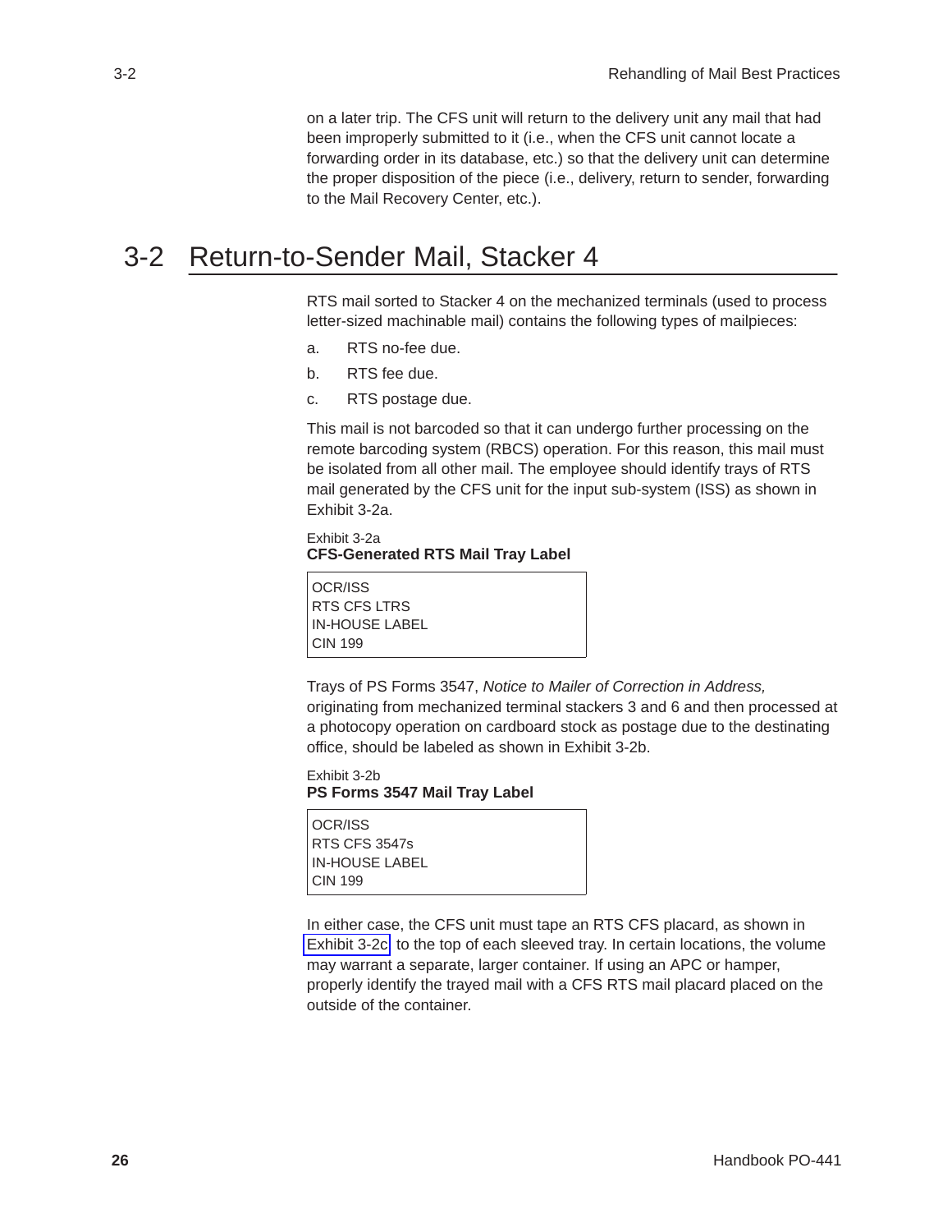on a later trip. The CFS unit will return to the delivery unit any mail that had been improperly submitted to it (i.e., when the CFS unit cannot locate a forwarding order in its database, etc.) so that the delivery unit can determine the proper disposition of the piece (i.e., delivery, return to sender, forwarding to the Mail Recovery Center, etc.).

## 3-2 Return-to-Sender Mail, Stacker 4

RTS mail sorted to Stacker 4 on the mechanized terminals (used to process letter-sized machinable mail) contains the following types of mailpieces:

a. RTS no-fee due.

b. RTS fee due.

c. RTS postage due.

This mail is not barcoded so that it can undergo further processing on the remote barcoding system (RBCS) operation. For this reason, this mail must be isolated from all other mail. The employee should identify trays of RTS mail generated by the CFS unit for the input sub-system (ISS) as shown in Exhibit 3-2a.

Exhibit 3-2a
**CFS-Generated RTS Mail Tray Label**

```
OCR/ISS
RTS CFS LTRS
IN-HOUSE LABEL
CIN 199
```

Trays of PS Forms 3547, *Notice to Mailer of Correction in Address,* originating from mechanized terminal stackers 3 and 6 and then processed at a photocopy operation on cardboard stock as postage due to the destinating office, should be labeled as shown in Exhibit 3-2b.

Exhibit 3-2b
**PS Forms 3547 Mail Tray Label**

```
OCR/ISS
RTS CFS 3547s
IN-HOUSE LABEL
CIN 199
```

In either case, the CFS unit must tape an RTS CFS placard, as shown in Exhibit 3-2c to the top of each sleeved tray. In certain locations, the volume may warrant a separate, larger container. If using an APC or hamper, properly identify the trayed mail with a CFS RTS mail placard placed on the outside of the container.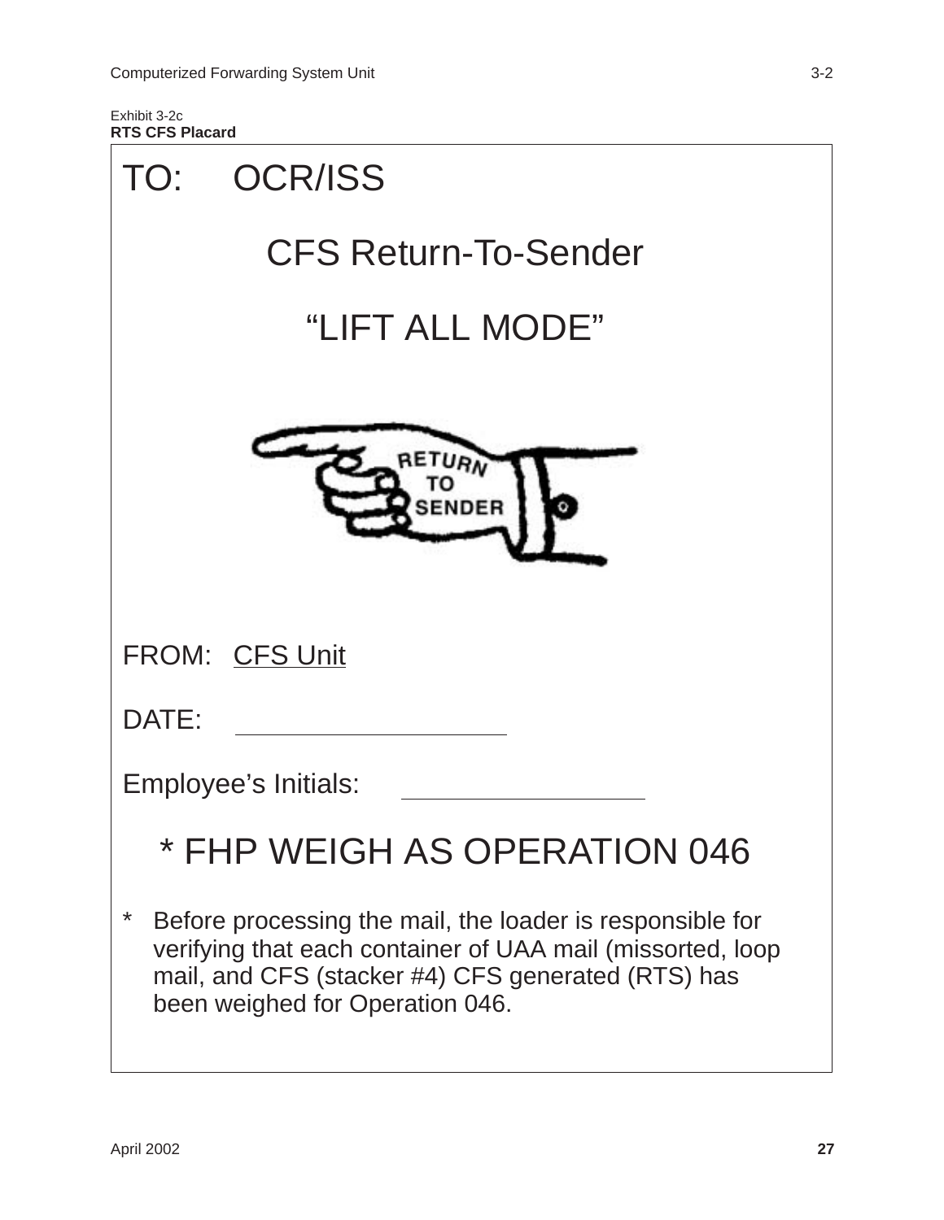Exhibit 3-2c
**RTS CFS Placard**

TO: OCR/ISS

CFS Return-To-Sender

“LIFT ALL MODE”

RETURN TO SENDER

FROM: CFS Unit

DATE: ____________________

Employee’s Initials: ____________________

\* FHP WEIGH AS OPERATION 046

\* Before processing the mail, the loader is responsible for verifying that each container of UAA mail (missorted, loop mail, and CFS (stacker #4) CFS generated (RTS) has been weighed for Operation 046.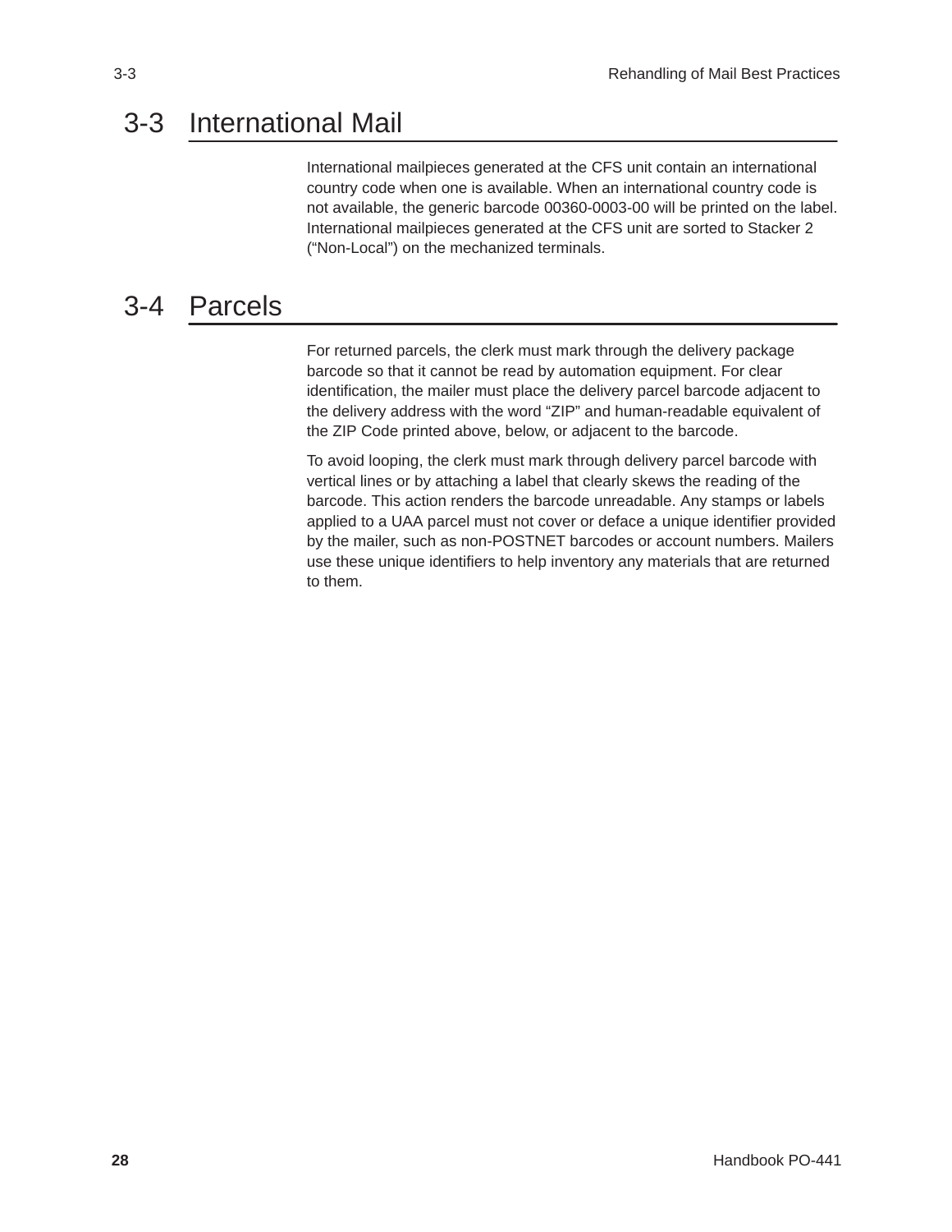## 3-3 International Mail

International mailpieces generated at the CFS unit contain an international country code when one is available. When an international country code is not available, the generic barcode 00360-0003-00 will be printed on the label. International mailpieces generated at the CFS unit are sorted to Stacker 2 (“Non-Local”) on the mechanized terminals.

## 3-4 Parcels

For returned parcels, the clerk must mark through the delivery package barcode so that it cannot be read by automation equipment. For clear identification, the mailer must place the delivery parcel barcode adjacent to the delivery address with the word “ZIP” and human-readable equivalent of the ZIP Code printed above, below, or adjacent to the barcode.

To avoid looping, the clerk must mark through delivery parcel barcode with vertical lines or by attaching a label that clearly skews the reading of the barcode. This action renders the barcode unreadable. Any stamps or labels applied to a UAA parcel must not cover or deface a unique identifier provided by the mailer, such as non-POSTNET barcodes or account numbers. Mailers use these unique identifiers to help inventory any materials that are returned to them.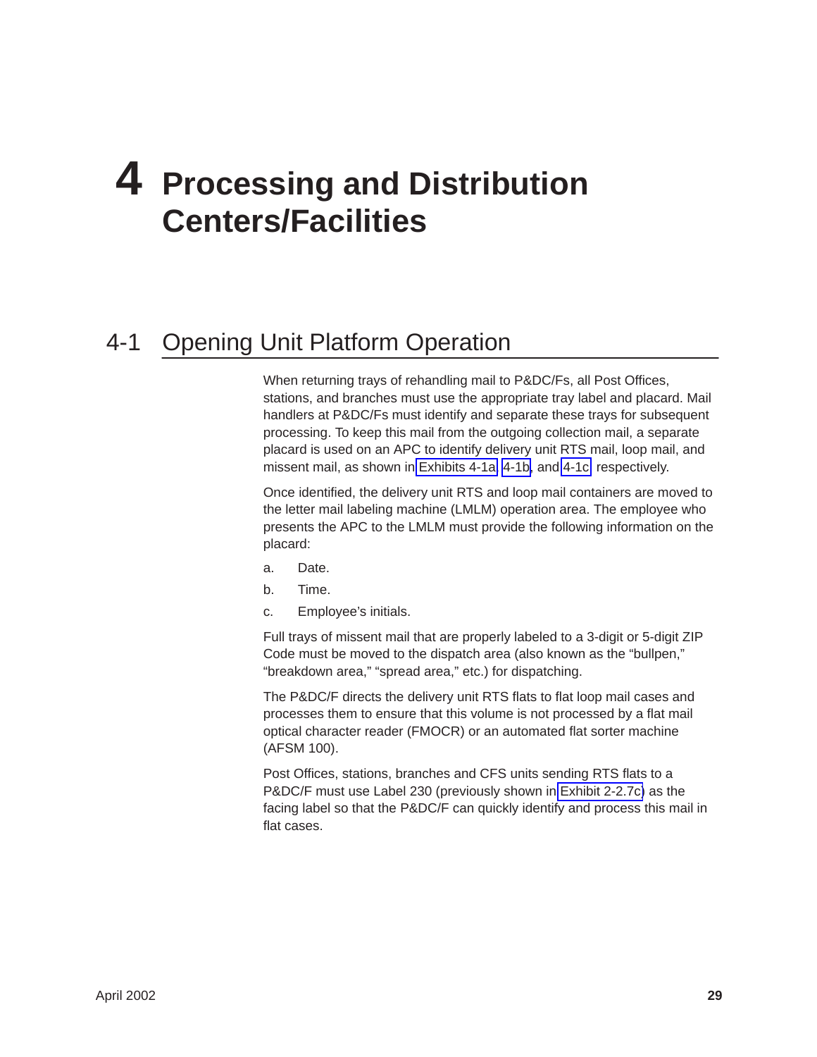# 4 Processing and Distribution Centers/Facilities

## 4-1 Opening Unit Platform Operation

When returning trays of rehandling mail to P&DC/Fs, all Post Offices, stations, and branches must use the appropriate tray label and placard. Mail handlers at P&DC/Fs must identify and separate these trays for subsequent processing. To keep this mail from the outgoing collection mail, a separate placard is used on an APC to identify delivery unit RTS mail, loop mail, and missent mail, as shown in Exhibits 4-1a, 4-1b, and 4-1c, respectively.

Once identified, the delivery unit RTS and loop mail containers are moved to the letter mail labeling machine (LMLM) operation area. The employee who presents the APC to the LMLM must provide the following information on the placard:

a. Date.

b. Time.

c. Employee's initials.

Full trays of missent mail that are properly labeled to a 3-digit or 5-digit ZIP Code must be moved to the dispatch area (also known as the "bullpen," "breakdown area," "spread area," etc.) for dispatching.

The P&DC/F directs the delivery unit RTS flats to flat loop mail cases and processes them to ensure that this volume is not processed by a flat mail optical character reader (FMOCR) or an automated flat sorter machine (AFSM 100).

Post Offices, stations, branches and CFS units sending RTS flats to a P&DC/F must use Label 230 (previously shown in Exhibit 2-2.7c) as the facing label so that the P&DC/F can quickly identify and process this mail in flat cases.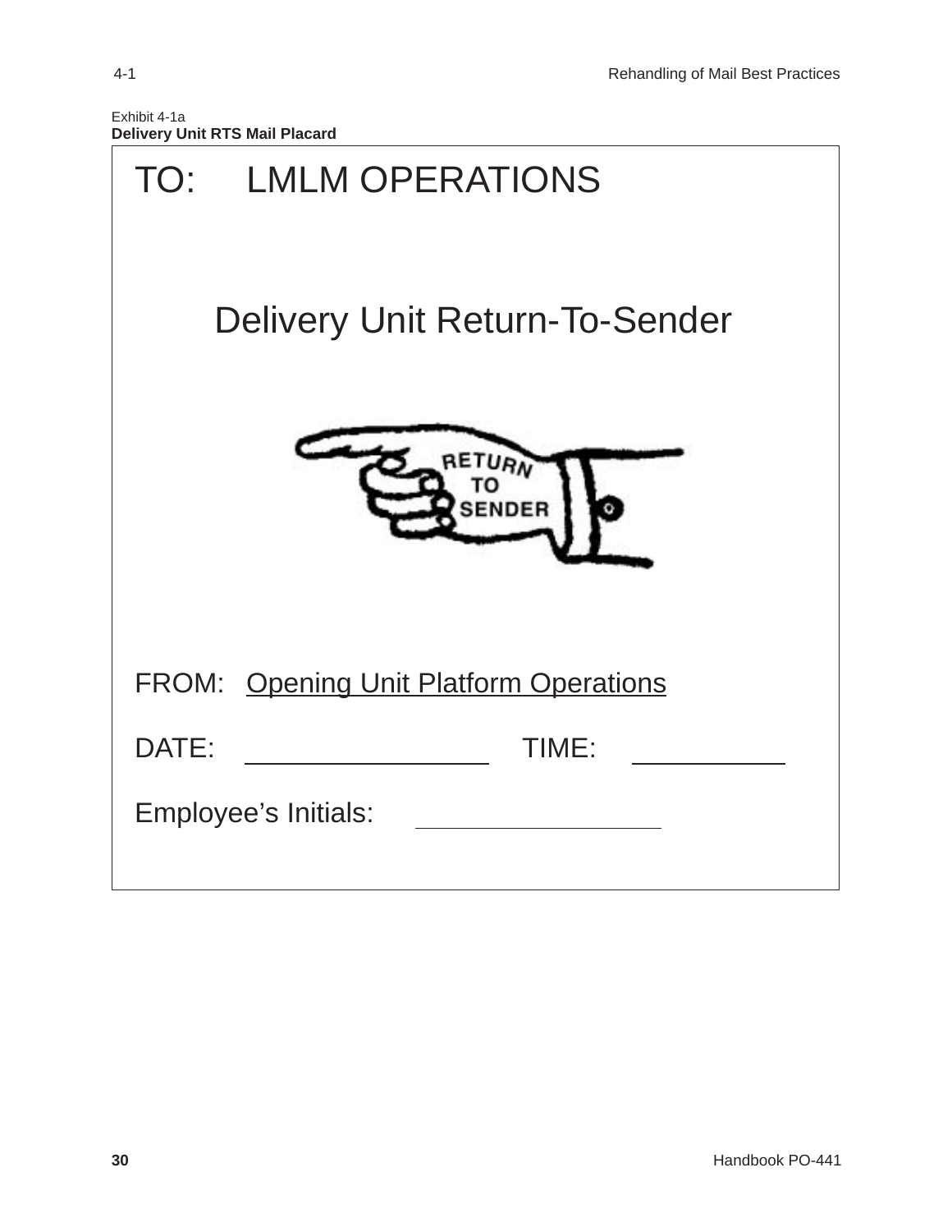Exhibit 4-1a

**Delivery Unit RTS Mail Placard**

TO: LMLM OPERATIONS

Delivery Unit Return-To-Sender

RETURN TO SENDER

FROM: Opening Unit Platform Operations

DATE: ________________ TIME: __________

Employee's Initials: ________________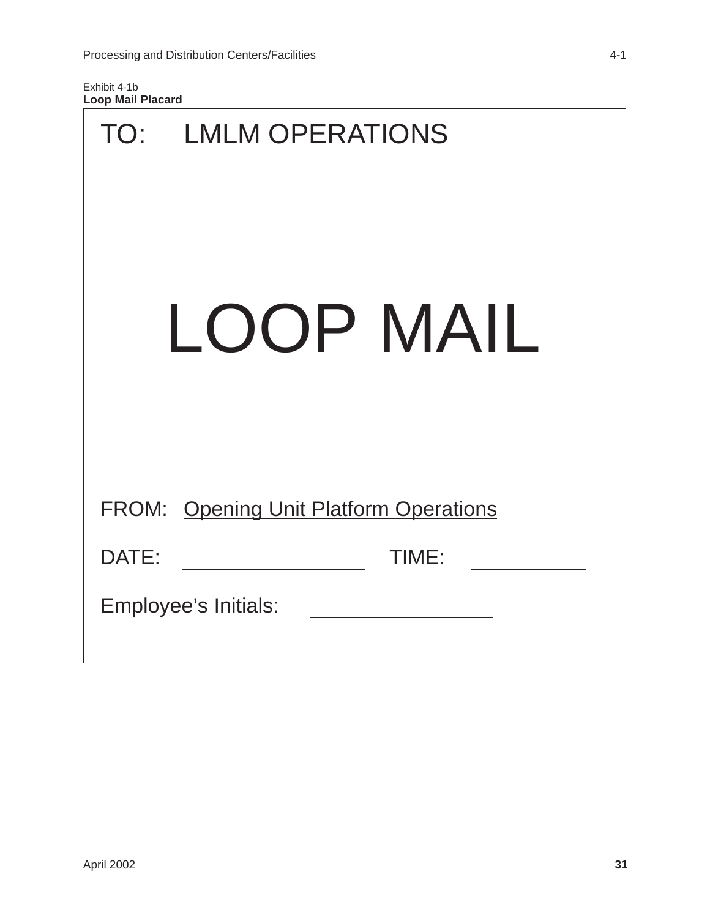Exhibit 4-1b
**Loop Mail Placard**

TO: LMLM OPERATIONS

# LOOP MAIL

FROM: Opening Unit Platform Operations

DATE: ________________ TIME: __________

Employee’s Initials: ________________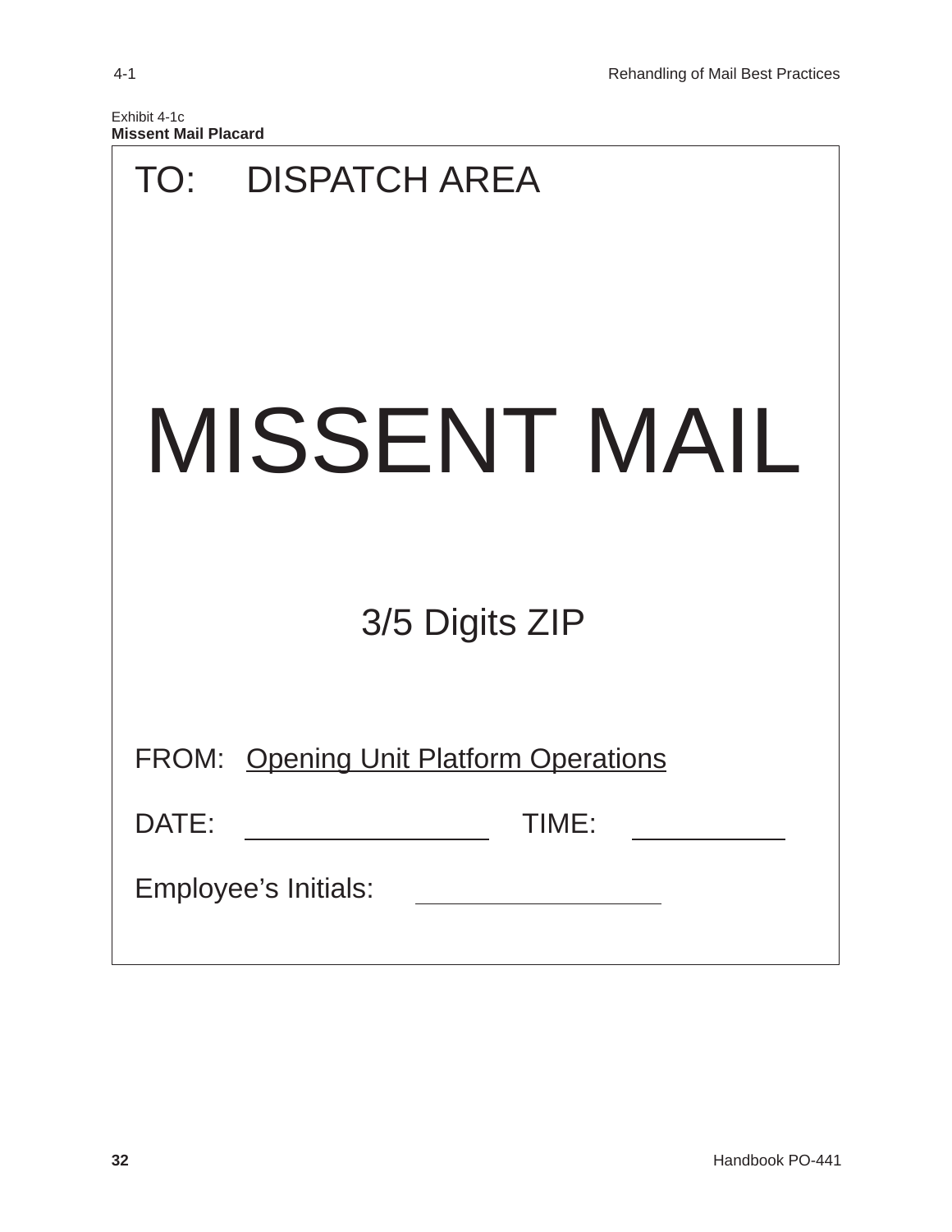Exhibit 4-1c
**Missent Mail Placard**

TO: DISPATCH AREA

# MISSENT MAIL

3/5 Digits ZIP

FROM: Opening Unit Platform Operations

DATE: ____________________ TIME: ____________

Employee’s Initials: ____________________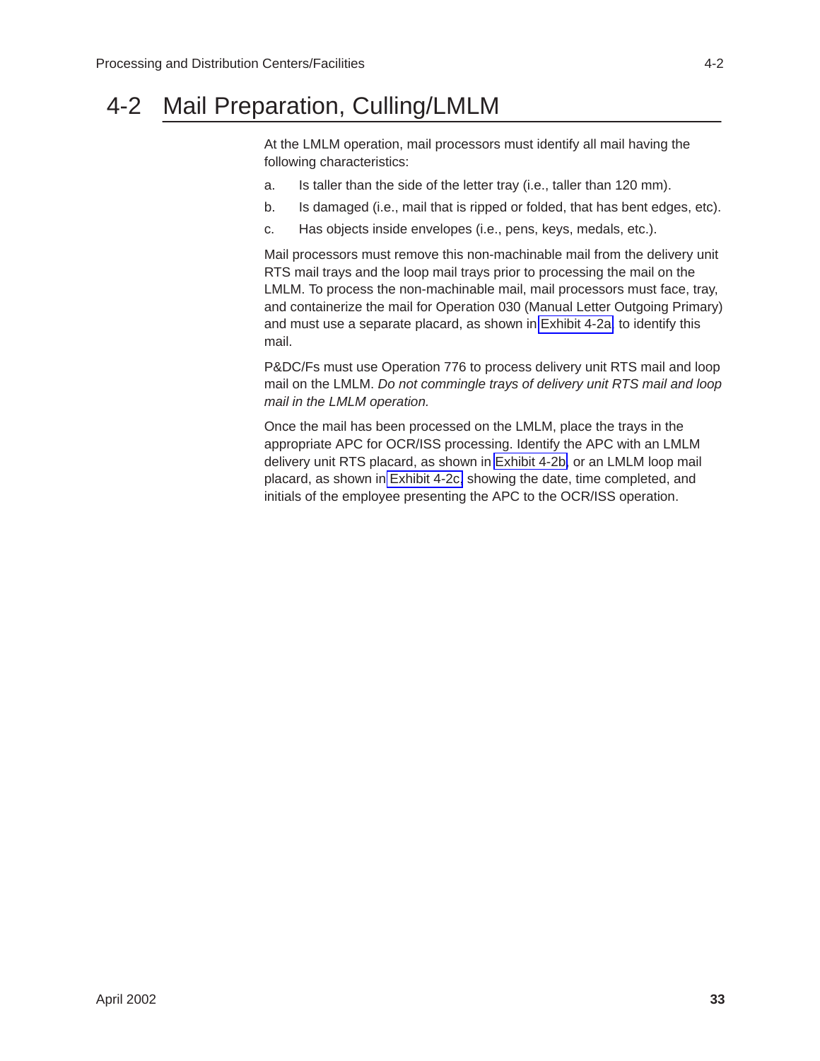# 4-2 Mail Preparation, Culling/LMLM

At the LMLM operation, mail processors must identify all mail having the following characteristics:

a. Is taller than the side of the letter tray (i.e., taller than 120 mm).

b. Is damaged (i.e., mail that is ripped or folded, that has bent edges, etc).

c. Has objects inside envelopes (i.e., pens, keys, medals, etc.).

Mail processors must remove this non-machinable mail from the delivery unit RTS mail trays and the loop mail trays prior to processing the mail on the LMLM. To process the non-machinable mail, mail processors must face, tray, and containerize the mail for Operation 030 (Manual Letter Outgoing Primary) and must use a separate placard, as shown in Exhibit 4-2a, to identify this mail.

P&DC/Fs must use Operation 776 to process delivery unit RTS mail and loop mail on the LMLM. *Do not commingle trays of delivery unit RTS mail and loop mail in the LMLM operation.*

Once the mail has been processed on the LMLM, place the trays in the appropriate APC for OCR/ISS processing. Identify the APC with an LMLM delivery unit RTS placard, as shown in Exhibit 4-2b, or an LMLM loop mail placard, as shown in Exhibit 4-2c, showing the date, time completed, and initials of the employee presenting the APC to the OCR/ISS operation.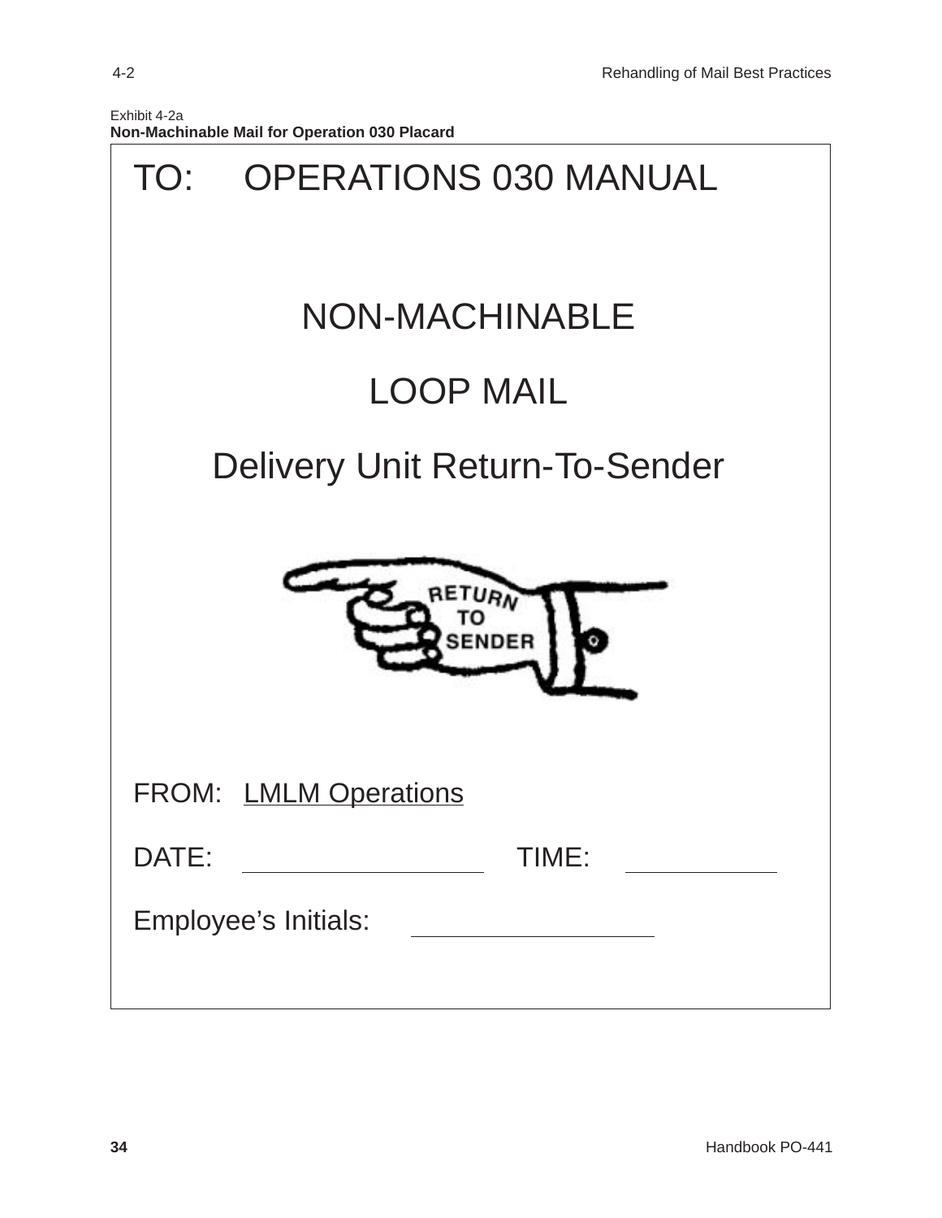Exhibit 4-2a

**Non-Machinable Mail for Operation 030 Placard**

TO: OPERATIONS 030 MANUAL

NON-MACHINABLE

LOOP MAIL

Delivery Unit Return-To-Sender

RETURN TO SENDER

FROM: LMLM Operations

DATE: ____________________ TIME: ______________

Employee's Initials: ____________________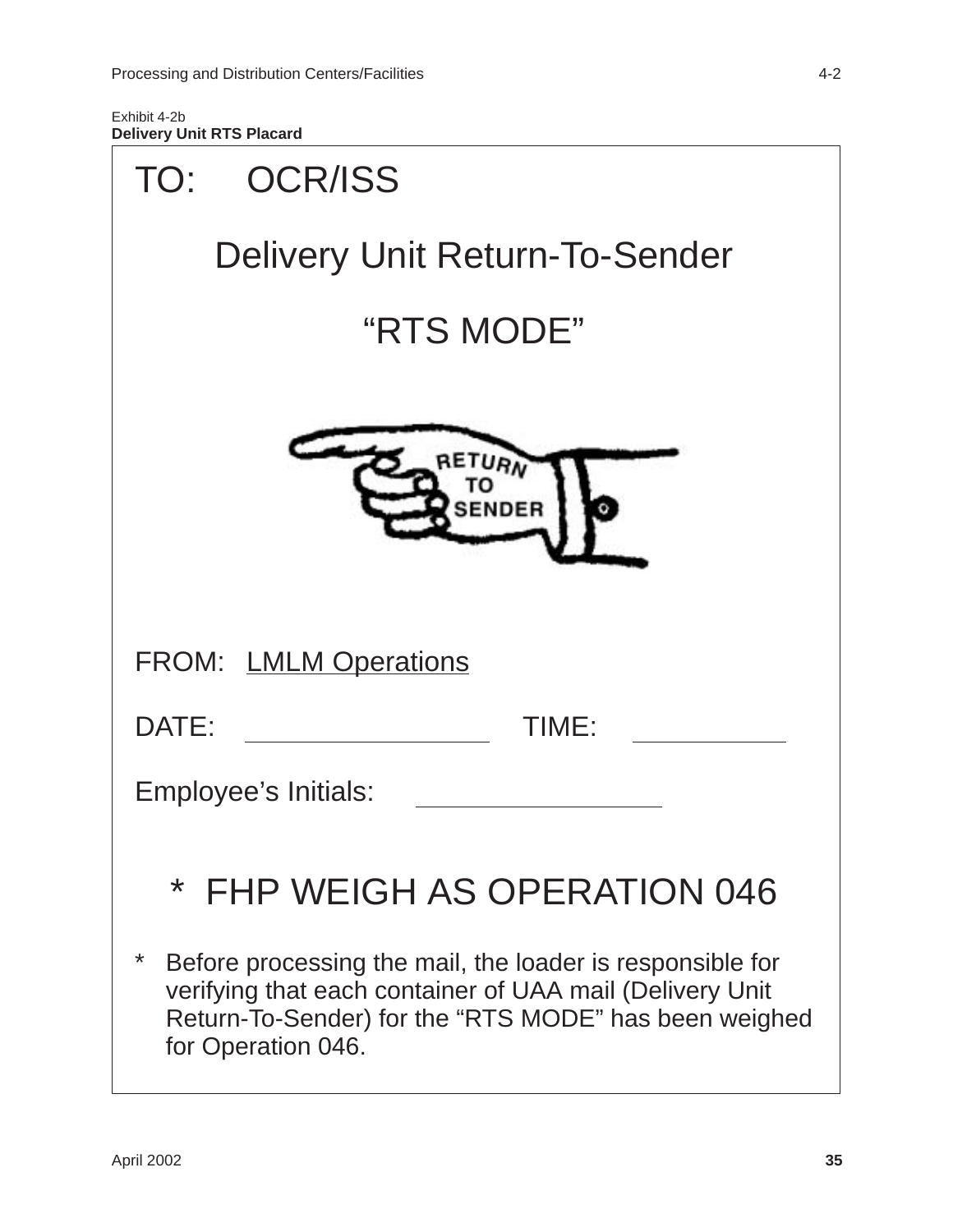Exhibit 4-2b
**Delivery Unit RTS Placard**

TO: OCR/ISS

Delivery Unit Return-To-Sender

“RTS MODE”

RETURN TO SENDER

FROM: LMLM Operations

DATE: ____________________ TIME: ____________

Employee’s Initials: ____________________

\* FHP WEIGH AS OPERATION 046

\* Before processing the mail, the loader is responsible for verifying that each container of UAA mail (Delivery Unit Return-To-Sender) for the “RTS MODE” has been weighed for Operation 046.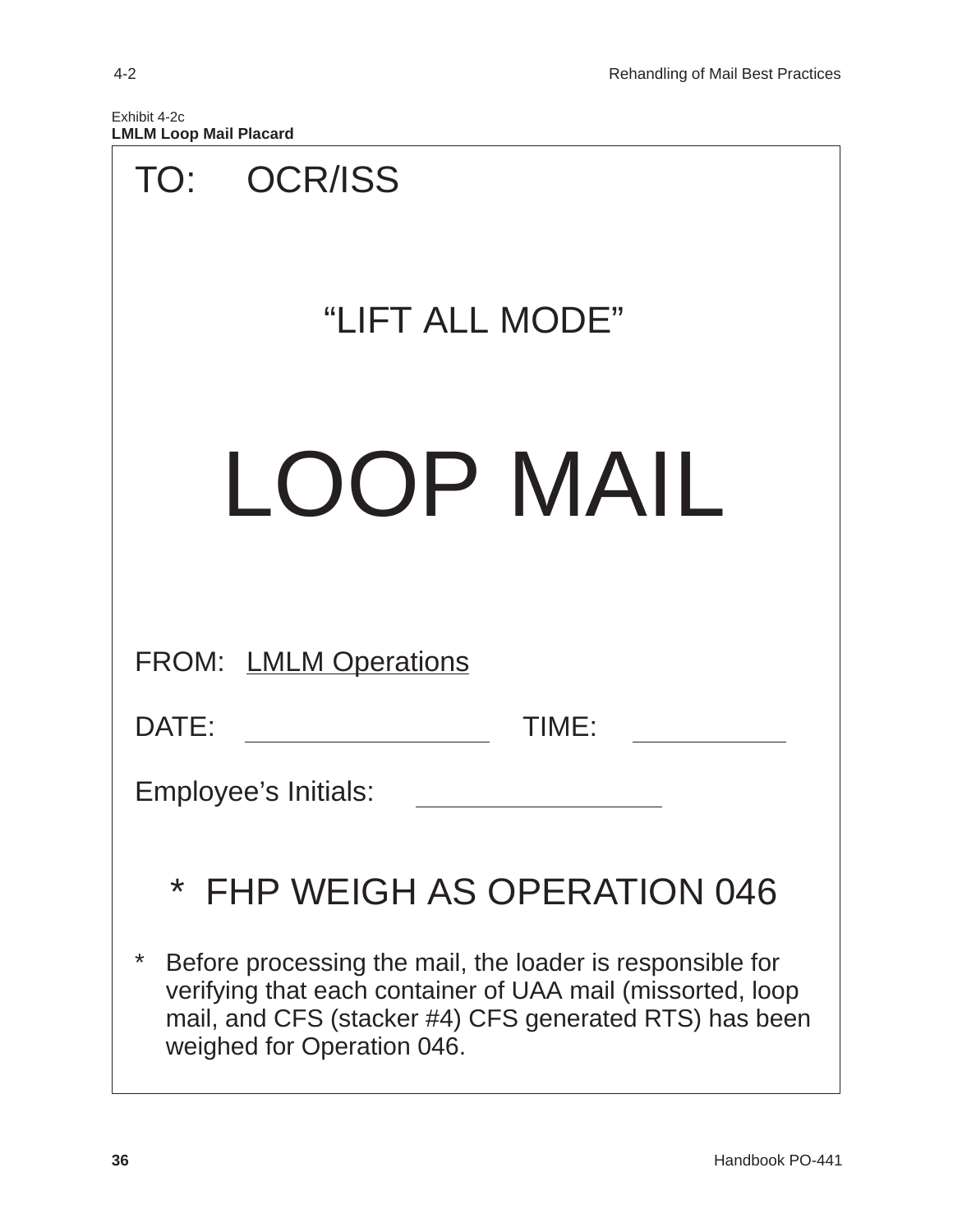Exhibit 4-2c
**LMLM Loop Mail Placard**

TO: OCR/ISS

"LIFT ALL MODE"

# LOOP MAIL

FROM: LMLM Operations

DATE: ____________________ TIME: ____________

Employee's Initials: ____________________

\* FHP WEIGH AS OPERATION 046

\* Before processing the mail, the loader is responsible for verifying that each container of UAA mail (missorted, loop mail, and CFS (stacker #4) CFS generated RTS) has been weighed for Operation 046.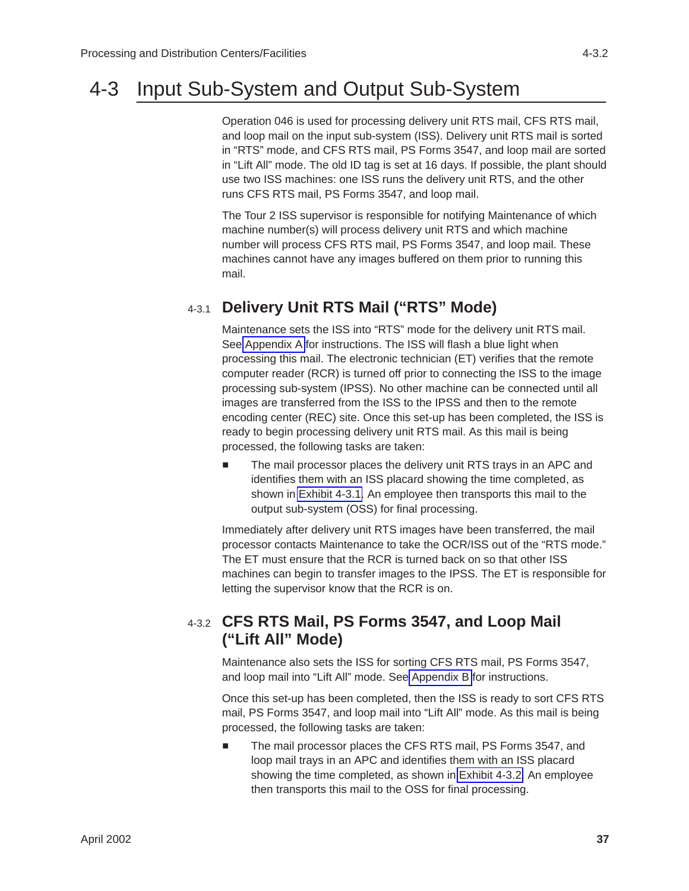# 4-3 Input Sub-System and Output Sub-System

Operation 046 is used for processing delivery unit RTS mail, CFS RTS mail, and loop mail on the input sub-system (ISS). Delivery unit RTS mail is sorted in "RTS" mode, and CFS RTS mail, PS Forms 3547, and loop mail are sorted in "Lift All" mode. The old ID tag is set at 16 days. If possible, the plant should use two ISS machines: one ISS runs the delivery unit RTS, and the other runs CFS RTS mail, PS Forms 3547, and loop mail.

The Tour 2 ISS supervisor is responsible for notifying Maintenance of which machine number(s) will process delivery unit RTS and which machine number will process CFS RTS mail, PS Forms 3547, and loop mail. These machines cannot have any images buffered on them prior to running this mail.

## 4-3.1 Delivery Unit RTS Mail ("RTS" Mode)

Maintenance sets the ISS into "RTS" mode for the delivery unit RTS mail. See Appendix A for instructions. The ISS will flash a blue light when processing this mail. The electronic technician (ET) verifies that the remote computer reader (RCR) is turned off prior to connecting the ISS to the image processing sub-system (IPSS). No other machine can be connected until all images are transferred from the ISS to the IPSS and then to the remote encoding center (REC) site. Once this set-up has been completed, the ISS is ready to begin processing delivery unit RTS mail. As this mail is being processed, the following tasks are taken:

- The mail processor places the delivery unit RTS trays in an APC and identifies them with an ISS placard showing the time completed, as shown in Exhibit 4-3.1. An employee then transports this mail to the output sub-system (OSS) for final processing.

Immediately after delivery unit RTS images have been transferred, the mail processor contacts Maintenance to take the OCR/ISS out of the "RTS mode." The ET must ensure that the RCR is turned back on so that other ISS machines can begin to transfer images to the IPSS. The ET is responsible for letting the supervisor know that the RCR is on.

## 4-3.2 CFS RTS Mail, PS Forms 3547, and Loop Mail ("Lift All" Mode)

Maintenance also sets the ISS for sorting CFS RTS mail, PS Forms 3547, and loop mail into "Lift All" mode. See Appendix B for instructions.

Once this set-up has been completed, then the ISS is ready to sort CFS RTS mail, PS Forms 3547, and loop mail into "Lift All" mode. As this mail is being processed, the following tasks are taken:

- The mail processor places the CFS RTS mail, PS Forms 3547, and loop mail trays in an APC and identifies them with an ISS placard showing the time completed, as shown in Exhibit 4-3.2. An employee then transports this mail to the OSS for final processing.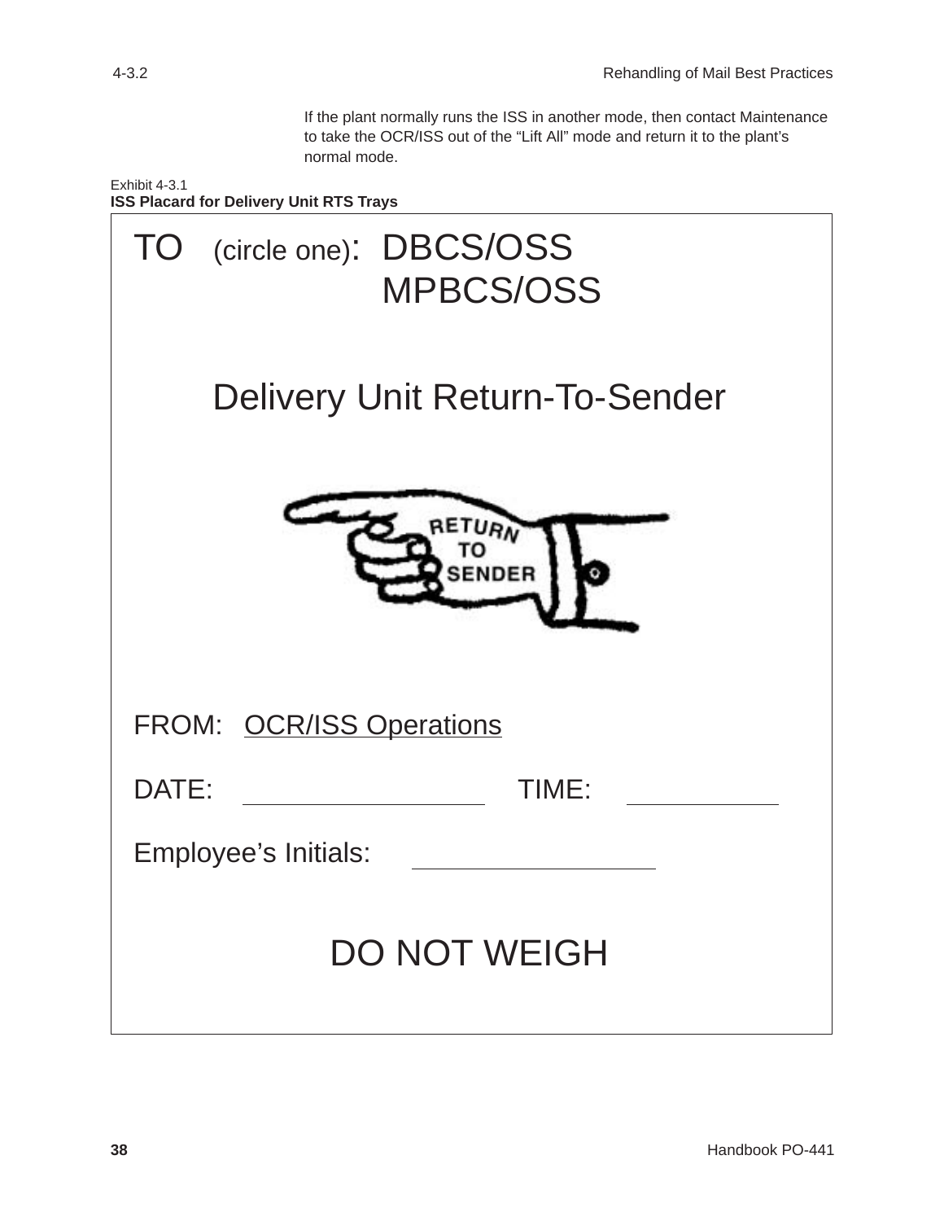If the plant normally runs the ISS in another mode, then contact Maintenance to take the OCR/ISS out of the “Lift All” mode and return it to the plant’s normal mode.

Exhibit 4-3.1
**ISS Placard for Delivery Unit RTS Trays**

TO (circle one): DBCS/OSS
MPBCS/OSS

Delivery Unit Return-To-Sender

RETURN TO SENDER

FROM: OCR/ISS Operations

DATE: ____________________ TIME: ____________

Employee’s Initials: ____________________

DO NOT WEIGH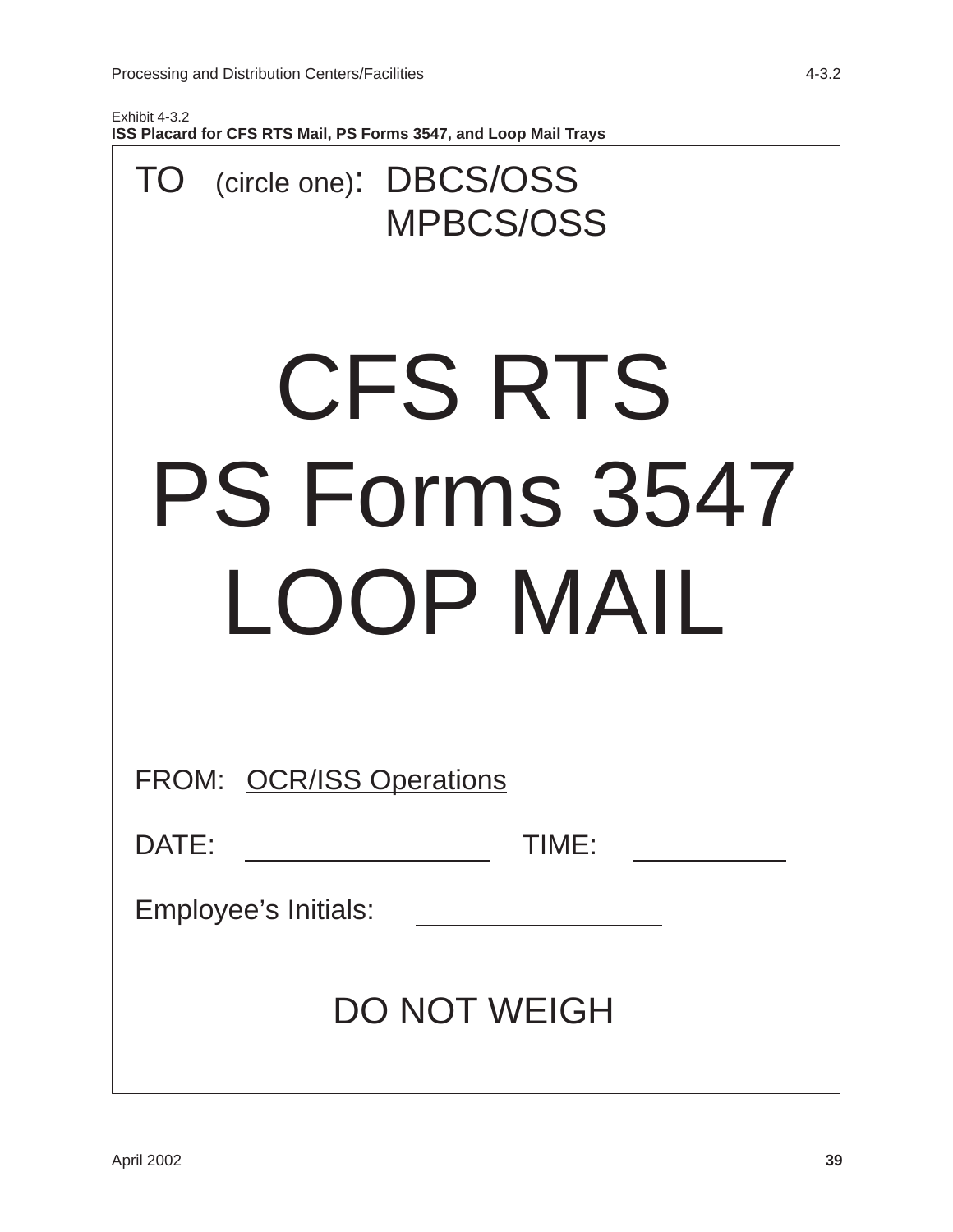Exhibit 4-3.2

**ISS Placard for CFS RTS Mail, PS Forms 3547, and Loop Mail Trays**

TO (circle one): DBCS/OSS
MPBCS/OSS

# CFS RTS
# PS Forms 3547
# LOOP MAIL

FROM: OCR/ISS Operations

DATE: ________________ TIME: __________

Employee's Initials: ________________

DO NOT WEIGH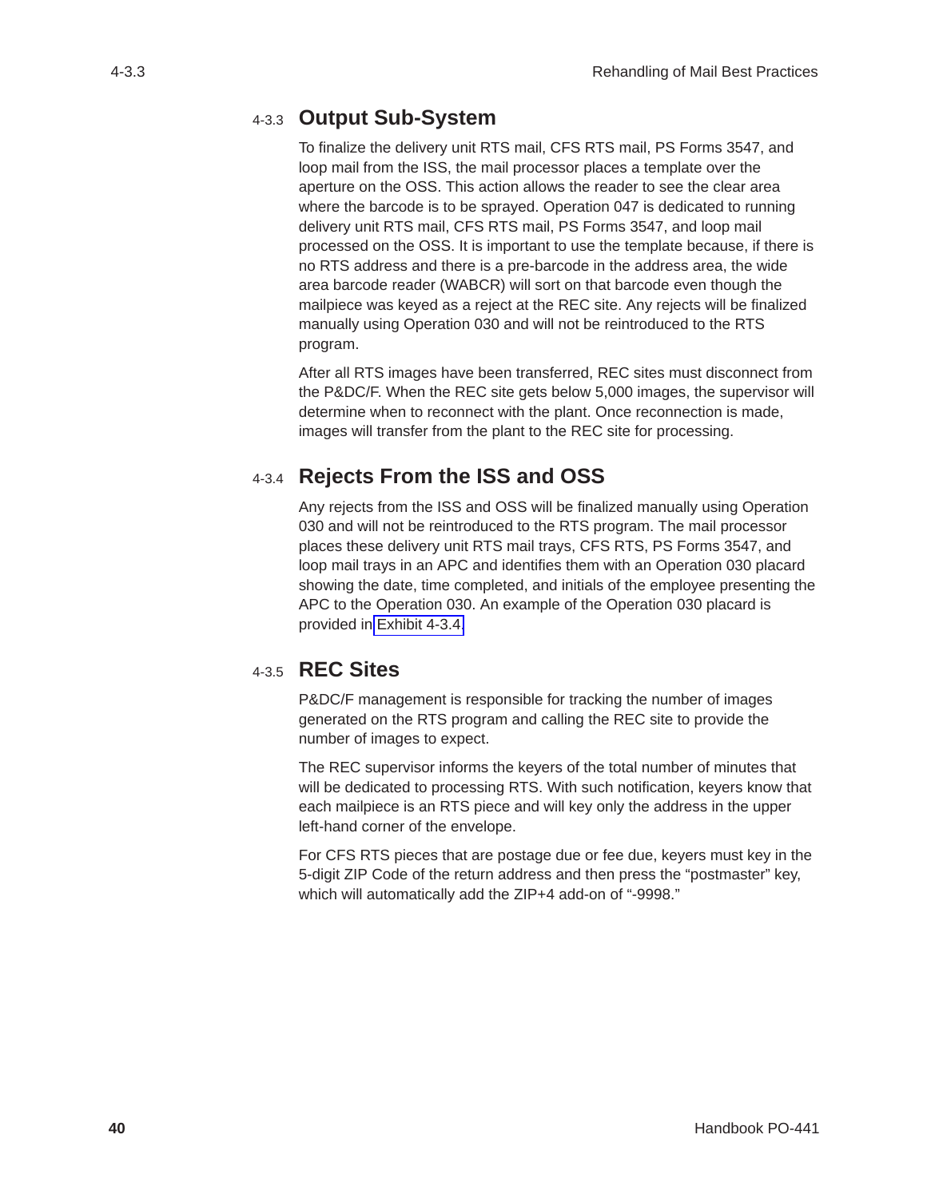## 4-3.3 Output Sub-System

To finalize the delivery unit RTS mail, CFS RTS mail, PS Forms 3547, and loop mail from the ISS, the mail processor places a template over the aperture on the OSS. This action allows the reader to see the clear area where the barcode is to be sprayed. Operation 047 is dedicated to running delivery unit RTS mail, CFS RTS mail, PS Forms 3547, and loop mail processed on the OSS. It is important to use the template because, if there is no RTS address and there is a pre-barcode in the address area, the wide area barcode reader (WABCR) will sort on that barcode even though the mailpiece was keyed as a reject at the REC site. Any rejects will be finalized manually using Operation 030 and will not be reintroduced to the RTS program.

After all RTS images have been transferred, REC sites must disconnect from the P&DC/F. When the REC site gets below 5,000 images, the supervisor will determine when to reconnect with the plant. Once reconnection is made, images will transfer from the plant to the REC site for processing.

## 4-3.4 Rejects From the ISS and OSS

Any rejects from the ISS and OSS will be finalized manually using Operation 030 and will not be reintroduced to the RTS program. The mail processor places these delivery unit RTS mail trays, CFS RTS, PS Forms 3547, and loop mail trays in an APC and identifies them with an Operation 030 placard showing the date, time completed, and initials of the employee presenting the APC to the Operation 030. An example of the Operation 030 placard is provided in Exhibit 4-3.4.

## 4-3.5 REC Sites

P&DC/F management is responsible for tracking the number of images generated on the RTS program and calling the REC site to provide the number of images to expect.

The REC supervisor informs the keyers of the total number of minutes that will be dedicated to processing RTS. With such notification, keyers know that each mailpiece is an RTS piece and will key only the address in the upper left-hand corner of the envelope.

For CFS RTS pieces that are postage due or fee due, keyers must key in the 5-digit ZIP Code of the return address and then press the “postmaster” key, which will automatically add the ZIP+4 add-on of “-9998.”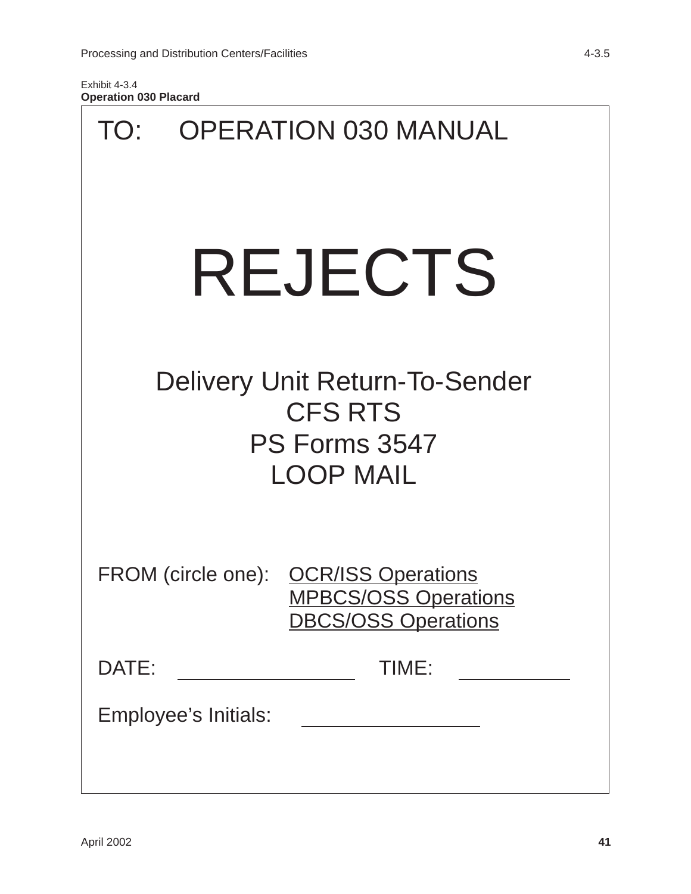Exhibit 4-3.4
**Operation 030 Placard**

TO: OPERATION 030 MANUAL

# REJECTS

Delivery Unit Return-To-Sender
CFS RTS
PS Forms 3547
LOOP MAIL

FROM (circle one): OCR/ISS Operations
MPBCS/OSS Operations
DBCS/OSS Operations

DATE: ________________ TIME: ___________

Employee’s Initials: ________________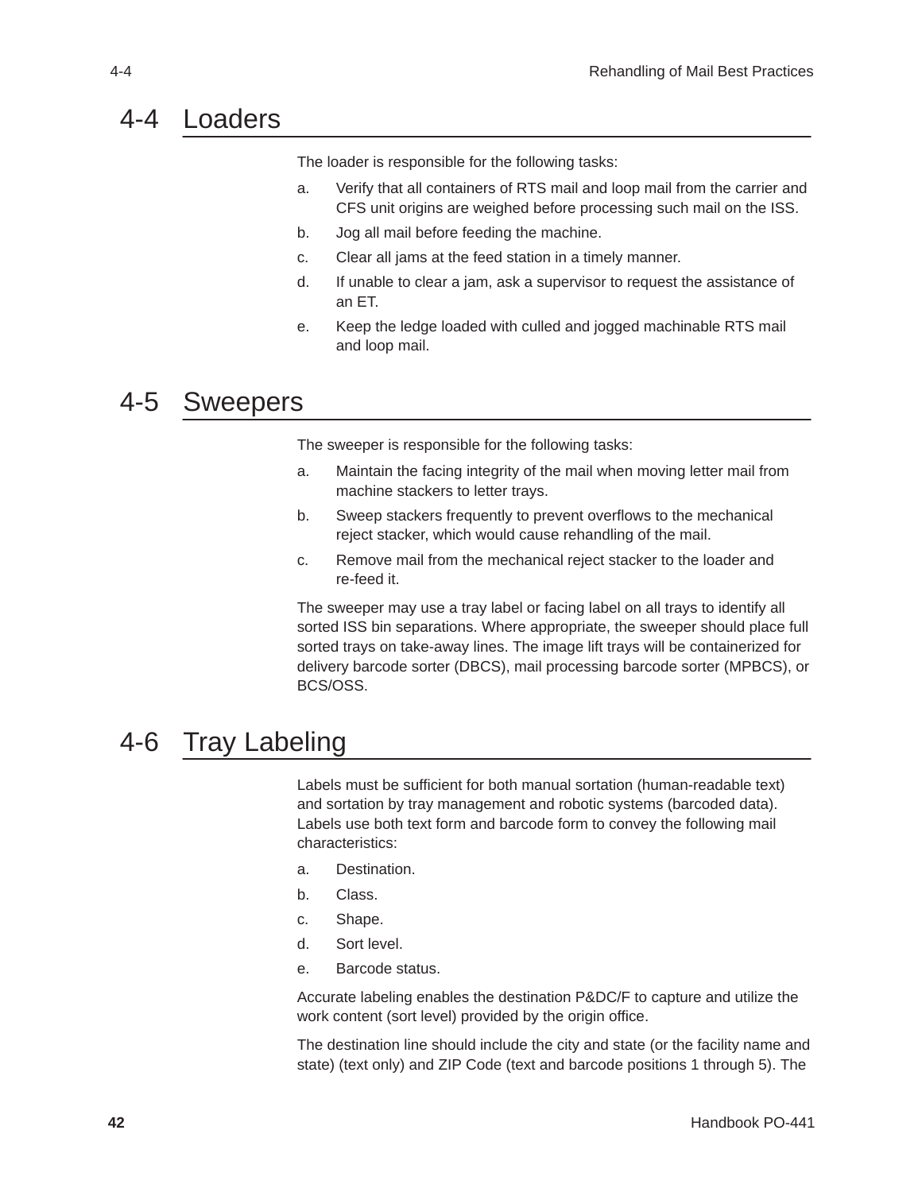## 4-4 Loaders

The loader is responsible for the following tasks:

a. Verify that all containers of RTS mail and loop mail from the carrier and CFS unit origins are weighed before processing such mail on the ISS.

b. Jog all mail before feeding the machine.

c. Clear all jams at the feed station in a timely manner.

d. If unable to clear a jam, ask a supervisor to request the assistance of an ET.

e. Keep the ledge loaded with culled and jogged machinable RTS mail and loop mail.

## 4-5 Sweepers

The sweeper is responsible for the following tasks:

a. Maintain the facing integrity of the mail when moving letter mail from machine stackers to letter trays.

b. Sweep stackers frequently to prevent overflows to the mechanical reject stacker, which would cause rehandling of the mail.

c. Remove mail from the mechanical reject stacker to the loader and re-feed it.

The sweeper may use a tray label or facing label on all trays to identify all sorted ISS bin separations. Where appropriate, the sweeper should place full sorted trays on take-away lines. The image lift trays will be containerized for delivery barcode sorter (DBCS), mail processing barcode sorter (MPBCS), or BCS/OSS.

## 4-6 Tray Labeling

Labels must be sufficient for both manual sortation (human-readable text) and sortation by tray management and robotic systems (barcoded data). Labels use both text form and barcode form to convey the following mail characteristics:

a. Destination.

b. Class.

c. Shape.

d. Sort level.

e. Barcode status.

Accurate labeling enables the destination P&DC/F to capture and utilize the work content (sort level) provided by the origin office.

The destination line should include the city and state (or the facility name and state) (text only) and ZIP Code (text and barcode positions 1 through 5). The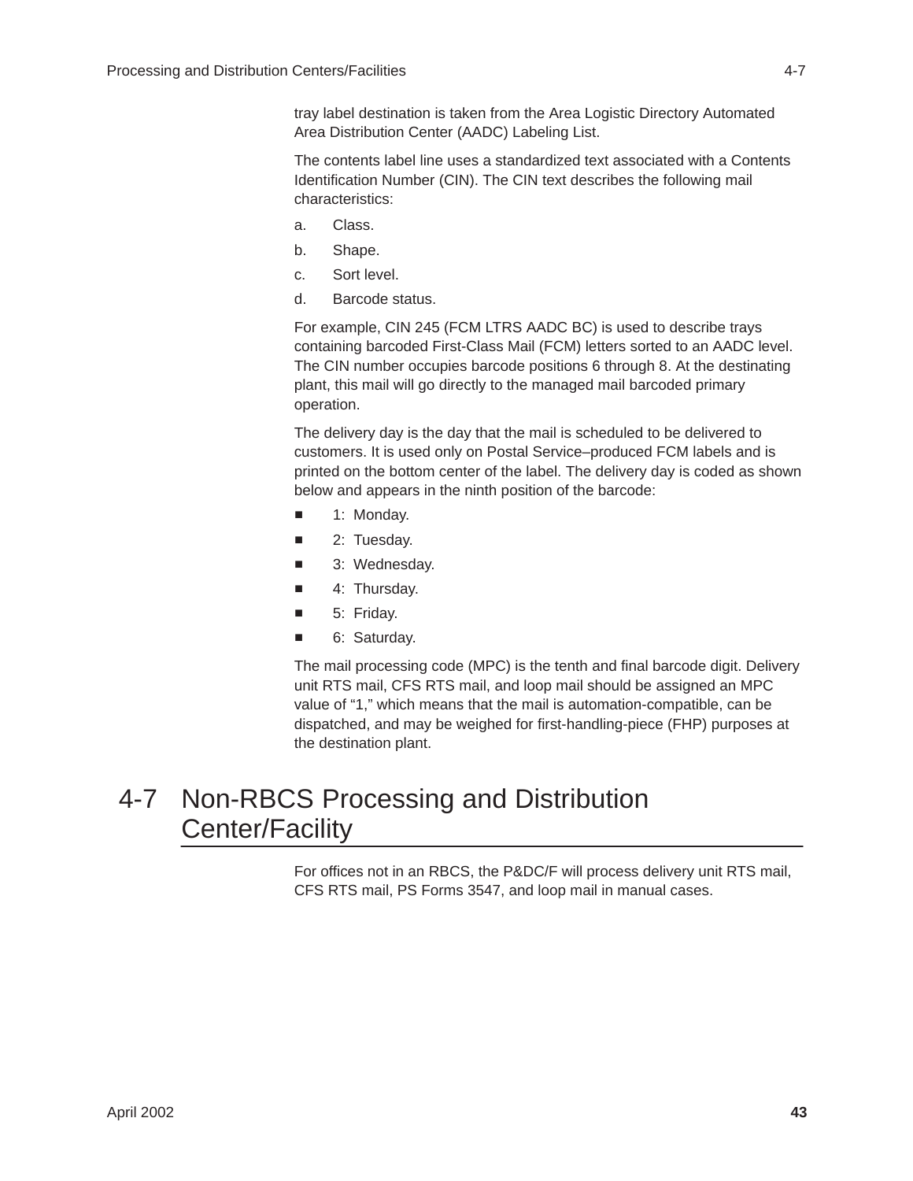tray label destination is taken from the Area Logistic Directory Automated Area Distribution Center (AADC) Labeling List.

The contents label line uses a standardized text associated with a Contents Identification Number (CIN). The CIN text describes the following mail characteristics:

a. Class.

b. Shape.

c. Sort level.

d. Barcode status.

For example, CIN 245 (FCM LTRS AADC BC) is used to describe trays containing barcoded First-Class Mail (FCM) letters sorted to an AADC level. The CIN number occupies barcode positions 6 through 8. At the destinating plant, this mail will go directly to the managed mail barcoded primary operation.

The delivery day is the day that the mail is scheduled to be delivered to customers. It is used only on Postal Service–produced FCM labels and is printed on the bottom center of the label. The delivery day is coded as shown below and appears in the ninth position of the barcode:

- 1: Monday.
- 2: Tuesday.
- 3: Wednesday.
- 4: Thursday.
- 5: Friday.
- 6: Saturday.

The mail processing code (MPC) is the tenth and final barcode digit. Delivery unit RTS mail, CFS RTS mail, and loop mail should be assigned an MPC value of "1," which means that the mail is automation-compatible, can be dispatched, and may be weighed for first-handling-piece (FHP) purposes at the destination plant.

## 4-7 Non-RBCS Processing and Distribution Center/Facility

For offices not in an RBCS, the P&DC/F will process delivery unit RTS mail, CFS RTS mail, PS Forms 3547, and loop mail in manual cases.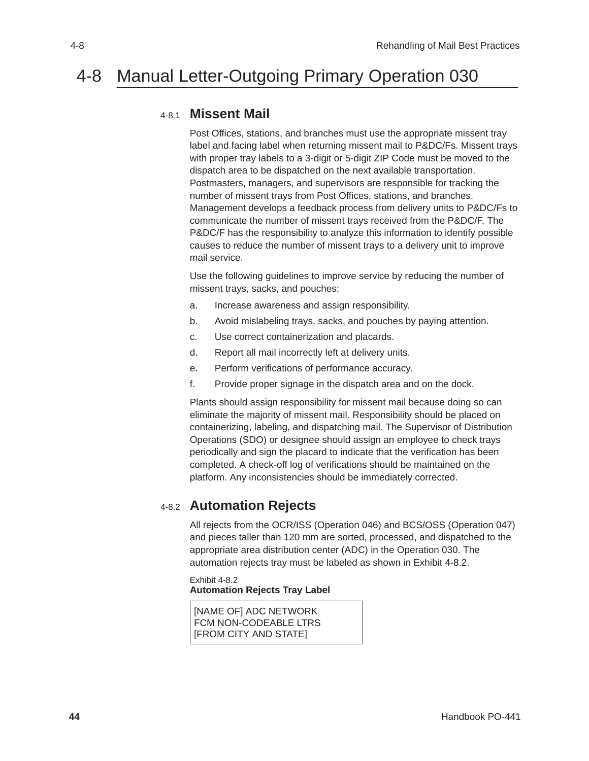# 4-8 Manual Letter-Outgoing Primary Operation 030

## 4-8.1 Missent Mail

Post Offices, stations, and branches must use the appropriate missent tray label and facing label when returning missent mail to P&DC/Fs. Missent trays with proper tray labels to a 3-digit or 5-digit ZIP Code must be moved to the dispatch area to be dispatched on the next available transportation. Postmasters, managers, and supervisors are responsible for tracking the number of missent trays from Post Offices, stations, and branches. Management develops a feedback process from delivery units to P&DC/Fs to communicate the number of missent trays received from the P&DC/F. The P&DC/F has the responsibility to analyze this information to identify possible causes to reduce the number of missent trays to a delivery unit to improve mail service.

Use the following guidelines to improve service by reducing the number of missent trays, sacks, and pouches:

a. Increase awareness and assign responsibility.

b. Avoid mislabeling trays, sacks, and pouches by paying attention.

c. Use correct containerization and placards.

d. Report all mail incorrectly left at delivery units.

e. Perform verifications of performance accuracy.

f. Provide proper signage in the dispatch area and on the dock.

Plants should assign responsibility for missent mail because doing so can eliminate the majority of missent mail. Responsibility should be placed on containerizing, labeling, and dispatching mail. The Supervisor of Distribution Operations (SDO) or designee should assign an employee to check trays periodically and sign the placard to indicate that the verification has been completed. A check-off log of verifications should be maintained on the platform. Any inconsistencies should be immediately corrected.

## 4-8.2 Automation Rejects

All rejects from the OCR/ISS (Operation 046) and BCS/OSS (Operation 047) and pieces taller than 120 mm are sorted, processed, and dispatched to the appropriate area distribution center (ADC) in the Operation 030. The automation rejects tray must be labeled as shown in Exhibit 4-8.2.

Exhibit 4-8.2
**Automation Rejects Tray Label**

| [NAME OF] ADC NETWORK<br>FCM NON-CODEABLE LTRS<br>[FROM CITY AND STATE] |
|---|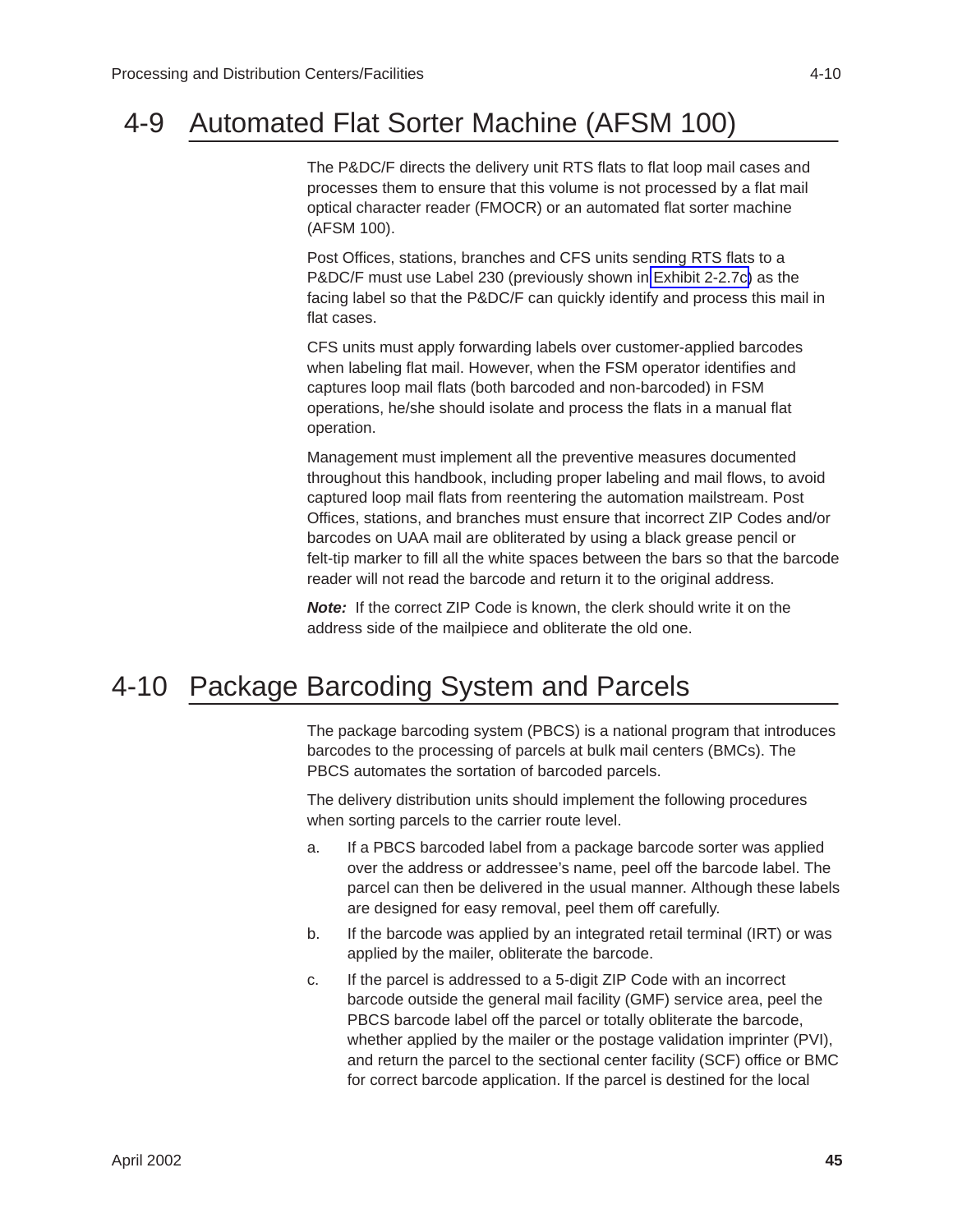## 4-9 Automated Flat Sorter Machine (AFSM 100)

The P&DC/F directs the delivery unit RTS flats to flat loop mail cases and processes them to ensure that this volume is not processed by a flat mail optical character reader (FMOCR) or an automated flat sorter machine (AFSM 100).

Post Offices, stations, branches and CFS units sending RTS flats to a P&DC/F must use Label 230 (previously shown in Exhibit 2-2.7c) as the facing label so that the P&DC/F can quickly identify and process this mail in flat cases.

CFS units must apply forwarding labels over customer-applied barcodes when labeling flat mail. However, when the FSM operator identifies and captures loop mail flats (both barcoded and non-barcoded) in FSM operations, he/she should isolate and process the flats in a manual flat operation.

Management must implement all the preventive measures documented throughout this handbook, including proper labeling and mail flows, to avoid captured loop mail flats from reentering the automation mailstream. Post Offices, stations, and branches must ensure that incorrect ZIP Codes and/or barcodes on UAA mail are obliterated by using a black grease pencil or felt-tip marker to fill all the white spaces between the bars so that the barcode reader will not read the barcode and return it to the original address.

***Note:*** If the correct ZIP Code is known, the clerk should write it on the address side of the mailpiece and obliterate the old one.

## 4-10 Package Barcoding System and Parcels

The package barcoding system (PBCS) is a national program that introduces barcodes to the processing of parcels at bulk mail centers (BMCs). The PBCS automates the sortation of barcoded parcels.

The delivery distribution units should implement the following procedures when sorting parcels to the carrier route level.

a. If a PBCS barcoded label from a package barcode sorter was applied over the address or addressee's name, peel off the barcode label. The parcel can then be delivered in the usual manner. Although these labels are designed for easy removal, peel them off carefully.

b. If the barcode was applied by an integrated retail terminal (IRT) or was applied by the mailer, obliterate the barcode.

c. If the parcel is addressed to a 5-digit ZIP Code with an incorrect barcode outside the general mail facility (GMF) service area, peel the PBCS barcode label off the parcel or totally obliterate the barcode, whether applied by the mailer or the postage validation imprinter (PVI), and return the parcel to the sectional center facility (SCF) office or BMC for correct barcode application. If the parcel is destined for the local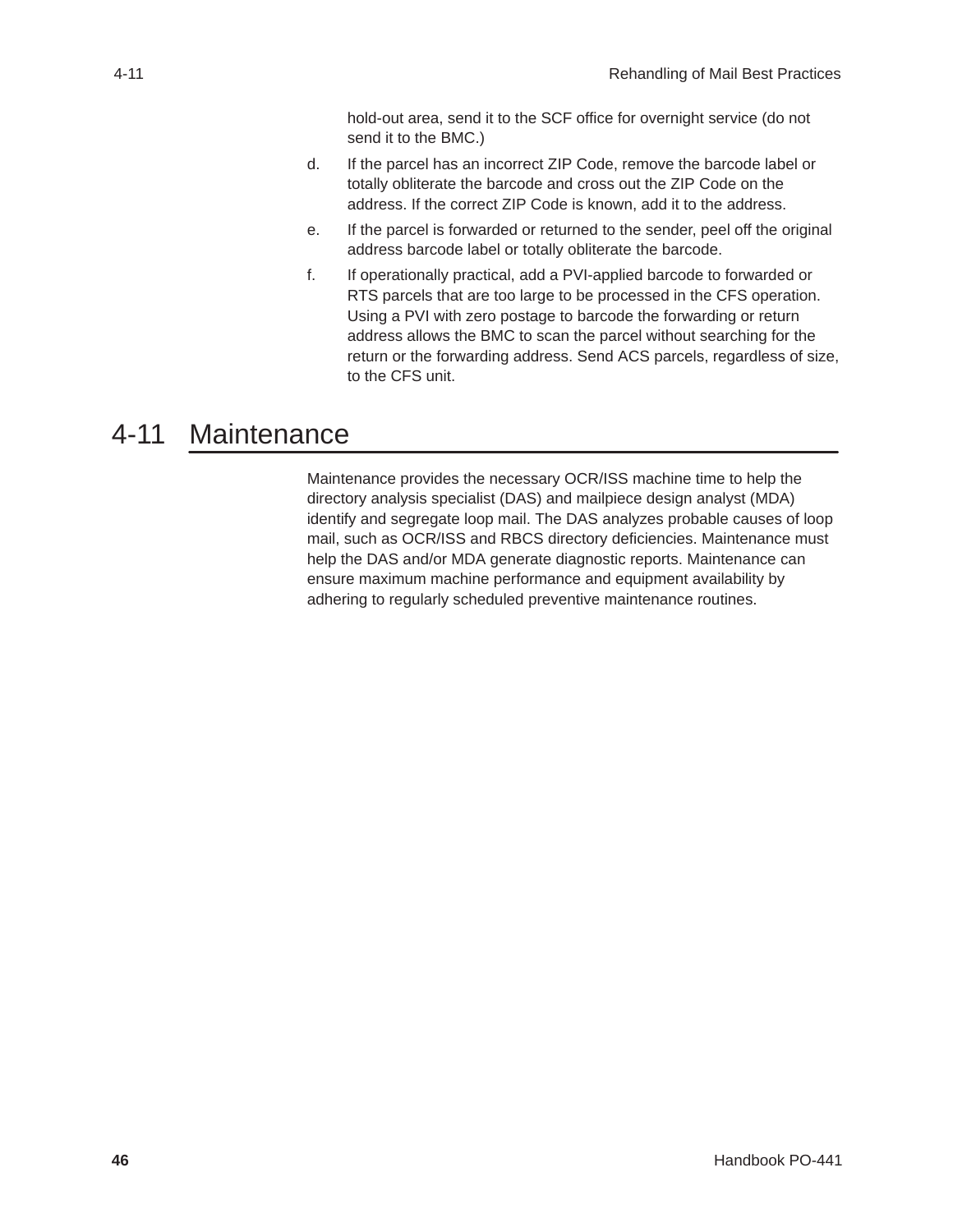hold-out area, send it to the SCF office for overnight service (do not send it to the BMC.)

d. If the parcel has an incorrect ZIP Code, remove the barcode label or totally obliterate the barcode and cross out the ZIP Code on the address. If the correct ZIP Code is known, add it to the address.

e. If the parcel is forwarded or returned to the sender, peel off the original address barcode label or totally obliterate the barcode.

f. If operationally practical, add a PVI-applied barcode to forwarded or RTS parcels that are too large to be processed in the CFS operation. Using a PVI with zero postage to barcode the forwarding or return address allows the BMC to scan the parcel without searching for the return or the forwarding address. Send ACS parcels, regardless of size, to the CFS unit.

## 4-11 Maintenance

Maintenance provides the necessary OCR/ISS machine time to help the directory analysis specialist (DAS) and mailpiece design analyst (MDA) identify and segregate loop mail. The DAS analyzes probable causes of loop mail, such as OCR/ISS and RBCS directory deficiencies. Maintenance must help the DAS and/or MDA generate diagnostic reports. Maintenance can ensure maximum machine performance and equipment availability by adhering to regularly scheduled preventive maintenance routines.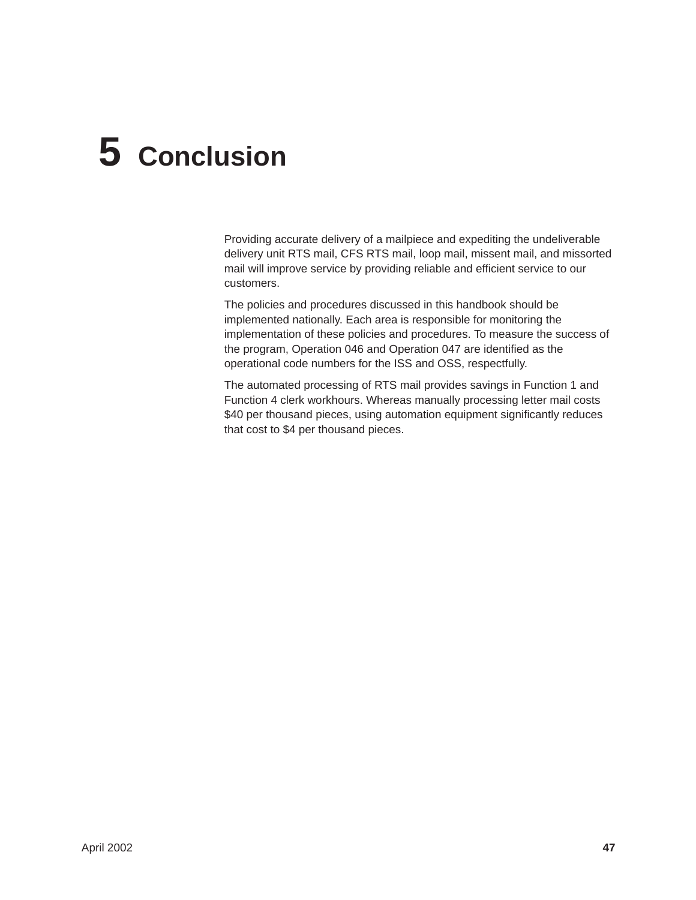# 5 Conclusion

Providing accurate delivery of a mailpiece and expediting the undeliverable delivery unit RTS mail, CFS RTS mail, loop mail, missent mail, and missorted mail will improve service by providing reliable and efficient service to our customers.

The policies and procedures discussed in this handbook should be implemented nationally. Each area is responsible for monitoring the implementation of these policies and procedures. To measure the success of the program, Operation 046 and Operation 047 are identified as the operational code numbers for the ISS and OSS, respectfully.

The automated processing of RTS mail provides savings in Function 1 and Function 4 clerk workhours. Whereas manually processing letter mail costs $40 per thousand pieces, using automation equipment significantly reduces that cost to $4 per thousand pieces.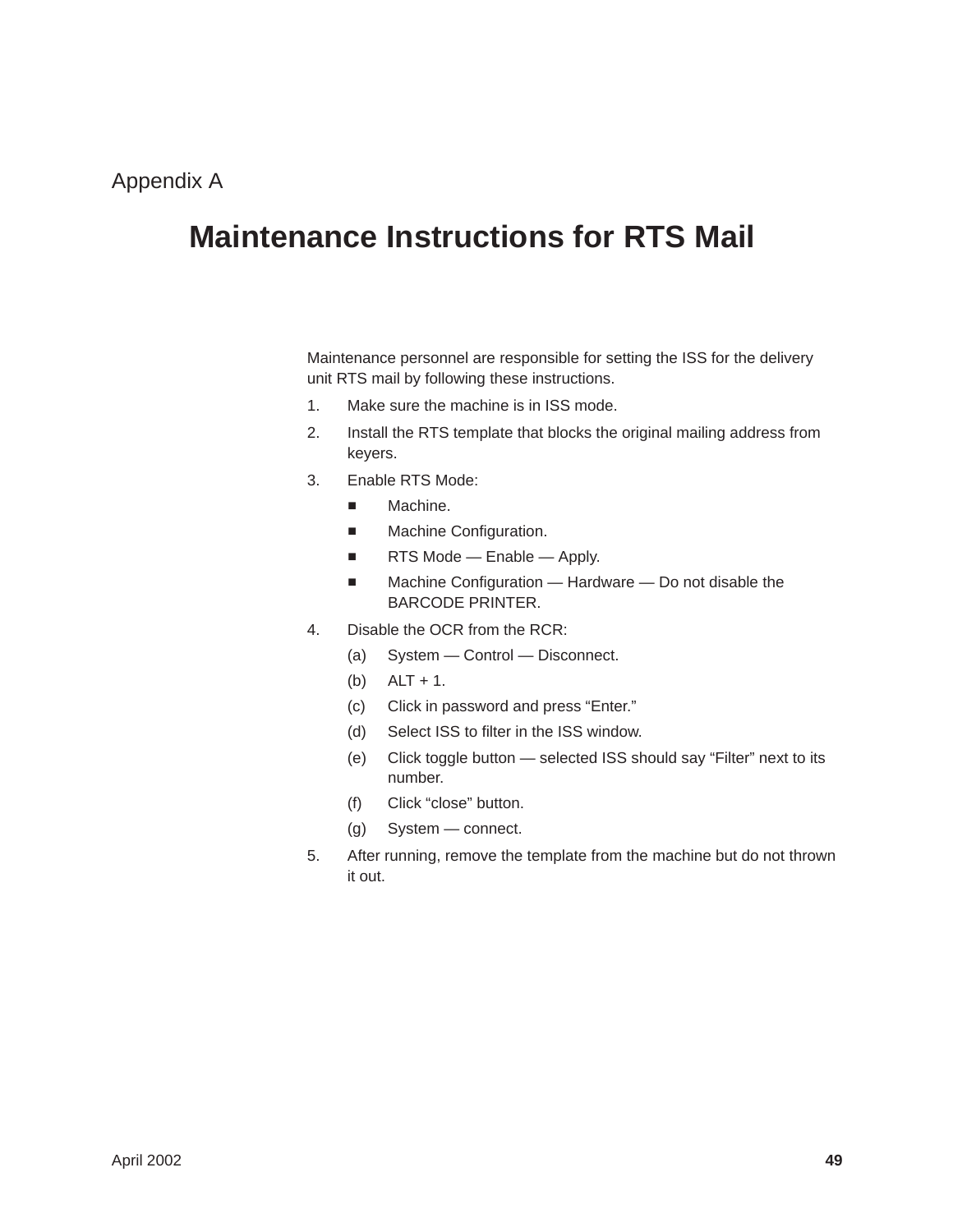Appendix A

# Maintenance Instructions for RTS Mail

Maintenance personnel are responsible for setting the ISS for the delivery unit RTS mail by following these instructions.

1. Make sure the machine is in ISS mode.
2. Install the RTS template that blocks the original mailing address from keyers.
3. Enable RTS Mode:
   - Machine.
   - Machine Configuration.
   - RTS Mode — Enable — Apply.
   - Machine Configuration — Hardware — Do not disable the BARCODE PRINTER.
4. Disable the OCR from the RCR:
   (a) System — Control — Disconnect.
   (b) ALT + 1.
   (c) Click in password and press “Enter.”
   (d) Select ISS to filter in the ISS window.
   (e) Click toggle button — selected ISS should say “Filter” next to its number.
   (f) Click “close” button.
   (g) System — connect.
5. After running, remove the template from the machine but do not thrown it out.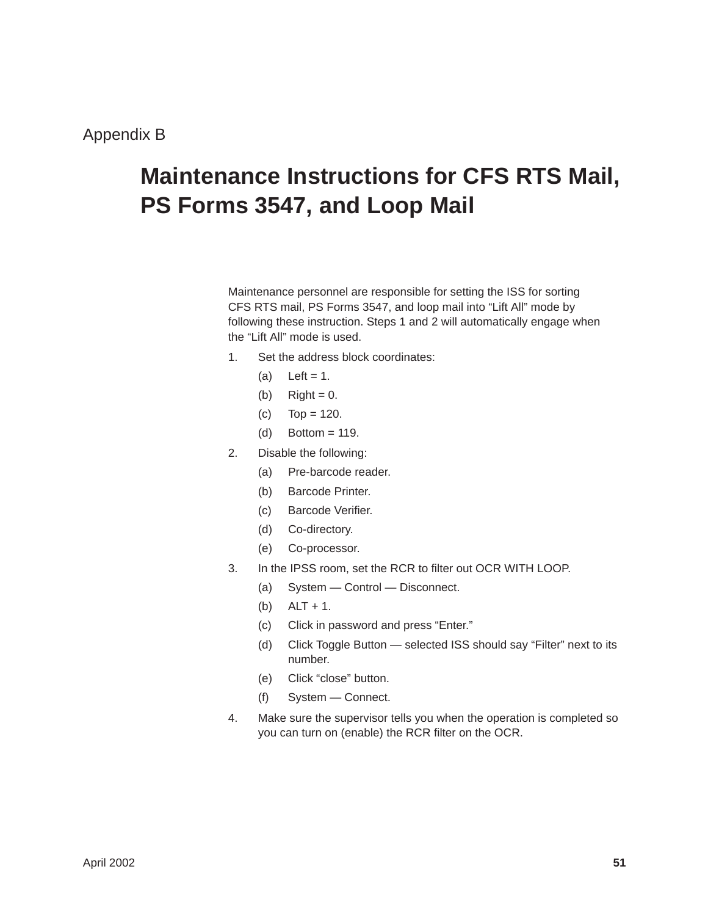Appendix B

# Maintenance Instructions for CFS RTS Mail, PS Forms 3547, and Loop Mail

Maintenance personnel are responsible for setting the ISS for sorting CFS RTS mail, PS Forms 3547, and loop mail into “Lift All” mode by following these instruction. Steps 1 and 2 will automatically engage when the “Lift All” mode is used.

1. Set the address block coordinates:
   - (a) Left = 1.
   - (b) Right = 0.
   - (c) Top = 120.
   - (d) Bottom = 119.
2. Disable the following:
   - (a) Pre-barcode reader.
   - (b) Barcode Printer.
   - (c) Barcode Verifier.
   - (d) Co-directory.
   - (e) Co-processor.
3. In the IPSS room, set the RCR to filter out OCR WITH LOOP.
   - (a) System — Control — Disconnect.
   - (b) ALT + 1.
   - (c) Click in password and press “Enter.”
   - (d) Click Toggle Button — selected ISS should say “Filter” next to its number.
   - (e) Click “close” button.
   - (f) System — Connect.
4. Make sure the supervisor tells you when the operation is completed so you can turn on (enable) the RCR filter on the OCR.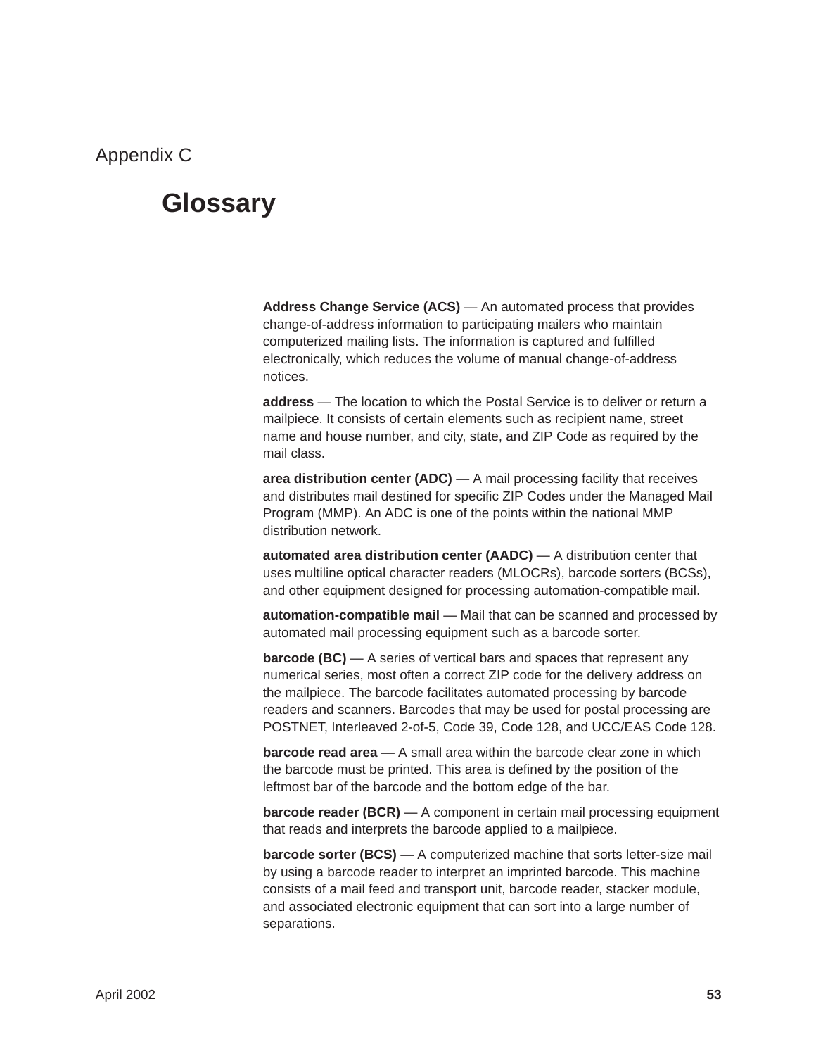Appendix C

# Glossary

**Address Change Service (ACS)** — An automated process that provides change-of-address information to participating mailers who maintain computerized mailing lists. The information is captured and fulfilled electronically, which reduces the volume of manual change-of-address notices.

**address** — The location to which the Postal Service is to deliver or return a mailpiece. It consists of certain elements such as recipient name, street name and house number, and city, state, and ZIP Code as required by the mail class.

**area distribution center (ADC)** — A mail processing facility that receives and distributes mail destined for specific ZIP Codes under the Managed Mail Program (MMP). An ADC is one of the points within the national MMP distribution network.

**automated area distribution center (AADC)** — A distribution center that uses multiline optical character readers (MLOCRs), barcode sorters (BCSs), and other equipment designed for processing automation-compatible mail.

**automation-compatible mail** — Mail that can be scanned and processed by automated mail processing equipment such as a barcode sorter.

**barcode (BC)** — A series of vertical bars and spaces that represent any numerical series, most often a correct ZIP code for the delivery address on the mailpiece. The barcode facilitates automated processing by barcode readers and scanners. Barcodes that may be used for postal processing are POSTNET, Interleaved 2-of-5, Code 39, Code 128, and UCC/EAS Code 128.

**barcode read area** — A small area within the barcode clear zone in which the barcode must be printed. This area is defined by the position of the leftmost bar of the barcode and the bottom edge of the bar.

**barcode reader (BCR)** — A component in certain mail processing equipment that reads and interprets the barcode applied to a mailpiece.

**barcode sorter (BCS)** — A computerized machine that sorts letter-size mail by using a barcode reader to interpret an imprinted barcode. This machine consists of a mail feed and transport unit, barcode reader, stacker module, and associated electronic equipment that can sort into a large number of separations.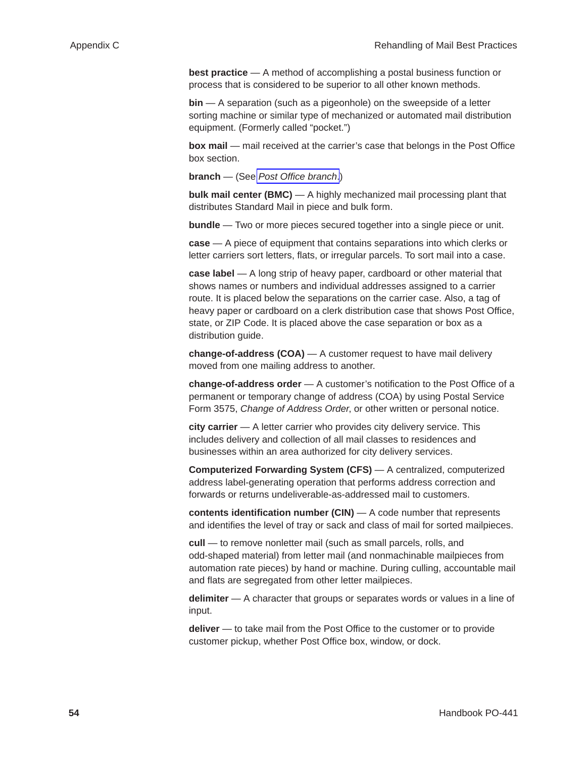**best practice** — A method of accomplishing a postal business function or process that is considered to be superior to all other known methods.

**bin** — A separation (such as a pigeonhole) on the sweepside of a letter sorting machine or similar type of mechanized or automated mail distribution equipment. (Formerly called “pocket.”)

**box mail** — mail received at the carrier’s case that belongs in the Post Office box section.

**branch** — (See *Post Office branch*.)

**bulk mail center (BMC)** — A highly mechanized mail processing plant that distributes Standard Mail in piece and bulk form.

**bundle** — Two or more pieces secured together into a single piece or unit.

**case** — A piece of equipment that contains separations into which clerks or letter carriers sort letters, flats, or irregular parcels. To sort mail into a case.

**case label** — A long strip of heavy paper, cardboard or other material that shows names or numbers and individual addresses assigned to a carrier route. It is placed below the separations on the carrier case. Also, a tag of heavy paper or cardboard on a clerk distribution case that shows Post Office, state, or ZIP Code. It is placed above the case separation or box as a distribution guide.

**change-of-address (COA)** — A customer request to have mail delivery moved from one mailing address to another.

**change-of-address order** — A customer’s notification to the Post Office of a permanent or temporary change of address (COA) by using Postal Service Form 3575, *Change of Address Order*, or other written or personal notice.

**city carrier** — A letter carrier who provides city delivery service. This includes delivery and collection of all mail classes to residences and businesses within an area authorized for city delivery services.

**Computerized Forwarding System (CFS)** — A centralized, computerized address label-generating operation that performs address correction and forwards or returns undeliverable-as-addressed mail to customers.

**contents identification number (CIN)** — A code number that represents and identifies the level of tray or sack and class of mail for sorted mailpieces.

**cull** — to remove nonletter mail (such as small parcels, rolls, and odd-shaped material) from letter mail (and nonmachinable mailpieces from automation rate pieces) by hand or machine. During culling, accountable mail and flats are segregated from other letter mailpieces.

**delimiter** — A character that groups or separates words or values in a line of input.

**deliver** — to take mail from the Post Office to the customer or to provide customer pickup, whether Post Office box, window, or dock.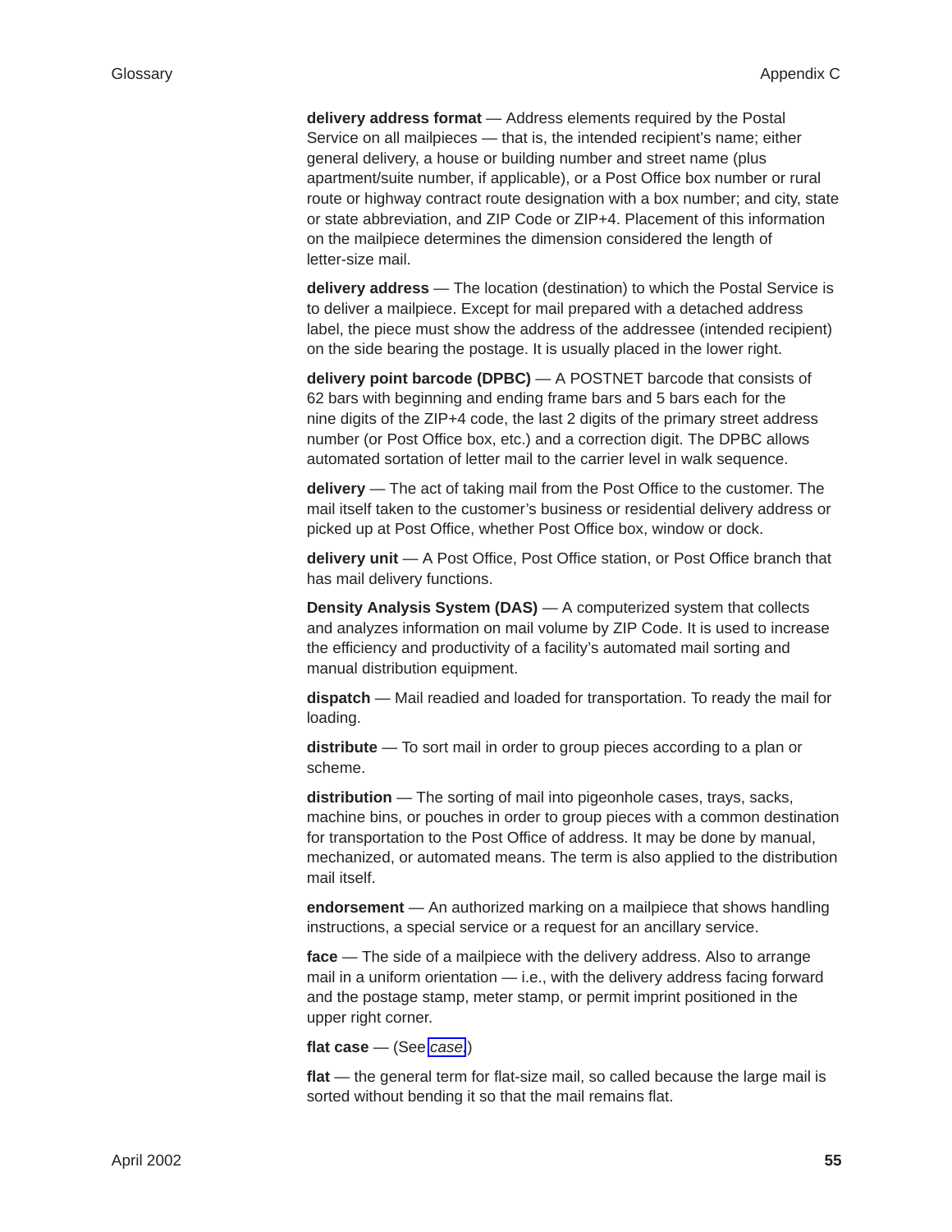**delivery address format** — Address elements required by the Postal Service on all mailpieces — that is, the intended recipient's name; either general delivery, a house or building number and street name (plus apartment/suite number, if applicable), or a Post Office box number or rural route or highway contract route designation with a box number; and city, state or state abbreviation, and ZIP Code or ZIP+4. Placement of this information on the mailpiece determines the dimension considered the length of letter-size mail.

**delivery address** — The location (destination) to which the Postal Service is to deliver a mailpiece. Except for mail prepared with a detached address label, the piece must show the address of the addressee (intended recipient) on the side bearing the postage. It is usually placed in the lower right.

**delivery point barcode (DPBC)** — A POSTNET barcode that consists of 62 bars with beginning and ending frame bars and 5 bars each for the nine digits of the ZIP+4 code, the last 2 digits of the primary street address number (or Post Office box, etc.) and a correction digit. The DPBC allows automated sortation of letter mail to the carrier level in walk sequence.

**delivery** — The act of taking mail from the Post Office to the customer. The mail itself taken to the customer's business or residential delivery address or picked up at Post Office, whether Post Office box, window or dock.

**delivery unit** — A Post Office, Post Office station, or Post Office branch that has mail delivery functions.

**Density Analysis System (DAS)** — A computerized system that collects and analyzes information on mail volume by ZIP Code. It is used to increase the efficiency and productivity of a facility's automated mail sorting and manual distribution equipment.

**dispatch** — Mail readied and loaded for transportation. To ready the mail for loading.

**distribute** — To sort mail in order to group pieces according to a plan or scheme.

**distribution** — The sorting of mail into pigeonhole cases, trays, sacks, machine bins, or pouches in order to group pieces with a common destination for transportation to the Post Office of address. It may be done by manual, mechanized, or automated means. The term is also applied to the distribution mail itself.

**endorsement** — An authorized marking on a mailpiece that shows handling instructions, a special service or a request for an ancillary service.

**face** — The side of a mailpiece with the delivery address. Also to arrange mail in a uniform orientation — i.e., with the delivery address facing forward and the postage stamp, meter stamp, or permit imprint positioned in the upper right corner.

**flat case** — (See *case*.)

**flat** — the general term for flat-size mail, so called because the large mail is sorted without bending it so that the mail remains flat.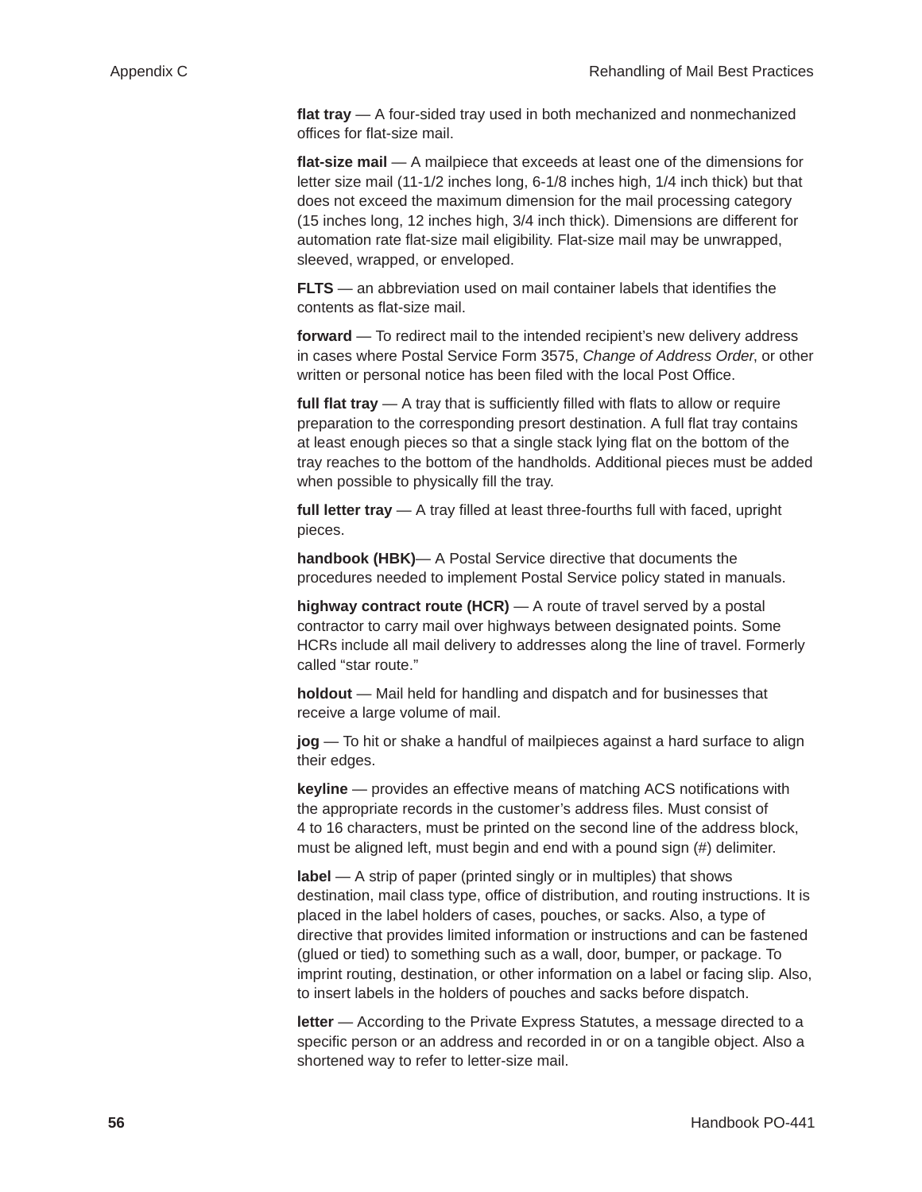**flat tray** — A four-sided tray used in both mechanized and nonmechanized offices for flat-size mail.

**flat-size mail** — A mailpiece that exceeds at least one of the dimensions for letter size mail (11-1/2 inches long, 6-1/8 inches high, 1/4 inch thick) but that does not exceed the maximum dimension for the mail processing category (15 inches long, 12 inches high, 3/4 inch thick). Dimensions are different for automation rate flat-size mail eligibility. Flat-size mail may be unwrapped, sleeved, wrapped, or enveloped.

**FLTS** — an abbreviation used on mail container labels that identifies the contents as flat-size mail.

**forward** — To redirect mail to the intended recipient's new delivery address in cases where Postal Service Form 3575, *Change of Address Order*, or other written or personal notice has been filed with the local Post Office.

**full flat tray** — A tray that is sufficiently filled with flats to allow or require preparation to the corresponding presort destination. A full flat tray contains at least enough pieces so that a single stack lying flat on the bottom of the tray reaches to the bottom of the handholds. Additional pieces must be added when possible to physically fill the tray.

**full letter tray** — A tray filled at least three-fourths full with faced, upright pieces.

**handbook (HBK)**— A Postal Service directive that documents the procedures needed to implement Postal Service policy stated in manuals.

**highway contract route (HCR)** — A route of travel served by a postal contractor to carry mail over highways between designated points. Some HCRs include all mail delivery to addresses along the line of travel. Formerly called "star route."

**holdout** — Mail held for handling and dispatch and for businesses that receive a large volume of mail.

**jog** — To hit or shake a handful of mailpieces against a hard surface to align their edges.

**keyline** — provides an effective means of matching ACS notifications with the appropriate records in the customer's address files. Must consist of 4 to 16 characters, must be printed on the second line of the address block, must be aligned left, must begin and end with a pound sign (#) delimiter.

**label** — A strip of paper (printed singly or in multiples) that shows destination, mail class type, office of distribution, and routing instructions. It is placed in the label holders of cases, pouches, or sacks. Also, a type of directive that provides limited information or instructions and can be fastened (glued or tied) to something such as a wall, door, bumper, or package. To imprint routing, destination, or other information on a label or facing slip. Also, to insert labels in the holders of pouches and sacks before dispatch.

**letter** — According to the Private Express Statutes, a message directed to a specific person or an address and recorded in or on a tangible object. Also a shortened way to refer to letter-size mail.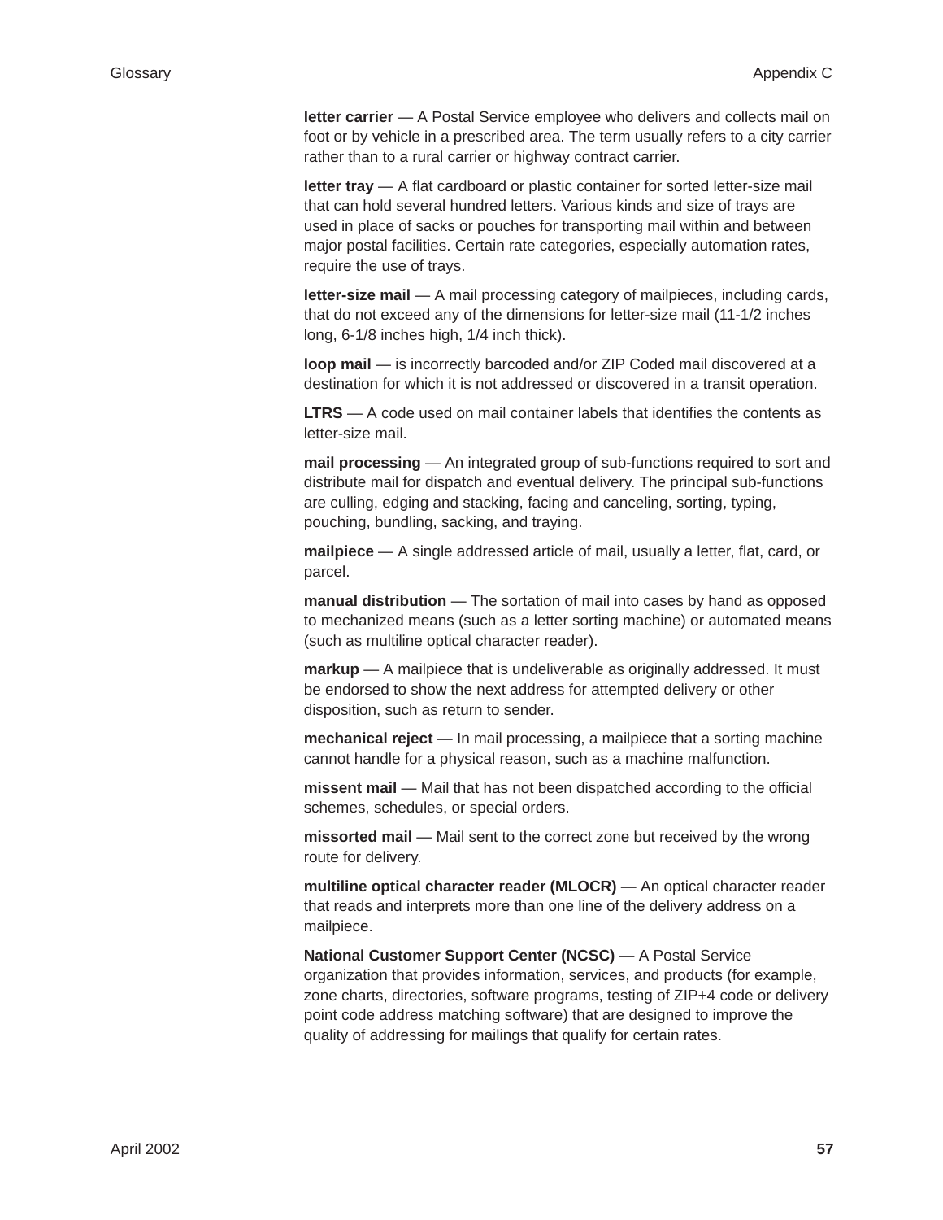**letter carrier** — A Postal Service employee who delivers and collects mail on foot or by vehicle in a prescribed area. The term usually refers to a city carrier rather than to a rural carrier or highway contract carrier.

**letter tray** — A flat cardboard or plastic container for sorted letter-size mail that can hold several hundred letters. Various kinds and size of trays are used in place of sacks or pouches for transporting mail within and between major postal facilities. Certain rate categories, especially automation rates, require the use of trays.

**letter-size mail** — A mail processing category of mailpieces, including cards, that do not exceed any of the dimensions for letter-size mail (11-1/2 inches long, 6-1/8 inches high, 1/4 inch thick).

**loop mail** — is incorrectly barcoded and/or ZIP Coded mail discovered at a destination for which it is not addressed or discovered in a transit operation.

**LTRS** — A code used on mail container labels that identifies the contents as letter-size mail.

**mail processing** — An integrated group of sub-functions required to sort and distribute mail for dispatch and eventual delivery. The principal sub-functions are culling, edging and stacking, facing and canceling, sorting, typing, pouching, bundling, sacking, and traying.

**mailpiece** — A single addressed article of mail, usually a letter, flat, card, or parcel.

**manual distribution** — The sortation of mail into cases by hand as opposed to mechanized means (such as a letter sorting machine) or automated means (such as multiline optical character reader).

**markup** — A mailpiece that is undeliverable as originally addressed. It must be endorsed to show the next address for attempted delivery or other disposition, such as return to sender.

**mechanical reject** — In mail processing, a mailpiece that a sorting machine cannot handle for a physical reason, such as a machine malfunction.

**missent mail** — Mail that has not been dispatched according to the official schemes, schedules, or special orders.

**missorted mail** — Mail sent to the correct zone but received by the wrong route for delivery.

**multiline optical character reader (MLOCR)** — An optical character reader that reads and interprets more than one line of the delivery address on a mailpiece.

**National Customer Support Center (NCSC)** — A Postal Service organization that provides information, services, and products (for example, zone charts, directories, software programs, testing of ZIP+4 code or delivery point code address matching software) that are designed to improve the quality of addressing for mailings that qualify for certain rates.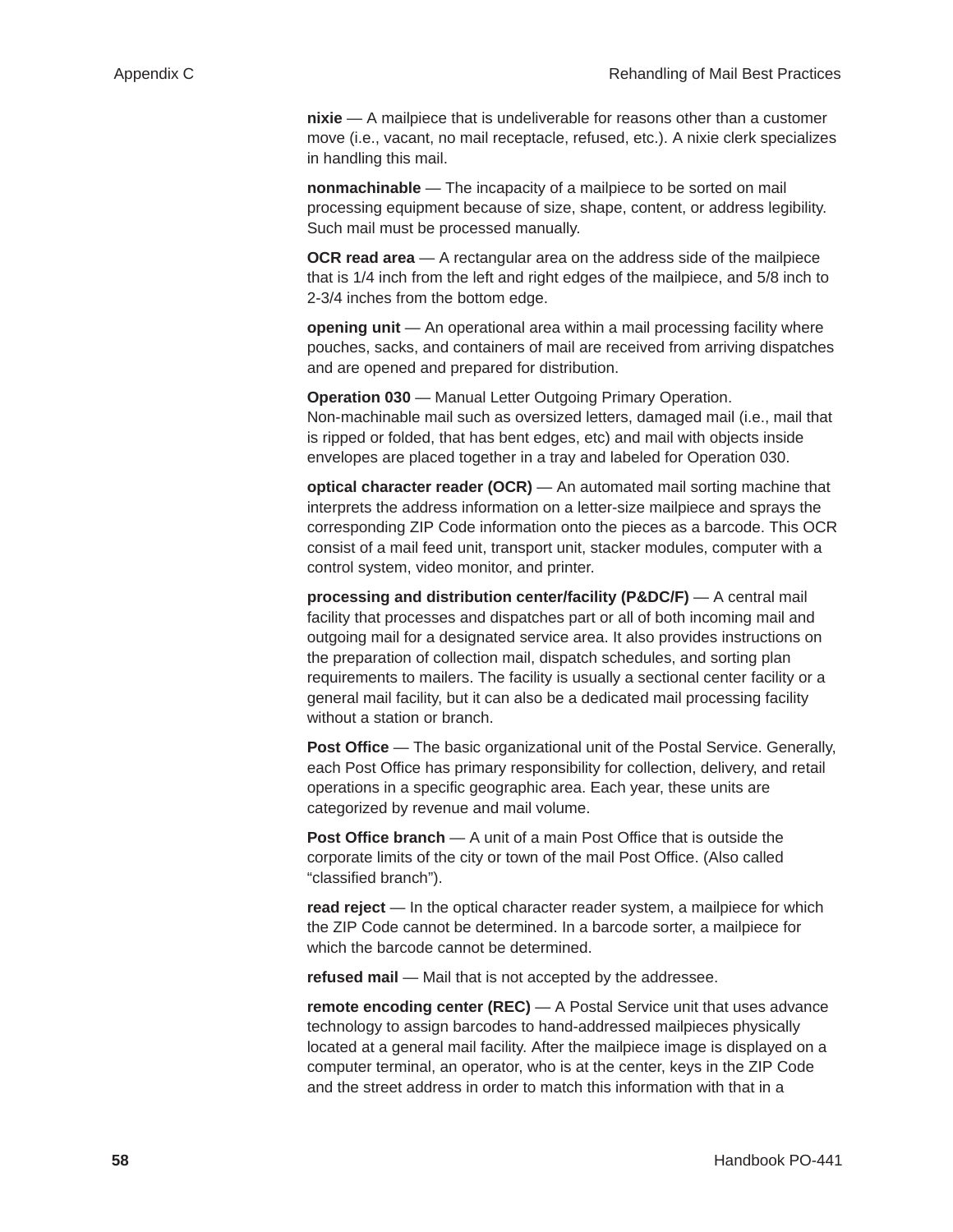**nixie** — A mailpiece that is undeliverable for reasons other than a customer move (i.e., vacant, no mail receptacle, refused, etc.). A nixie clerk specializes in handling this mail.

**nonmachinable** — The incapacity of a mailpiece to be sorted on mail processing equipment because of size, shape, content, or address legibility. Such mail must be processed manually.

**OCR read area** — A rectangular area on the address side of the mailpiece that is 1/4 inch from the left and right edges of the mailpiece, and 5/8 inch to 2-3/4 inches from the bottom edge.

**opening unit** — An operational area within a mail processing facility where pouches, sacks, and containers of mail are received from arriving dispatches and are opened and prepared for distribution.

**Operation 030** — Manual Letter Outgoing Primary Operation. Non-machinable mail such as oversized letters, damaged mail (i.e., mail that is ripped or folded, that has bent edges, etc) and mail with objects inside envelopes are placed together in a tray and labeled for Operation 030.

**optical character reader (OCR)** — An automated mail sorting machine that interprets the address information on a letter-size mailpiece and sprays the corresponding ZIP Code information onto the pieces as a barcode. This OCR consist of a mail feed unit, transport unit, stacker modules, computer with a control system, video monitor, and printer.

**processing and distribution center/facility (P&DC/F)** — A central mail facility that processes and dispatches part or all of both incoming mail and outgoing mail for a designated service area. It also provides instructions on the preparation of collection mail, dispatch schedules, and sorting plan requirements to mailers. The facility is usually a sectional center facility or a general mail facility, but it can also be a dedicated mail processing facility without a station or branch.

**Post Office** — The basic organizational unit of the Postal Service. Generally, each Post Office has primary responsibility for collection, delivery, and retail operations in a specific geographic area. Each year, these units are categorized by revenue and mail volume.

**Post Office branch** — A unit of a main Post Office that is outside the corporate limits of the city or town of the mail Post Office. (Also called "classified branch").

**read reject** — In the optical character reader system, a mailpiece for which the ZIP Code cannot be determined. In a barcode sorter, a mailpiece for which the barcode cannot be determined.

**refused mail** — Mail that is not accepted by the addressee.

**remote encoding center (REC)** — A Postal Service unit that uses advance technology to assign barcodes to hand-addressed mailpieces physically located at a general mail facility. After the mailpiece image is displayed on a computer terminal, an operator, who is at the center, keys in the ZIP Code and the street address in order to match this information with that in a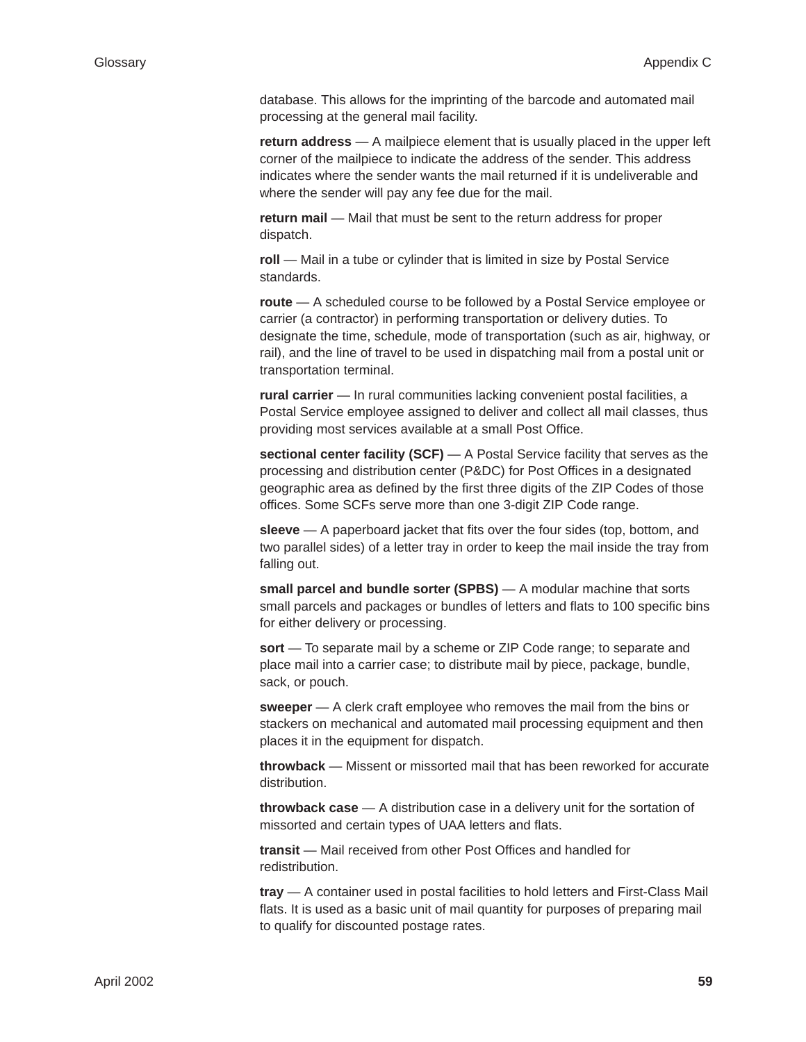database. This allows for the imprinting of the barcode and automated mail processing at the general mail facility.

**return address** — A mailpiece element that is usually placed in the upper left corner of the mailpiece to indicate the address of the sender. This address indicates where the sender wants the mail returned if it is undeliverable and where the sender will pay any fee due for the mail.

**return mail** — Mail that must be sent to the return address for proper dispatch.

**roll** — Mail in a tube or cylinder that is limited in size by Postal Service standards.

**route** — A scheduled course to be followed by a Postal Service employee or carrier (a contractor) in performing transportation or delivery duties. To designate the time, schedule, mode of transportation (such as air, highway, or rail), and the line of travel to be used in dispatching mail from a postal unit or transportation terminal.

**rural carrier** — In rural communities lacking convenient postal facilities, a Postal Service employee assigned to deliver and collect all mail classes, thus providing most services available at a small Post Office.

**sectional center facility (SCF)** — A Postal Service facility that serves as the processing and distribution center (P&DC) for Post Offices in a designated geographic area as defined by the first three digits of the ZIP Codes of those offices. Some SCFs serve more than one 3-digit ZIP Code range.

**sleeve** — A paperboard jacket that fits over the four sides (top, bottom, and two parallel sides) of a letter tray in order to keep the mail inside the tray from falling out.

**small parcel and bundle sorter (SPBS)** — A modular machine that sorts small parcels and packages or bundles of letters and flats to 100 specific bins for either delivery or processing.

**sort** — To separate mail by a scheme or ZIP Code range; to separate and place mail into a carrier case; to distribute mail by piece, package, bundle, sack, or pouch.

**sweeper** — A clerk craft employee who removes the mail from the bins or stackers on mechanical and automated mail processing equipment and then places it in the equipment for dispatch.

**throwback** — Missent or missorted mail that has been reworked for accurate distribution.

**throwback case** — A distribution case in a delivery unit for the sortation of missorted and certain types of UAA letters and flats.

**transit** — Mail received from other Post Offices and handled for redistribution.

**tray** — A container used in postal facilities to hold letters and First-Class Mail flats. It is used as a basic unit of mail quantity for purposes of preparing mail to qualify for discounted postage rates.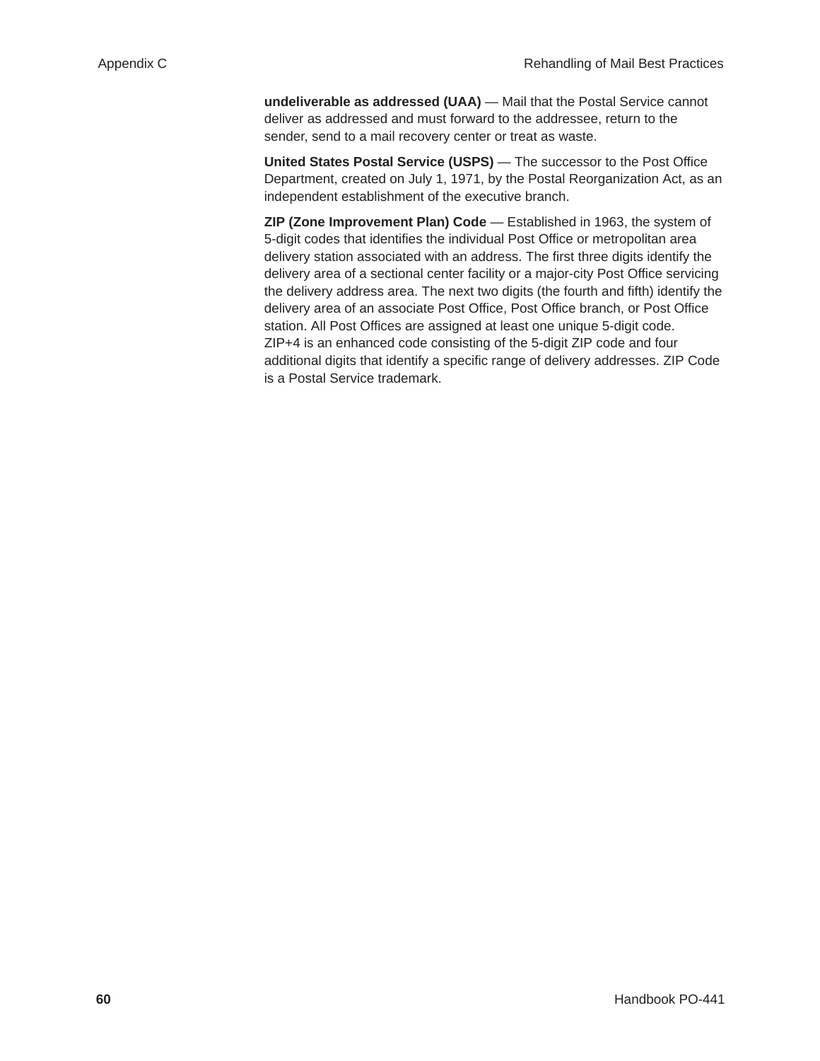**undeliverable as addressed (UAA)** — Mail that the Postal Service cannot deliver as addressed and must forward to the addressee, return to the sender, send to a mail recovery center or treat as waste.

**United States Postal Service (USPS)** — The successor to the Post Office Department, created on July 1, 1971, by the Postal Reorganization Act, as an independent establishment of the executive branch.

**ZIP (Zone Improvement Plan) Code** — Established in 1963, the system of 5-digit codes that identifies the individual Post Office or metropolitan area delivery station associated with an address. The first three digits identify the delivery area of a sectional center facility or a major-city Post Office servicing the delivery address area. The next two digits (the fourth and fifth) identify the delivery area of an associate Post Office, Post Office branch, or Post Office station. All Post Offices are assigned at least one unique 5-digit code. ZIP+4 is an enhanced code consisting of the 5-digit ZIP code and four additional digits that identify a specific range of delivery addresses. ZIP Code is a Postal Service trademark.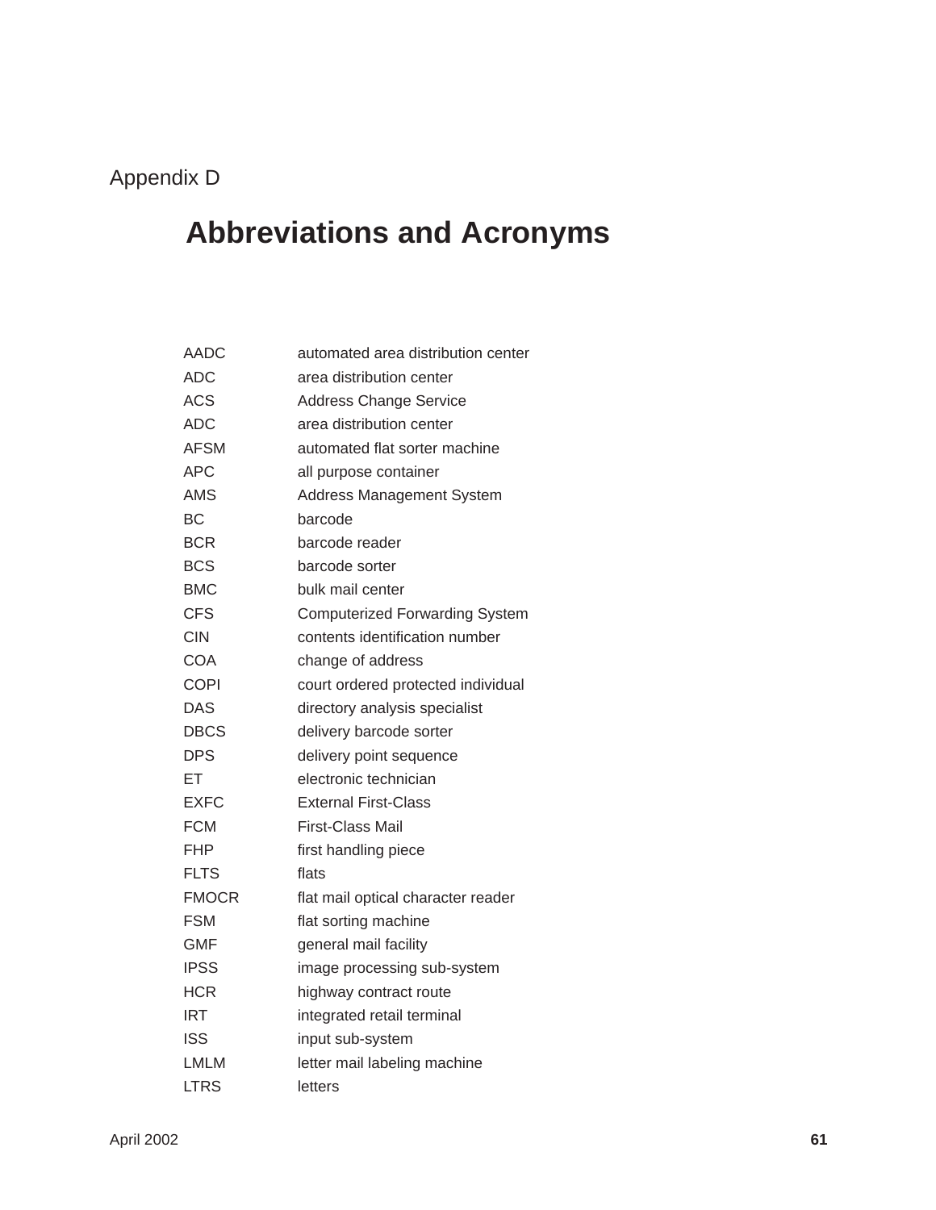Appendix D

# Abbreviations and Acronyms

| | |
|---|---|
| AADC | automated area distribution center |
| ADC | area distribution center |
| ACS | Address Change Service |
| ADC | area distribution center |
| AFSM | automated flat sorter machine |
| APC | all purpose container |
| AMS | Address Management System |
| BC | barcode |
| BCR | barcode reader |
| BCS | barcode sorter |
| BMC | bulk mail center |
| CFS | Computerized Forwarding System |
| CIN | contents identification number |
| COA | change of address |
| COPI | court ordered protected individual |
| DAS | directory analysis specialist |
| DBCS | delivery barcode sorter |
| DPS | delivery point sequence |
| ET | electronic technician |
| EXFC | External First-Class |
| FCM | First-Class Mail |
| FHP | first handling piece |
| FLTS | flats |
| FMOCR | flat mail optical character reader |
| FSM | flat sorting machine |
| GMF | general mail facility |
| IPSS | image processing sub-system |
| HCR | highway contract route |
| IRT | integrated retail terminal |
| ISS | input sub-system |
| LMLM | letter mail labeling machine |
| LTRS | letters |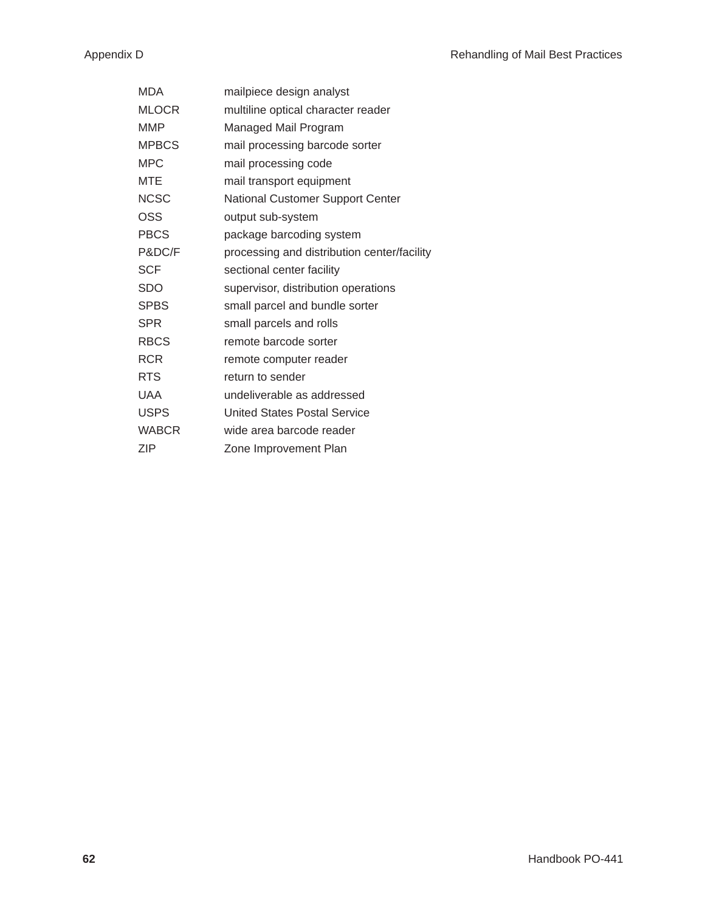| | |
|---|---|
| MDA | mailpiece design analyst |
| MLOCR | multiline optical character reader |
| MMP | Managed Mail Program |
| MPBCS | mail processing barcode sorter |
| MPC | mail processing code |
| MTE | mail transport equipment |
| NCSC | National Customer Support Center |
| OSS | output sub-system |
| PBCS | package barcoding system |
| P&DC/F | processing and distribution center/facility |
| SCF | sectional center facility |
| SDO | supervisor, distribution operations |
| SPBS | small parcel and bundle sorter |
| SPR | small parcels and rolls |
| RBCS | remote barcode sorter |
| RCR | remote computer reader |
| RTS | return to sender |
| UAA | undeliverable as addressed |
| USPS | United States Postal Service |
| WABCR | wide area barcode reader |
| ZIP | Zone Improvement Plan |